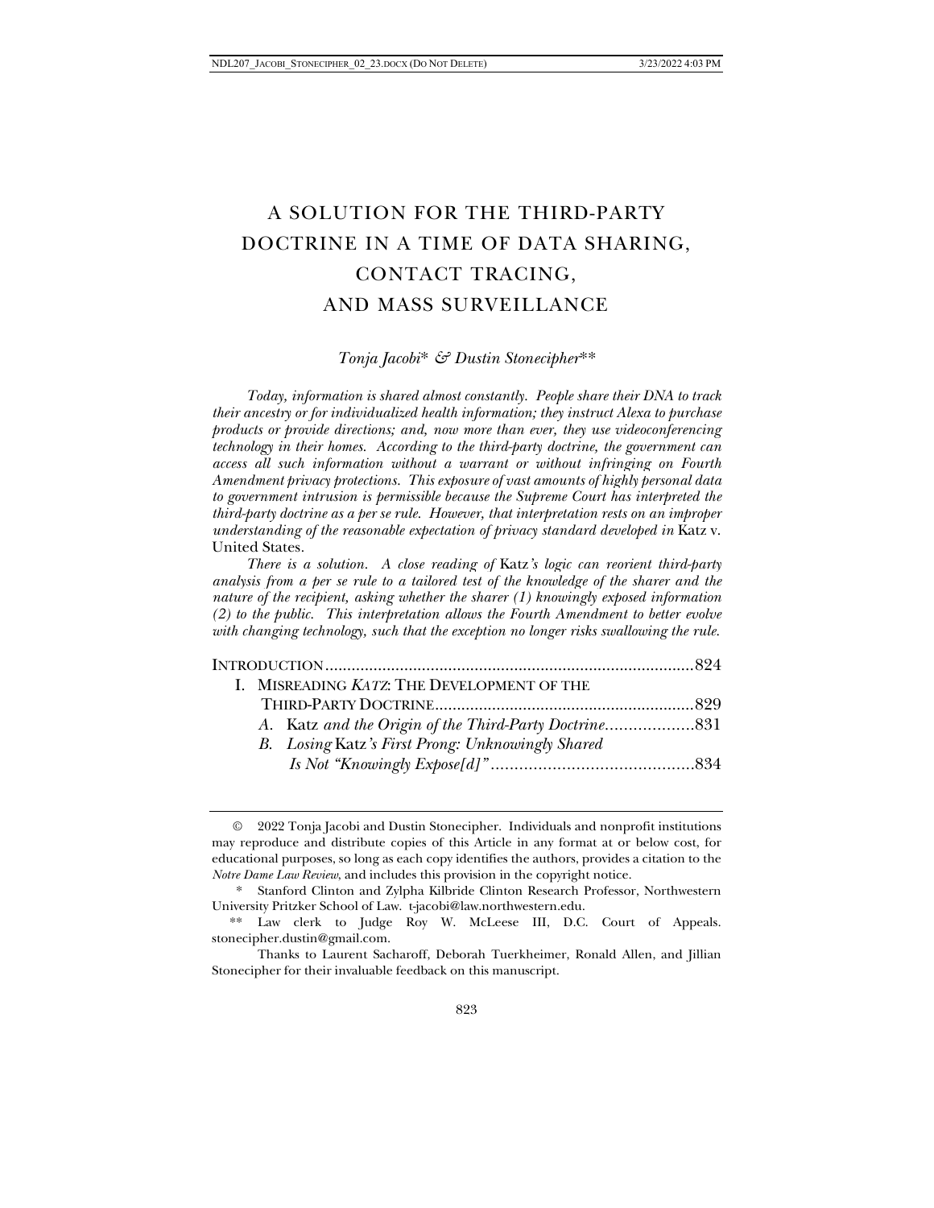# A SOLUTION FOR THE THIRD-PARTY DOCTRINE IN A TIME OF DATA SHARING, CONTACT TRACING, AND MASS SURVEILLANCE

*Tonja Jacobi\* & Dustin Stonecipher\*\**

*Today, information is shared almost constantly. People share their DNA to track their ancestry or for individualized health information; they instruct Alexa to purchase products or provide directions; and, now more than ever, they use videoconferencing technology in their homes. According to the third-party doctrine, the government can access all such information without a warrant or without infringing on Fourth Amendment privacy protections. This exposure of vast amounts of highly personal data to government intrusion is permissible because the Supreme Court has interpreted the third-party doctrine as a per se rule. However, that interpretation rests on an improper understanding of the reasonable expectation of privacy standard developed in* Katz v. United States.

*There is a solution. A close reading of* Katz*'s logic can reorient third-party analysis from a per se rule to a tailored test of the knowledge of the sharer and the nature of the recipient, asking whether the sharer (1) knowingly exposed information (2) to the public. This interpretation allows the Fourth Amendment to better evolve with changing technology, such that the exception no longer risks swallowing the rule.*

INTRODUCTION .................................................................................... 824

I. MISREADING *KATZ*: THE DEVELOPMENT OF THE THIRD-PARTY DOCTRINE .......................................................... 829

  A. Katz *and the Origin of the Third-Party Doctrine* ................... 831

  B. *Losing* Katz*'s First Prong: Unknowingly Shared Is Not "Knowingly Expose[d]"* ........................................... 834

---

© 2022 Tonja Jacobi and Dustin Stonecipher. Individuals and nonprofit institutions may reproduce and distribute copies of this Article in any format at or below cost, for educational purposes, so long as each copy identifies the authors, provides a citation to the *Notre Dame Law Review*, and includes this provision in the copyright notice.

\* Stanford Clinton and Zylpha Kilbride Clinton Research Professor, Northwestern University Pritzker School of Law. t-jacobi@law.northwestern.edu.

\*\* Law clerk to Judge Roy W. McLeese III, D.C. Court of Appeals. stonecipher.dustin@gmail.com.

Thanks to Laurent Sacharoff, Deborah Tuerkheimer, Ronald Allen, and Jillian Stonecipher for their invaluable feedback on this manuscript.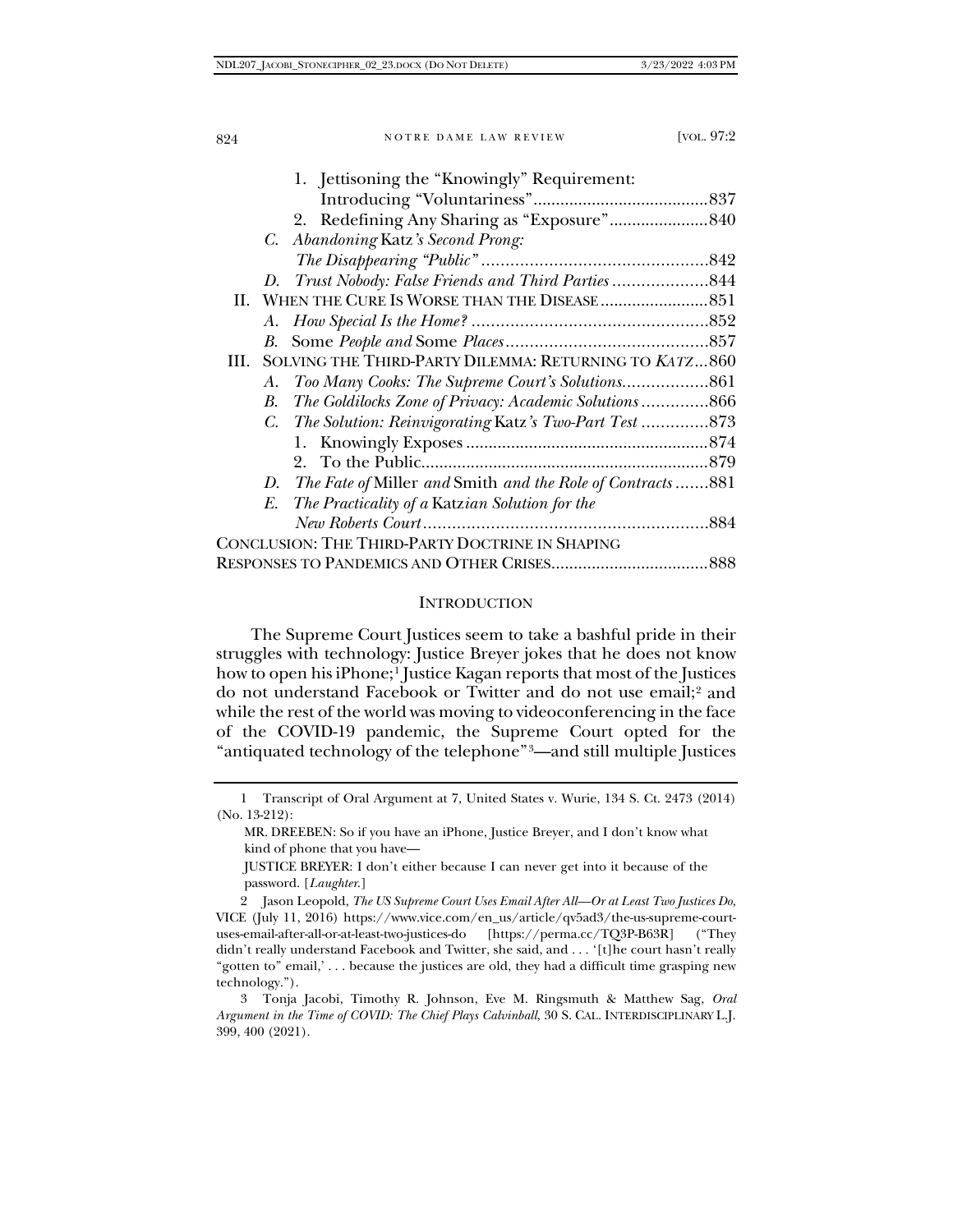1. Jettisoning the "Knowingly" Requirement: Introducing "Voluntariness" .......837
2. Redefining Any Sharing as "Exposure" .......840

C. *Abandoning* Katz*'s Second Prong: The Disappearing "Public"* .......842

D. *Trust Nobody: False Friends and Third Parties* .......844

II. WHEN THE CURE IS WORSE THAN THE DISEASE .......851

A. *How Special Is the Home?* .......852

B. Some *People and* Some *Places* .......857

III. SOLVING THE THIRD-PARTY DILEMMA: RETURNING TO *KATZ* .......860

A. *Too Many Cooks: The Supreme Court's Solutions* .......861

B. *The Goldilocks Zone of Privacy: Academic Solutions* .......866

C. *The Solution: Reinvigorating* Katz*'s Two-Part Test* .......873

1. Knowingly Exposes .......874
2. To the Public .......879

D. *The Fate of* Miller *and* Smith *and the Role of Contracts* .......881

E. *The Practicality of a* Katz*ian Solution for the New Roberts Court* .......884

CONCLUSION: THE THIRD-PARTY DOCTRINE IN SHAPING RESPONSES TO PANDEMICS AND OTHER CRISES .......888

## INTRODUCTION

The Supreme Court Justices seem to take a bashful pride in their struggles with technology: Justice Breyer jokes that he does not know how to open his iPhone;[1] Justice Kagan reports that most of the Justices do not understand Facebook or Twitter and do not use email;[2] and while the rest of the world was moving to videoconferencing in the face of the COVID-19 pandemic, the Supreme Court opted for the "antiquated technology of the telephone"[3]—and still multiple Justices

---

1 Transcript of Oral Argument at 7, United States v. Wurie, 134 S. Ct. 2473 (2014) (No. 13-212):

> MR. DREEBEN: So if you have an iPhone, Justice Breyer, and I don't know what kind of phone that you have—
>
> JUSTICE BREYER: I don't either because I can never get into it because of the password. [*Laughter.*]

2 Jason Leopold, *The US Supreme Court Uses Email After All—Or at Least Two Justices Do*, VICE (July 11, 2016) https://www.vice.com/en_us/article/qv5ad3/the-us-supreme-court-uses-email-after-all-or-at-least-two-justices-do [https://perma.cc/TQ3P-B63R] ("They didn't really understand Facebook and Twitter, she said, and . . . '[t]he court hasn't really "gotten to" email,' . . . because the justices are old, they had a difficult time grasping new technology.").

3 Tonja Jacobi, Timothy R. Johnson, Eve M. Ringsmuth & Matthew Sag, *Oral Argument in the Time of COVID: The Chief Plays Calvinball*, 30 S. CAL. INTERDISCIPLINARY L.J. 399, 400 (2021).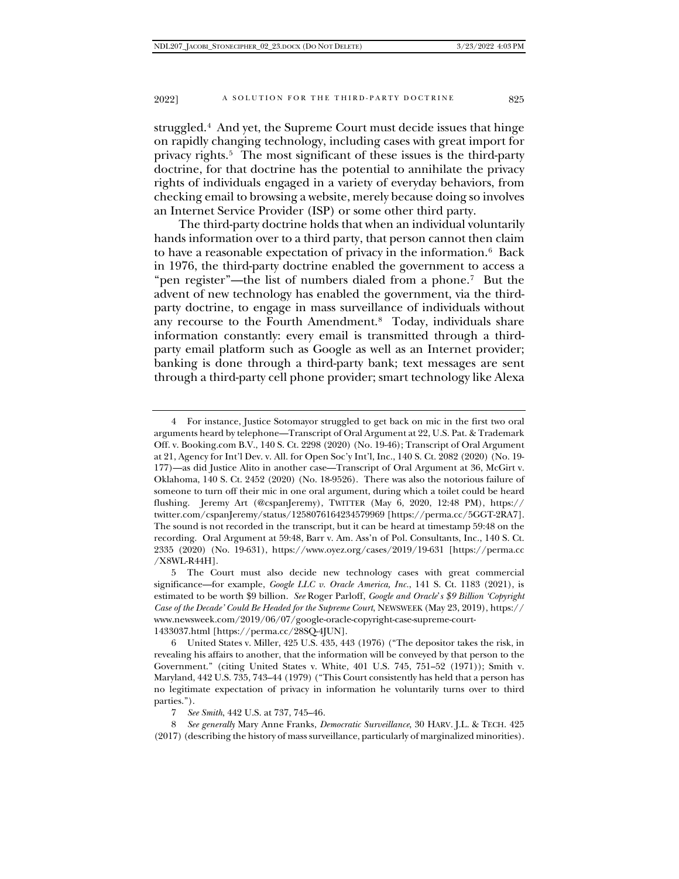struggled.[4] And yet, the Supreme Court must decide issues that hinge on rapidly changing technology, including cases with great import for privacy rights.[5] The most significant of these issues is the third-party doctrine, for that doctrine has the potential to annihilate the privacy rights of individuals engaged in a variety of everyday behaviors, from checking email to browsing a website, merely because doing so involves an Internet Service Provider (ISP) or some other third party.

The third-party doctrine holds that when an individual voluntarily hands information over to a third party, that person cannot then claim to have a reasonable expectation of privacy in the information.[6] Back in 1976, the third-party doctrine enabled the government to access a "pen register"—the list of numbers dialed from a phone.[7] But the advent of new technology has enabled the government, via the third-party doctrine, to engage in mass surveillance of individuals without any recourse to the Fourth Amendment.[8] Today, individuals share information constantly: every email is transmitted through a third-party email platform such as Google as well as an Internet provider; banking is done through a third-party bank; text messages are sent through a third-party cell phone provider; smart technology like Alexa

---

4 For instance, Justice Sotomayor struggled to get back on mic in the first two oral arguments heard by telephone—Transcript of Oral Argument at 22, U.S. Pat. & Trademark Off. v. Booking.com B.V., 140 S. Ct. 2298 (2020) (No. 19-46); Transcript of Oral Argument at 21, Agency for Int'l Dev. v. All. for Open Soc'y Int'l, Inc., 140 S. Ct. 2082 (2020) (No. 19-177)—as did Justice Alito in another case—Transcript of Oral Argument at 36, McGirt v. Oklahoma, 140 S. Ct. 2452 (2020) (No. 18-9526). There was also the notorious failure of someone to turn off their mic in one oral argument, during which a toilet could be heard flushing. Jeremy Art (@cspanJeremy), TWITTER (May 6, 2020, 12:48 PM), https://twitter.com/cspanJeremy/status/1258076164234579969 [https://perma.cc/5GGT-2RA7]. The sound is not recorded in the transcript, but it can be heard at timestamp 59:48 on the recording. Oral Argument at 59:48, Barr v. Am. Ass'n of Pol. Consultants, Inc., 140 S. Ct. 2335 (2020) (No. 19-631), https://www.oyez.org/cases/2019/19-631 [https://perma.cc/X8WL-R44H].

5 The Court must also decide new technology cases with great commercial significance—for example, *Google LLC v. Oracle America, Inc.*, 141 S. Ct. 1183 (2021), is estimated to be worth $9 billion. *See* Roger Parloff, *Google and Oracle's $9 Billion 'Copyright Case of the Decade' Could Be Headed for the Supreme Court*, NEWSWEEK (May 23, 2019), https://www.newsweek.com/2019/06/07/google-oracle-copyright-case-supreme-court-1433037.html [https://perma.cc/28SQ-4JUN].

6 United States v. Miller, 425 U.S. 435, 443 (1976) ("The depositor takes the risk, in revealing his affairs to another, that the information will be conveyed by that person to the Government." (citing United States v. White, 401 U.S. 745, 751–52 (1971)); Smith v. Maryland, 442 U.S. 735, 743–44 (1979) ("This Court consistently has held that a person has no legitimate expectation of privacy in information he voluntarily turns over to third parties.").

7 *See Smith*, 442 U.S. at 737, 745–46.

8 *See generally* Mary Anne Franks, *Democratic Surveillance*, 30 HARV. J.L. & TECH. 425 (2017) (describing the history of mass surveillance, particularly of marginalized minorities).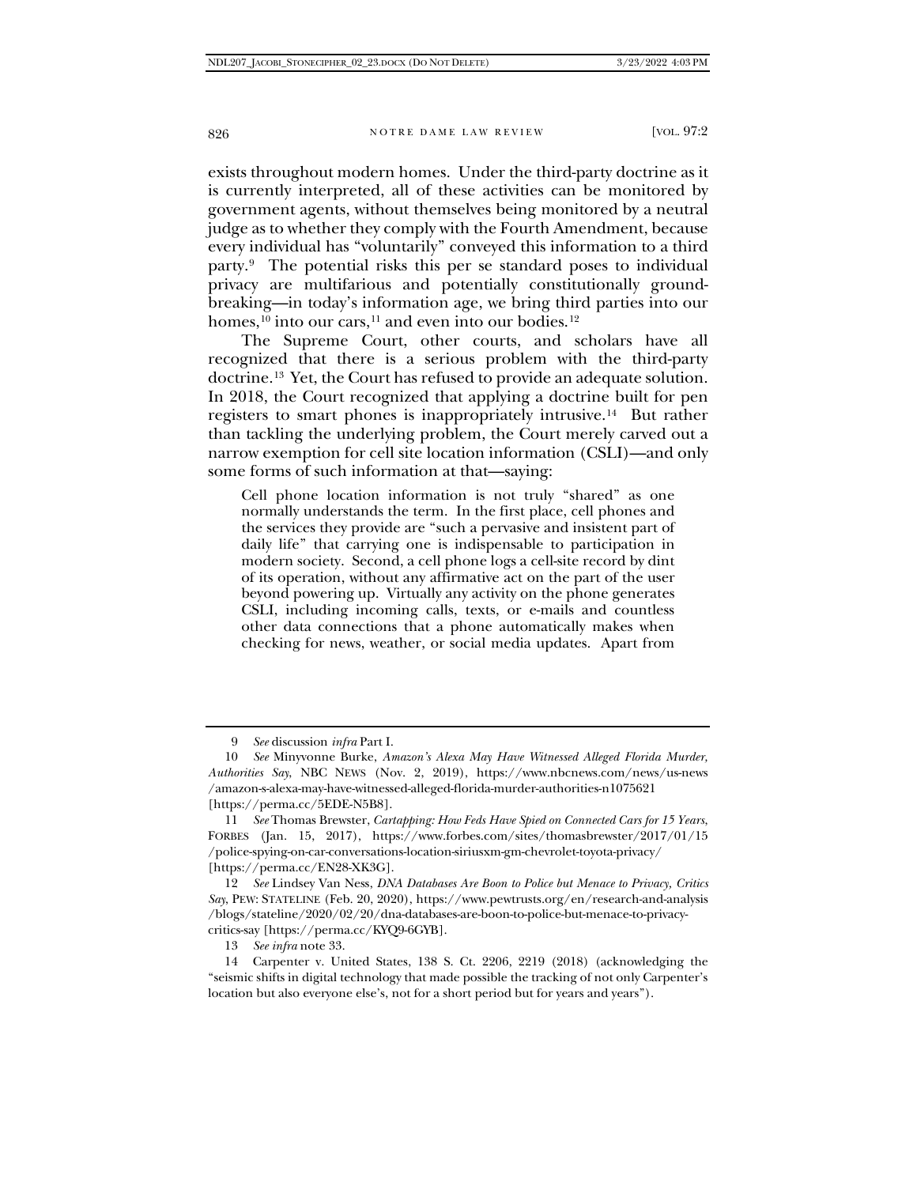exists throughout modern homes. Under the third-party doctrine as it is currently interpreted, all of these activities can be monitored by government agents, without themselves being monitored by a neutral judge as to whether they comply with the Fourth Amendment, because every individual has "voluntarily" conveyed this information to a third party.[9] The potential risks this per se standard poses to individual privacy are multifarious and potentially constitutionally groundbreaking—in today's information age, we bring third parties into our homes,[10] into our cars,[11] and even into our bodies.[12]

The Supreme Court, other courts, and scholars have all recognized that there is a serious problem with the third-party doctrine.[13] Yet, the Court has refused to provide an adequate solution. In 2018, the Court recognized that applying a doctrine built for pen registers to smart phones is inappropriately intrusive.[14] But rather than tackling the underlying problem, the Court merely carved out a narrow exemption for cell site location information (CSLI)—and only some forms of such information at that—saying:

> Cell phone location information is not truly "shared" as one normally understands the term. In the first place, cell phones and the services they provide are "such a pervasive and insistent part of daily life" that carrying one is indispensable to participation in modern society. Second, a cell phone logs a cell-site record by dint of its operation, without any affirmative act on the part of the user beyond powering up. Virtually any activity on the phone generates CSLI, including incoming calls, texts, or e-mails and countless other data connections that a phone automatically makes when checking for news, weather, or social media updates. Apart from

---

9 *See* discussion *infra* Part I.

10 *See* Minyvonne Burke, *Amazon's Alexa May Have Witnessed Alleged Florida Murder, Authorities Say*, NBC NEWS (Nov. 2, 2019), https://www.nbcnews.com/news/us-news/amazon-s-alexa-may-have-witnessed-alleged-florida-murder-authorities-n1075621 [https://perma.cc/5EDE-N5B8].

11 *See* Thomas Brewster, *Cartapping: How Feds Have Spied on Connected Cars for 15 Years*, FORBES (Jan. 15, 2017), https://www.forbes.com/sites/thomasbrewster/2017/01/15/police-spying-on-car-conversations-location-siriusxm-gm-chevrolet-toyota-privacy/ [https://perma.cc/EN28-XK3G].

12 *See* Lindsey Van Ness, *DNA Databases Are Boon to Police but Menace to Privacy, Critics Say*, PEW: STATELINE (Feb. 20, 2020), https://www.pewtrusts.org/en/research-and-analysis/blogs/stateline/2020/02/20/dna-databases-are-boon-to-police-but-menace-to-privacy-critics-say [https://perma.cc/KYQ9-6GYB].

13 *See infra* note 33.

14 Carpenter v. United States, 138 S. Ct. 2206, 2219 (2018) (acknowledging the "seismic shifts in digital technology that made possible the tracking of not only Carpenter's location but also everyone else's, not for a short period but for years and years").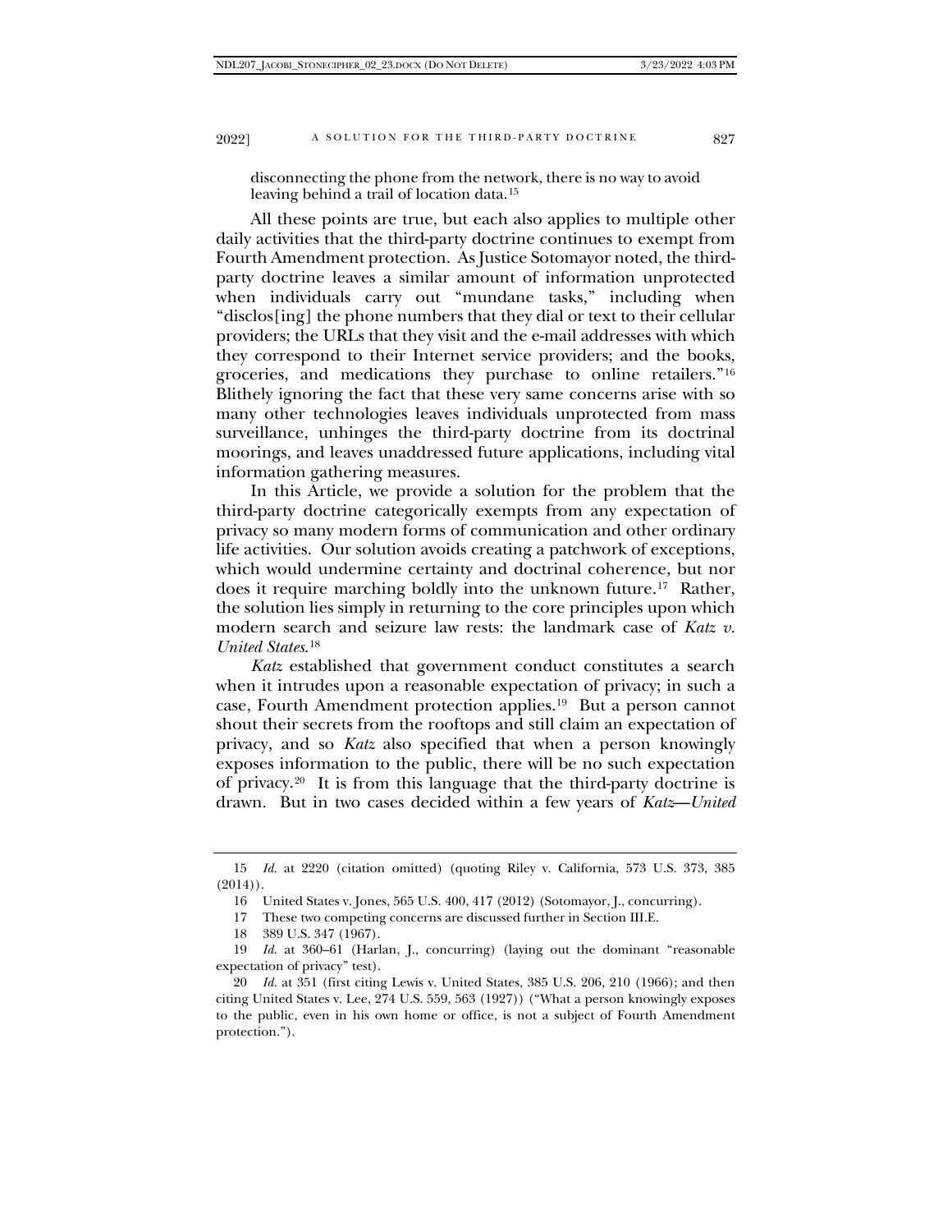disconnecting the phone from the network, there is no way to avoid leaving behind a trail of location data.[15]

All these points are true, but each also applies to multiple other daily activities that the third-party doctrine continues to exempt from Fourth Amendment protection. As Justice Sotomayor noted, the third-party doctrine leaves a similar amount of information unprotected when individuals carry out "mundane tasks," including when "disclos[ing] the phone numbers that they dial or text to their cellular providers; the URLs that they visit and the e-mail addresses with which they correspond to their Internet service providers; and the books, groceries, and medications they purchase to online retailers."[16] Blithely ignoring the fact that these very same concerns arise with so many other technologies leaves individuals unprotected from mass surveillance, unhinges the third-party doctrine from its doctrinal moorings, and leaves unaddressed future applications, including vital information gathering measures.

In this Article, we provide a solution for the problem that the third-party doctrine categorically exempts from any expectation of privacy so many modern forms of communication and other ordinary life activities. Our solution avoids creating a patchwork of exceptions, which would undermine certainty and doctrinal coherence, but nor does it require marching boldly into the unknown future.[17] Rather, the solution lies simply in returning to the core principles upon which modern search and seizure law rests: the landmark case of *Katz v. United States*.[18]

*Katz* established that government conduct constitutes a search when it intrudes upon a reasonable expectation of privacy; in such a case, Fourth Amendment protection applies.[19] But a person cannot shout their secrets from the rooftops and still claim an expectation of privacy, and so *Katz* also specified that when a person knowingly exposes information to the public, there will be no such expectation of privacy.[20] It is from this language that the third-party doctrine is drawn. But in two cases decided within a few years of *Katz*—*United*

---

15 *Id.* at 2220 (citation omitted) (quoting Riley v. California, 573 U.S. 373, 385 (2014)).

16 United States v. Jones, 565 U.S. 400, 417 (2012) (Sotomayor, J., concurring).

17 These two competing concerns are discussed further in Section III.E.

18 389 U.S. 347 (1967).

19 *Id.* at 360–61 (Harlan, J., concurring) (laying out the dominant "reasonable expectation of privacy" test).

20 *Id.* at 351 (first citing Lewis v. United States, 385 U.S. 206, 210 (1966); and then citing United States v. Lee, 274 U.S. 559, 563 (1927)) ("What a person knowingly exposes to the public, even in his own home or office, is not a subject of Fourth Amendment protection.").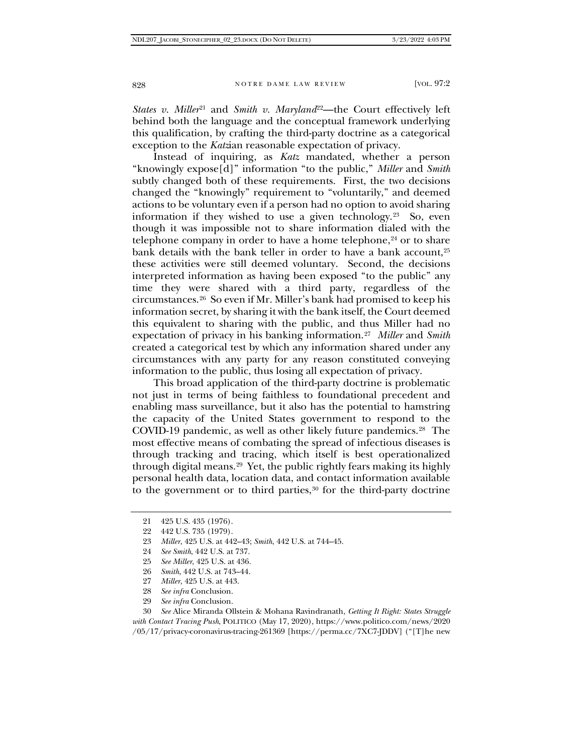*States v. Miller*[21] and *Smith v. Maryland*[22]—the Court effectively left behind both the language and the conceptual framework underlying this qualification, by crafting the third-party doctrine as a categorical exception to the *Katz*ian reasonable expectation of privacy.

Instead of inquiring, as *Katz* mandated, whether a person "knowingly expose[d]" information "to the public," *Miller* and *Smith* subtly changed both of these requirements. First, the two decisions changed the "knowingly" requirement to "voluntarily," and deemed actions to be voluntary even if a person had no option to avoid sharing information if they wished to use a given technology.[23] So, even though it was impossible not to share information dialed with the telephone company in order to have a home telephone,[24] or to share bank details with the bank teller in order to have a bank account,[25] these activities were still deemed voluntary. Second, the decisions interpreted information as having been exposed "to the public" any time they were shared with a third party, regardless of the circumstances.[26] So even if Mr. Miller's bank had promised to keep his information secret, by sharing it with the bank itself, the Court deemed this equivalent to sharing with the public, and thus Miller had no expectation of privacy in his banking information.[27] *Miller* and *Smith* created a categorical test by which any information shared under any circumstances with any party for any reason constituted conveying information to the public, thus losing all expectation of privacy.

This broad application of the third-party doctrine is problematic not just in terms of being faithless to foundational precedent and enabling mass surveillance, but it also has the potential to hamstring the capacity of the United States government to respond to the COVID-19 pandemic, as well as other likely future pandemics.[28] The most effective means of combating the spread of infectious diseases is through tracking and tracing, which itself is best operationalized through digital means.[29] Yet, the public rightly fears making its highly personal health data, location data, and contact information available to the government or to third parties,[30] for the third-party doctrine

---

21 425 U.S. 435 (1976).

22 442 U.S. 735 (1979).

23 *Miller*, 425 U.S. at 442–43; *Smith*, 442 U.S. at 744–45.

24 *See Smith*, 442 U.S. at 737.

25 *See Miller*, 425 U.S. at 436.

26 *Smith*, 442 U.S. at 743–44.

27 *Miller*, 425 U.S. at 443.

28 *See infra* Conclusion.

29 *See infra* Conclusion.

30 *See* Alice Miranda Ollstein & Mohana Ravindranath, *Getting It Right: States Struggle with Contact Tracing Push*, POLITICO (May 17, 2020), https://www.politico.com/news/2020/05/17/privacy-coronavirus-tracing-261369 [https://perma.cc/7XC7-JDDV] ("[T]he new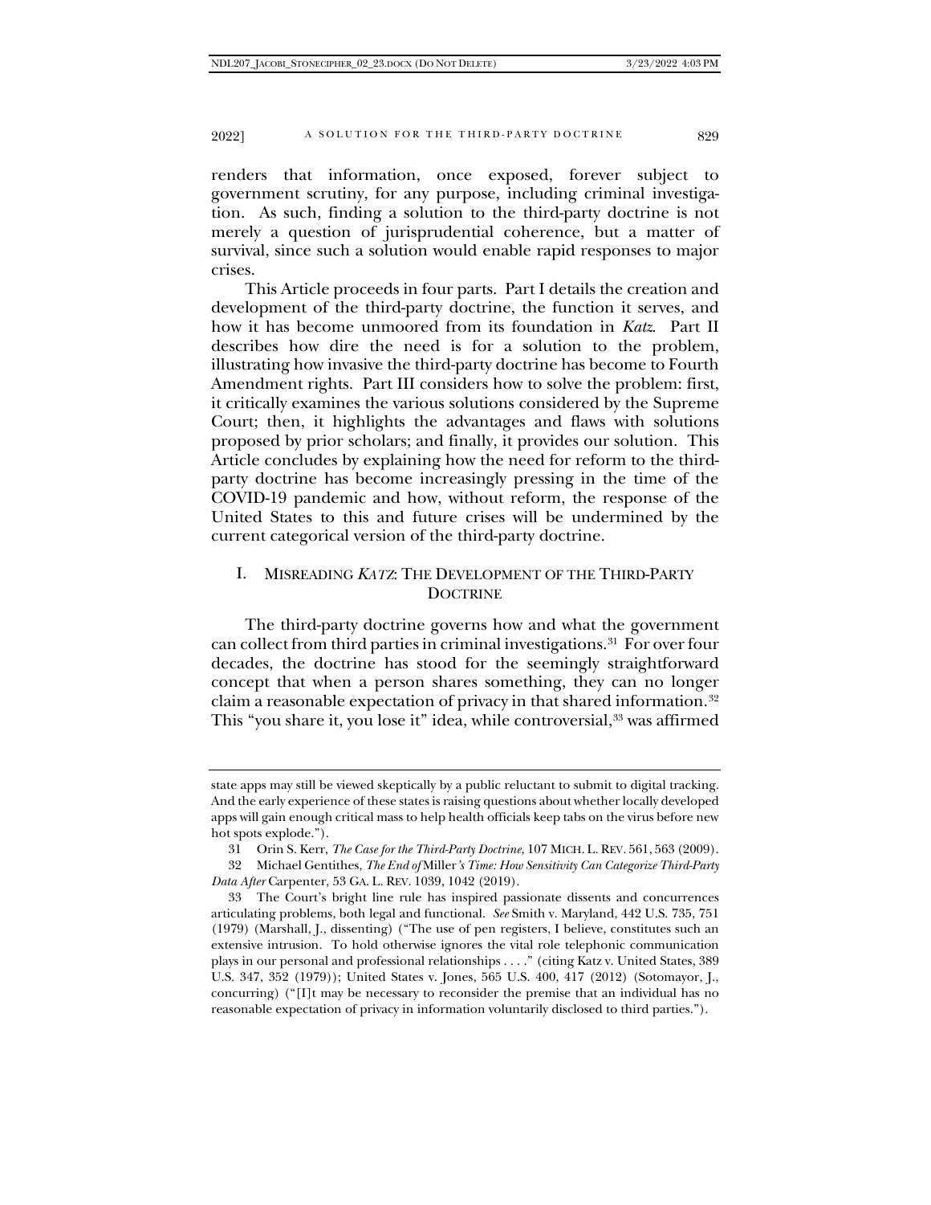renders that information, once exposed, forever subject to government scrutiny, for any purpose, including criminal investigation. As such, finding a solution to the third-party doctrine is not merely a question of jurisprudential coherence, but a matter of survival, since such a solution would enable rapid responses to major crises.

This Article proceeds in four parts. Part I details the creation and development of the third-party doctrine, the function it serves, and how it has become unmoored from its foundation in *Katz*. Part II describes how dire the need is for a solution to the problem, illustrating how invasive the third-party doctrine has become to Fourth Amendment rights. Part III considers how to solve the problem: first, it critically examines the various solutions considered by the Supreme Court; then, it highlights the advantages and flaws with solutions proposed by prior scholars; and finally, it provides our solution. This Article concludes by explaining how the need for reform to the third-party doctrine has become increasingly pressing in the time of the COVID-19 pandemic and how, without reform, the response of the United States to this and future crises will be undermined by the current categorical version of the third-party doctrine.

## I. MISREADING *KATZ*: THE DEVELOPMENT OF THE THIRD-PARTY DOCTRINE

The third-party doctrine governs how and what the government can collect from third parties in criminal investigations.[31] For over four decades, the doctrine has stood for the seemingly straightforward concept that when a person shares something, they can no longer claim a reasonable expectation of privacy in that shared information.[32] This "you share it, you lose it" idea, while controversial,[33] was affirmed

---

state apps may still be viewed skeptically by a public reluctant to submit to digital tracking. And the early experience of these states is raising questions about whether locally developed apps will gain enough critical mass to help health officials keep tabs on the virus before new hot spots explode.").

31 Orin S. Kerr, *The Case for the Third-Party Doctrine*, 107 MICH. L. REV. 561, 563 (2009).

32 Michael Gentithes, *The End of* Miller*'s Time: How Sensitivity Can Categorize Third-Party Data After* Carpenter, 53 GA. L. REV. 1039, 1042 (2019).

33 The Court's bright line rule has inspired passionate dissents and concurrences articulating problems, both legal and functional. *See* Smith v. Maryland, 442 U.S. 735, 751 (1979) (Marshall, J., dissenting) ("The use of pen registers, I believe, constitutes such an extensive intrusion. To hold otherwise ignores the vital role telephonic communication plays in our personal and professional relationships . . . ." (citing Katz v. United States, 389 U.S. 347, 352 (1979)); United States v. Jones, 565 U.S. 400, 417 (2012) (Sotomayor, J., concurring) ("[I]t may be necessary to reconsider the premise that an individual has no reasonable expectation of privacy in information voluntarily disclosed to third parties.").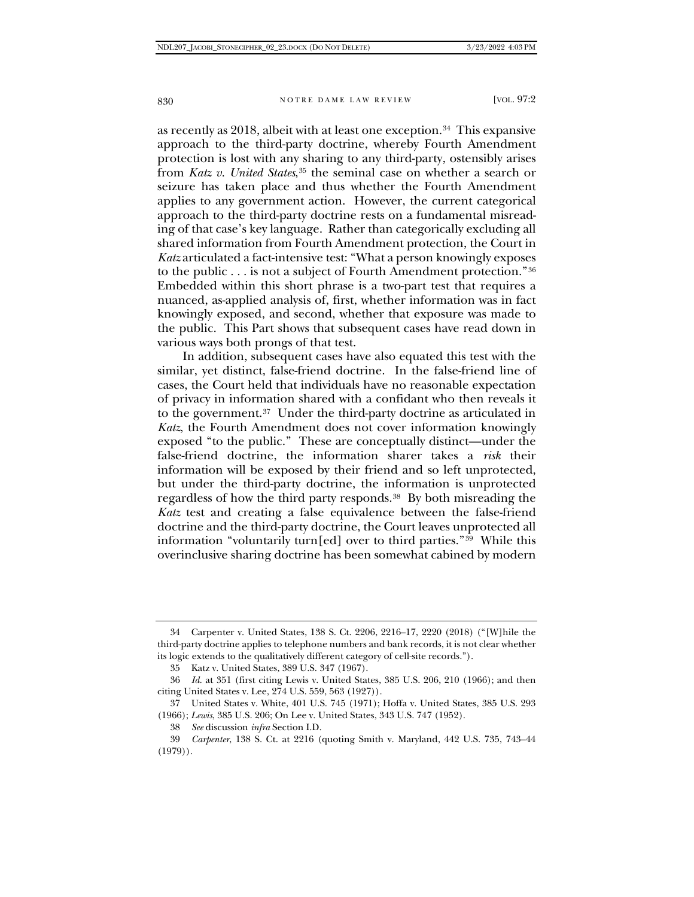as recently as 2018, albeit with at least one exception.[34] This expansive approach to the third-party doctrine, whereby Fourth Amendment protection is lost with any sharing to any third-party, ostensibly arises from *Katz v. United States*,[35] the seminal case on whether a search or seizure has taken place and thus whether the Fourth Amendment applies to any government action. However, the current categorical approach to the third-party doctrine rests on a fundamental misreading of that case's key language. Rather than categorically excluding all shared information from Fourth Amendment protection, the Court in *Katz* articulated a fact-intensive test: "What a person knowingly exposes to the public . . . is not a subject of Fourth Amendment protection."[36] Embedded within this short phrase is a two-part test that requires a nuanced, as-applied analysis of, first, whether information was in fact knowingly exposed, and second, whether that exposure was made to the public. This Part shows that subsequent cases have read down in various ways both prongs of that test.

In addition, subsequent cases have also equated this test with the similar, yet distinct, false-friend doctrine. In the false-friend line of cases, the Court held that individuals have no reasonable expectation of privacy in information shared with a confidant who then reveals it to the government.[37] Under the third-party doctrine as articulated in *Katz*, the Fourth Amendment does not cover information knowingly exposed "to the public." These are conceptually distinct—under the false-friend doctrine, the information sharer takes a *risk* their information will be exposed by their friend and so left unprotected, but under the third-party doctrine, the information is unprotected regardless of how the third party responds.[38] By both misreading the *Katz* test and creating a false equivalence between the false-friend doctrine and the third-party doctrine, the Court leaves unprotected all information "voluntarily turn[ed] over to third parties."[39] While this overinclusive sharing doctrine has been somewhat cabined by modern

---

34 Carpenter v. United States, 138 S. Ct. 2206, 2216–17, 2220 (2018) ("[W]hile the third-party doctrine applies to telephone numbers and bank records, it is not clear whether its logic extends to the qualitatively different category of cell-site records.").

35 Katz v. United States, 389 U.S. 347 (1967).

36 *Id.* at 351 (first citing Lewis v. United States, 385 U.S. 206, 210 (1966); and then citing United States v. Lee, 274 U.S. 559, 563 (1927)).

37 United States v. White, 401 U.S. 745 (1971); Hoffa v. United States, 385 U.S. 293 (1966); *Lewis*, 385 U.S. 206; On Lee v. United States, 343 U.S. 747 (1952).

38 *See* discussion *infra* Section I.D.

39 *Carpenter*, 138 S. Ct. at 2216 (quoting Smith v. Maryland, 442 U.S. 735, 743–44 (1979)).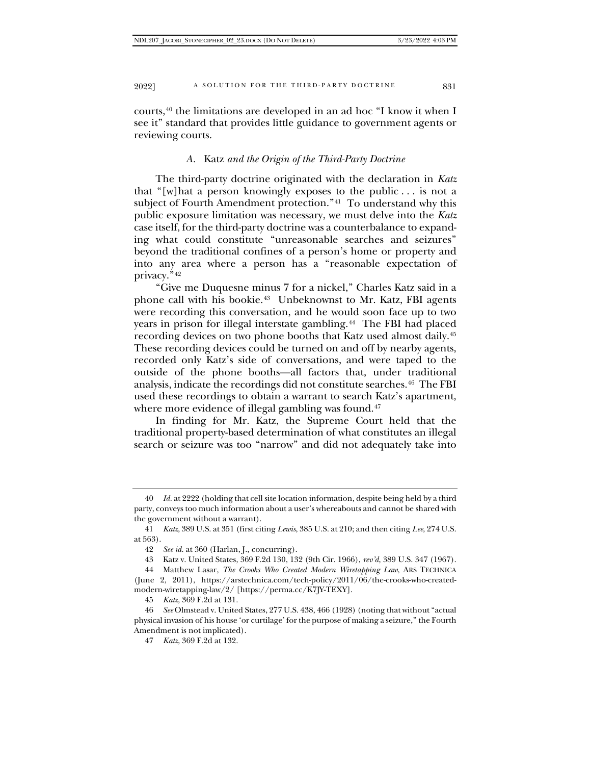courts,[40] the limitations are developed in an ad hoc "I know it when I see it" standard that provides little guidance to government agents or reviewing courts.

### *A.* Katz *and the Origin of the Third-Party Doctrine*

The third-party doctrine originated with the declaration in *Katz* that "[w]hat a person knowingly exposes to the public . . . is not a subject of Fourth Amendment protection."[41] To understand why this public exposure limitation was necessary, we must delve into the *Katz* case itself, for the third-party doctrine was a counterbalance to expanding what could constitute "unreasonable searches and seizures" beyond the traditional confines of a person's home or property and into any area where a person has a "reasonable expectation of privacy."[42]

"Give me Duquesne minus 7 for a nickel," Charles Katz said in a phone call with his bookie.[43] Unbeknownst to Mr. Katz, FBI agents were recording this conversation, and he would soon face up to two years in prison for illegal interstate gambling.[44] The FBI had placed recording devices on two phone booths that Katz used almost daily.[45] These recording devices could be turned on and off by nearby agents, recorded only Katz's side of conversations, and were taped to the outside of the phone booths—all factors that, under traditional analysis, indicate the recordings did not constitute searches.[46] The FBI used these recordings to obtain a warrant to search Katz's apartment, where more evidence of illegal gambling was found.[47]

In finding for Mr. Katz, the Supreme Court held that the traditional property-based determination of what constitutes an illegal search or seizure was too "narrow" and did not adequately take into

---

40 *Id.* at 2222 (holding that cell site location information, despite being held by a third party, conveys too much information about a user's whereabouts and cannot be shared with the government without a warrant).

41 *Katz*, 389 U.S. at 351 (first citing *Lewis*, 385 U.S. at 210; and then citing *Lee*, 274 U.S. at 563).

42 *See id.* at 360 (Harlan, J., concurring).

43 Katz v. United States, 369 F.2d 130, 132 (9th Cir. 1966), *rev'd*, 389 U.S. 347 (1967).

44 Matthew Lasar, *The Crooks Who Created Modern Wiretapping Law*, ARS TECHNICA (June 2, 2011), https://arstechnica.com/tech-policy/2011/06/the-crooks-who-created-modern-wiretapping-law/2/ [https://perma.cc/K7JY-TEXY].

45 *Katz*, 369 F.2d at 131.

46 *See* Olmstead v. United States, 277 U.S. 438, 466 (1928) (noting that without "actual physical invasion of his house 'or curtilage' for the purpose of making a seizure," the Fourth Amendment is not implicated).

47 *Katz*, 369 F.2d at 132.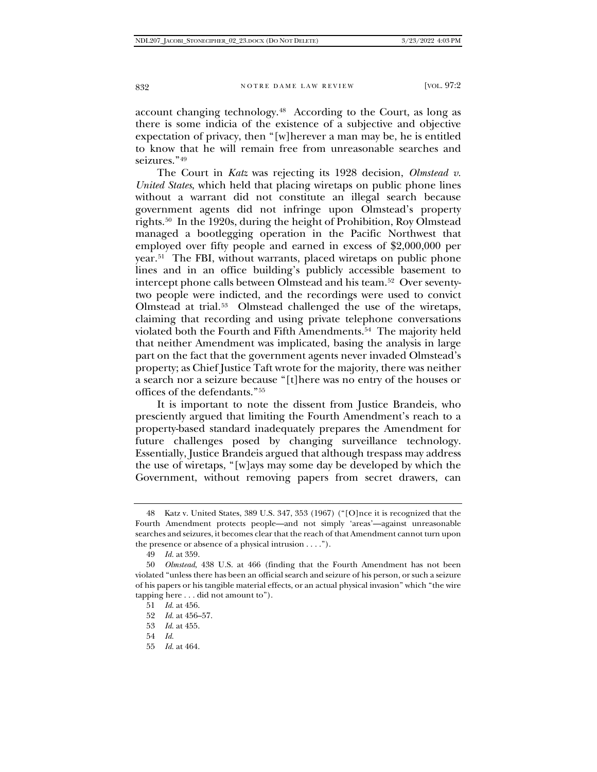account changing technology.[48] According to the Court, as long as there is some indicia of the existence of a subjective and objective expectation of privacy, then "[w]herever a man may be, he is entitled to know that he will remain free from unreasonable searches and seizures."[49]

The Court in *Katz* was rejecting its 1928 decision, *Olmstead v. United States*, which held that placing wiretaps on public phone lines without a warrant did not constitute an illegal search because government agents did not infringe upon Olmstead's property rights.[50] In the 1920s, during the height of Prohibition, Roy Olmstead managed a bootlegging operation in the Pacific Northwest that employed over fifty people and earned in excess of $2,000,000 per year.[51] The FBI, without warrants, placed wiretaps on public phone lines and in an office building's publicly accessible basement to intercept phone calls between Olmstead and his team.[52] Over seventy-two people were indicted, and the recordings were used to convict Olmstead at trial.[53] Olmstead challenged the use of the wiretaps, claiming that recording and using private telephone conversations violated both the Fourth and Fifth Amendments.[54] The majority held that neither Amendment was implicated, basing the analysis in large part on the fact that the government agents never invaded Olmstead's property; as Chief Justice Taft wrote for the majority, there was neither a search nor a seizure because "[t]here was no entry of the houses or offices of the defendants."[55]

It is important to note the dissent from Justice Brandeis, who presciently argued that limiting the Fourth Amendment's reach to a property-based standard inadequately prepares the Amendment for future challenges posed by changing surveillance technology. Essentially, Justice Brandeis argued that although trespass may address the use of wiretaps, "[w]ays may some day be developed by which the Government, without removing papers from secret drawers, can

---

48 Katz v. United States, 389 U.S. 347, 353 (1967) ("[O]nce it is recognized that the Fourth Amendment protects people—and not simply 'areas'—against unreasonable searches and seizures, it becomes clear that the reach of that Amendment cannot turn upon the presence or absence of a physical intrusion . . . .").

49 *Id.* at 359.

50 *Olmstead*, 438 U.S. at 466 (finding that the Fourth Amendment has not been violated "unless there has been an official search and seizure of his person, or such a seizure of his papers or his tangible material effects, or an actual physical invasion" which "the wire tapping here . . . did not amount to").

51 *Id.* at 456.

52 *Id.* at 456–57.

53 *Id.* at 455.

54 *Id.*

55 *Id.* at 464.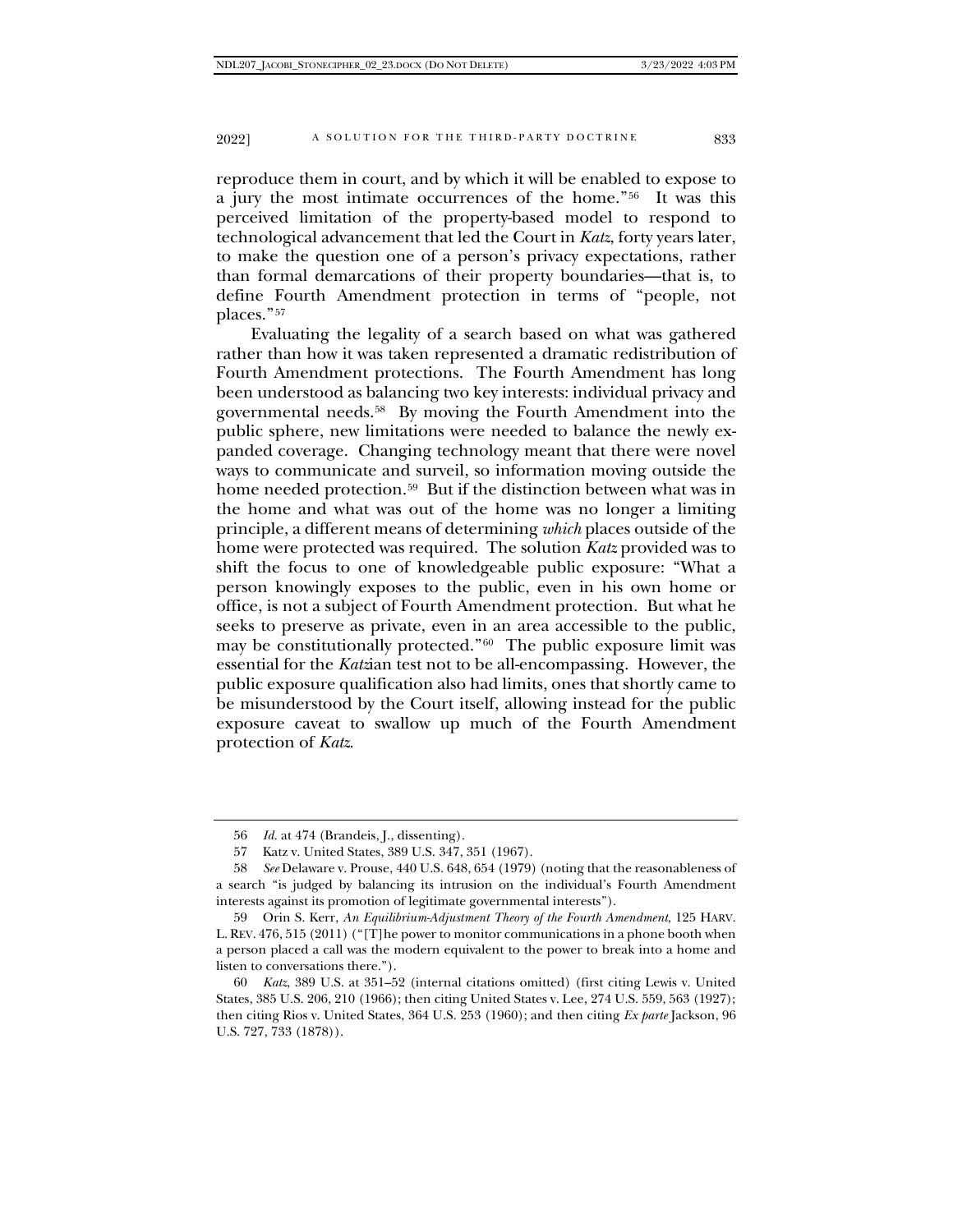reproduce them in court, and by which it will be enabled to expose to a jury the most intimate occurrences of the home."[56] It was this perceived limitation of the property-based model to respond to technological advancement that led the Court in *Katz*, forty years later, to make the question one of a person's privacy expectations, rather than formal demarcations of their property boundaries—that is, to define Fourth Amendment protection in terms of "people, not places."[57]

Evaluating the legality of a search based on what was gathered rather than how it was taken represented a dramatic redistribution of Fourth Amendment protections. The Fourth Amendment has long been understood as balancing two key interests: individual privacy and governmental needs.[58] By moving the Fourth Amendment into the public sphere, new limitations were needed to balance the newly expanded coverage. Changing technology meant that there were novel ways to communicate and surveil, so information moving outside the home needed protection.[59] But if the distinction between what was in the home and what was out of the home was no longer a limiting principle, a different means of determining *which* places outside of the home were protected was required. The solution *Katz* provided was to shift the focus to one of knowledgeable public exposure: "What a person knowingly exposes to the public, even in his own home or office, is not a subject of Fourth Amendment protection. But what he seeks to preserve as private, even in an area accessible to the public, may be constitutionally protected."[60] The public exposure limit was essential for the *Katz*ian test not to be all-encompassing. However, the public exposure qualification also had limits, ones that shortly came to be misunderstood by the Court itself, allowing instead for the public exposure caveat to swallow up much of the Fourth Amendment protection of *Katz*.

---

56 *Id.* at 474 (Brandeis, J., dissenting).

57 Katz v. United States, 389 U.S. 347, 351 (1967).

58 *See* Delaware v. Prouse, 440 U.S. 648, 654 (1979) (noting that the reasonableness of a search "is judged by balancing its intrusion on the individual's Fourth Amendment interests against its promotion of legitimate governmental interests").

59 Orin S. Kerr, *An Equilibrium-Adjustment Theory of the Fourth Amendment*, 125 HARV. L. REV. 476, 515 (2011) ("[T]he power to monitor communications in a phone booth when a person placed a call was the modern equivalent to the power to break into a home and listen to conversations there.").

60 *Katz*, 389 U.S. at 351–52 (internal citations omitted) (first citing Lewis v. United States, 385 U.S. 206, 210 (1966); then citing United States v. Lee, 274 U.S. 559, 563 (1927); then citing Rios v. United States, 364 U.S. 253 (1960); and then citing *Ex parte* Jackson, 96 U.S. 727, 733 (1878)).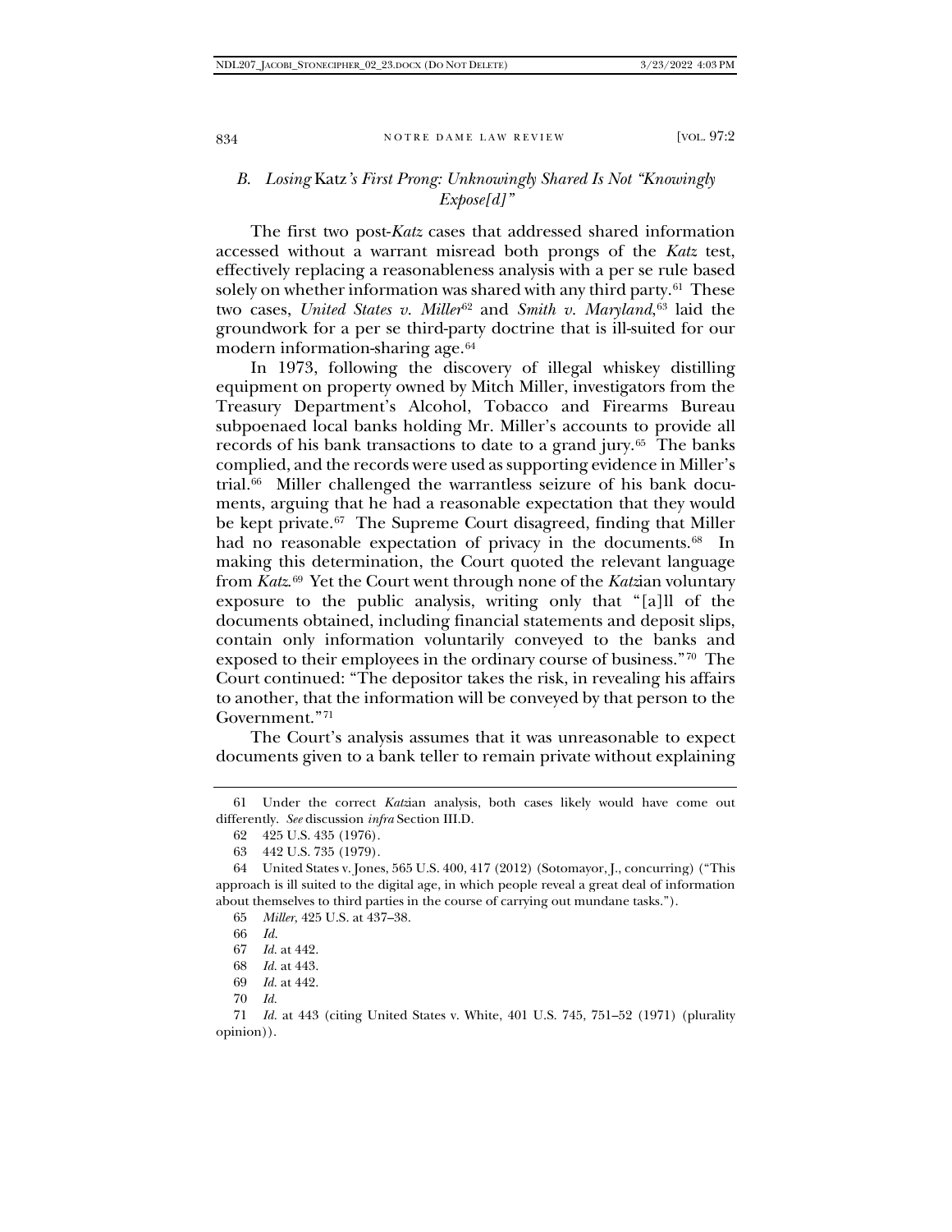### B. *Losing* Katz*'s First Prong: Unknowingly Shared Is Not "Knowingly Expose[d]"*

The first two post-*Katz* cases that addressed shared information accessed without a warrant misread both prongs of the *Katz* test, effectively replacing a reasonableness analysis with a per se rule based solely on whether information was shared with any third party.[61] These two cases, *United States v. Miller*[62] and *Smith v. Maryland*,[63] laid the groundwork for a per se third-party doctrine that is ill-suited for our modern information-sharing age.[64]

In 1973, following the discovery of illegal whiskey distilling equipment on property owned by Mitch Miller, investigators from the Treasury Department's Alcohol, Tobacco and Firearms Bureau subpoenaed local banks holding Mr. Miller's accounts to provide all records of his bank transactions to date to a grand jury.[65] The banks complied, and the records were used as supporting evidence in Miller's trial.[66] Miller challenged the warrantless seizure of his bank documents, arguing that he had a reasonable expectation that they would be kept private.[67] The Supreme Court disagreed, finding that Miller had no reasonable expectation of privacy in the documents.[68] In making this determination, the Court quoted the relevant language from *Katz*.[69] Yet the Court went through none of the *Katz*ian voluntary exposure to the public analysis, writing only that "[a]ll of the documents obtained, including financial statements and deposit slips, contain only information voluntarily conveyed to the banks and exposed to their employees in the ordinary course of business."[70] The Court continued: "The depositor takes the risk, in revealing his affairs to another, that the information will be conveyed by that person to the Government."[71]

The Court's analysis assumes that it was unreasonable to expect documents given to a bank teller to remain private without explaining

---

61 Under the correct *Katz*ian analysis, both cases likely would have come out differently. *See* discussion *infra* Section III.D.

62 425 U.S. 435 (1976).

63 442 U.S. 735 (1979).

64 United States v. Jones, 565 U.S. 400, 417 (2012) (Sotomayor, J., concurring) ("This approach is ill suited to the digital age, in which people reveal a great deal of information about themselves to third parties in the course of carrying out mundane tasks.").

65 *Miller*, 425 U.S. at 437–38.

66 *Id.*

67 *Id.* at 442.

68 *Id.* at 443.

69 *Id.* at 442.

70 *Id.*

71 *Id.* at 443 (citing United States v. White, 401 U.S. 745, 751–52 (1971) (plurality opinion)).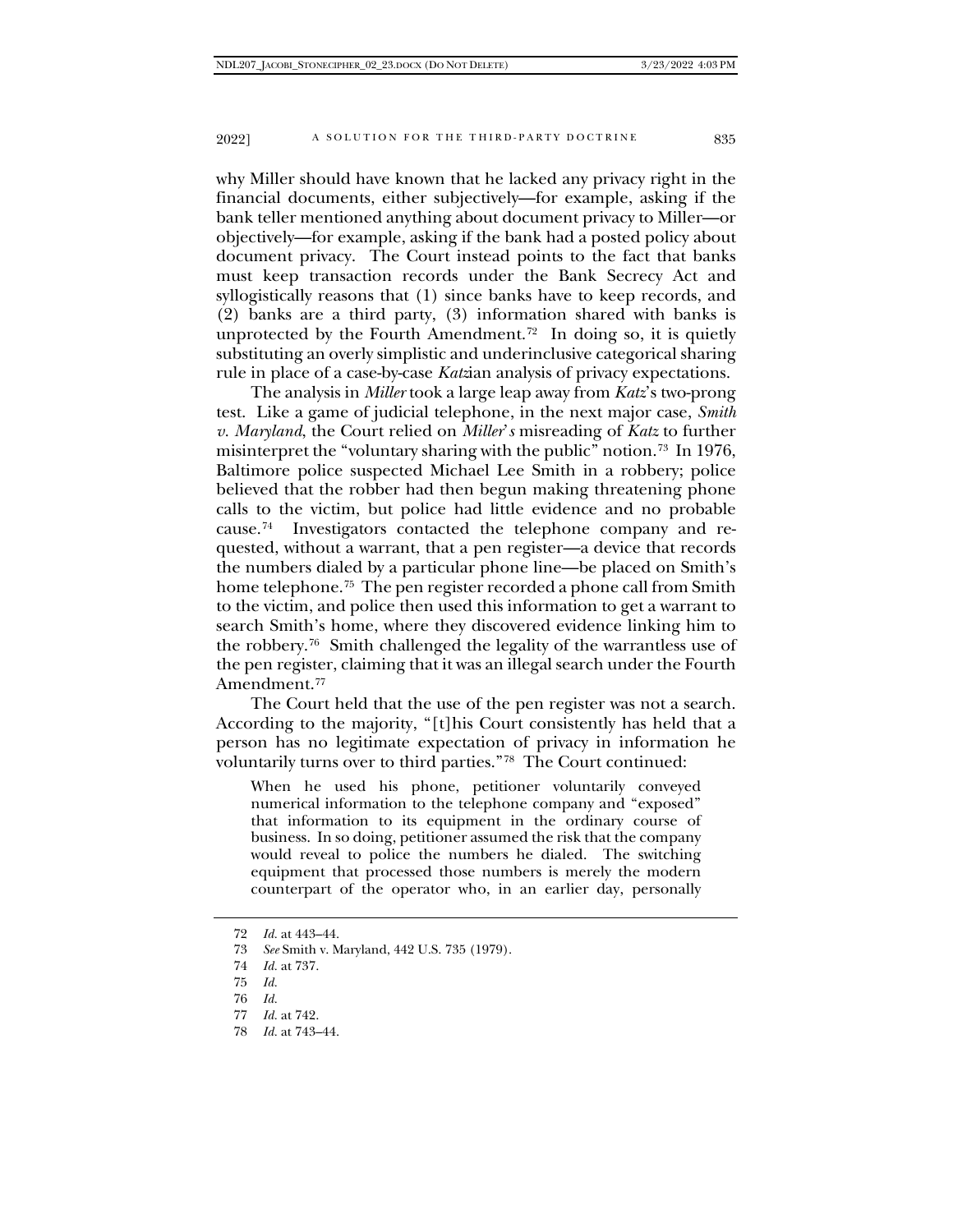why Miller should have known that he lacked any privacy right in the financial documents, either subjectively—for example, asking if the bank teller mentioned anything about document privacy to Miller—or objectively—for example, asking if the bank had a posted policy about document privacy. The Court instead points to the fact that banks must keep transaction records under the Bank Secrecy Act and syllogistically reasons that (1) since banks have to keep records, and (2) banks are a third party, (3) information shared with banks is unprotected by the Fourth Amendment.[72] In doing so, it is quietly substituting an overly simplistic and underinclusive categorical sharing rule in place of a case-by-case *Katz*ian analysis of privacy expectations.

The analysis in *Miller* took a large leap away from *Katz*'s two-prong test. Like a game of judicial telephone, in the next major case, *Smith v. Maryland*, the Court relied on *Miller*'s misreading of *Katz* to further misinterpret the "voluntary sharing with the public" notion.[73] In 1976, Baltimore police suspected Michael Lee Smith in a robbery; police believed that the robber had then begun making threatening phone calls to the victim, but police had little evidence and no probable cause.[74] Investigators contacted the telephone company and requested, without a warrant, that a pen register—a device that records the numbers dialed by a particular phone line—be placed on Smith's home telephone.[75] The pen register recorded a phone call from Smith to the victim, and police then used this information to get a warrant to search Smith's home, where they discovered evidence linking him to the robbery.[76] Smith challenged the legality of the warrantless use of the pen register, claiming that it was an illegal search under the Fourth Amendment.[77]

The Court held that the use of the pen register was not a search. According to the majority, "[t]his Court consistently has held that a person has no legitimate expectation of privacy in information he voluntarily turns over to third parties."[78] The Court continued:

> When he used his phone, petitioner voluntarily conveyed numerical information to the telephone company and "exposed" that information to its equipment in the ordinary course of business. In so doing, petitioner assumed the risk that the company would reveal to police the numbers he dialed. The switching equipment that processed those numbers is merely the modern counterpart of the operator who, in an earlier day, personally

---

72 *Id.* at 443–44.

73 *See* Smith v. Maryland, 442 U.S. 735 (1979).

74 *Id.* at 737.

75 *Id.*

76 *Id.*

77 *Id.* at 742.

78 *Id.* at 743–44.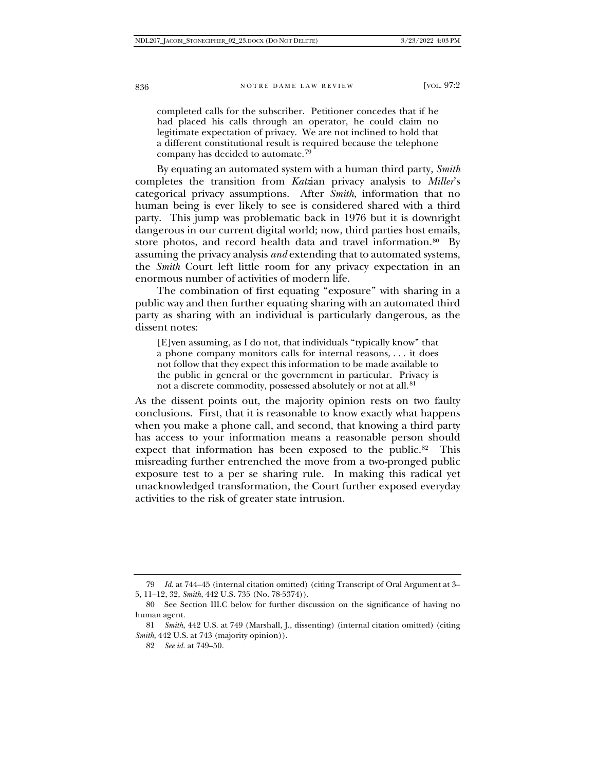completed calls for the subscriber. Petitioner concedes that if he had placed his calls through an operator, he could claim no legitimate expectation of privacy. We are not inclined to hold that a different constitutional result is required because the telephone company has decided to automate.[79]

By equating an automated system with a human third party, *Smith* completes the transition from *Katz*ian privacy analysis to *Miller*'s categorical privacy assumptions. After *Smith*, information that no human being is ever likely to see is considered shared with a third party. This jump was problematic back in 1976 but it is downright dangerous in our current digital world; now, third parties host emails, store photos, and record health data and travel information.[80] By assuming the privacy analysis *and* extending that to automated systems, the *Smith* Court left little room for any privacy expectation in an enormous number of activities of modern life.

The combination of first equating "exposure" with sharing in a public way and then further equating sharing with an automated third party as sharing with an individual is particularly dangerous, as the dissent notes:

> [E]ven assuming, as I do not, that individuals "typically know" that a phone company monitors calls for internal reasons, . . . it does not follow that they expect this information to be made available to the public in general or the government in particular. Privacy is not a discrete commodity, possessed absolutely or not at all.[81]

As the dissent points out, the majority opinion rests on two faulty conclusions. First, that it is reasonable to know exactly what happens when you make a phone call, and second, that knowing a third party has access to your information means a reasonable person should expect that information has been exposed to the public.[82] This misreading further entrenched the move from a two-pronged public exposure test to a per se sharing rule. In making this radical yet unacknowledged transformation, the Court further exposed everyday activities to the risk of greater state intrusion.

---

79 *Id.* at 744–45 (internal citation omitted) (citing Transcript of Oral Argument at 3–5, 11–12, 32, *Smith*, 442 U.S. 735 (No. 78-5374)).

80 See Section III.C below for further discussion on the significance of having no human agent.

81 *Smith*, 442 U.S. at 749 (Marshall, J., dissenting) (internal citation omitted) (citing *Smith*, 442 U.S. at 743 (majority opinion)).

82 *See id.* at 749–50.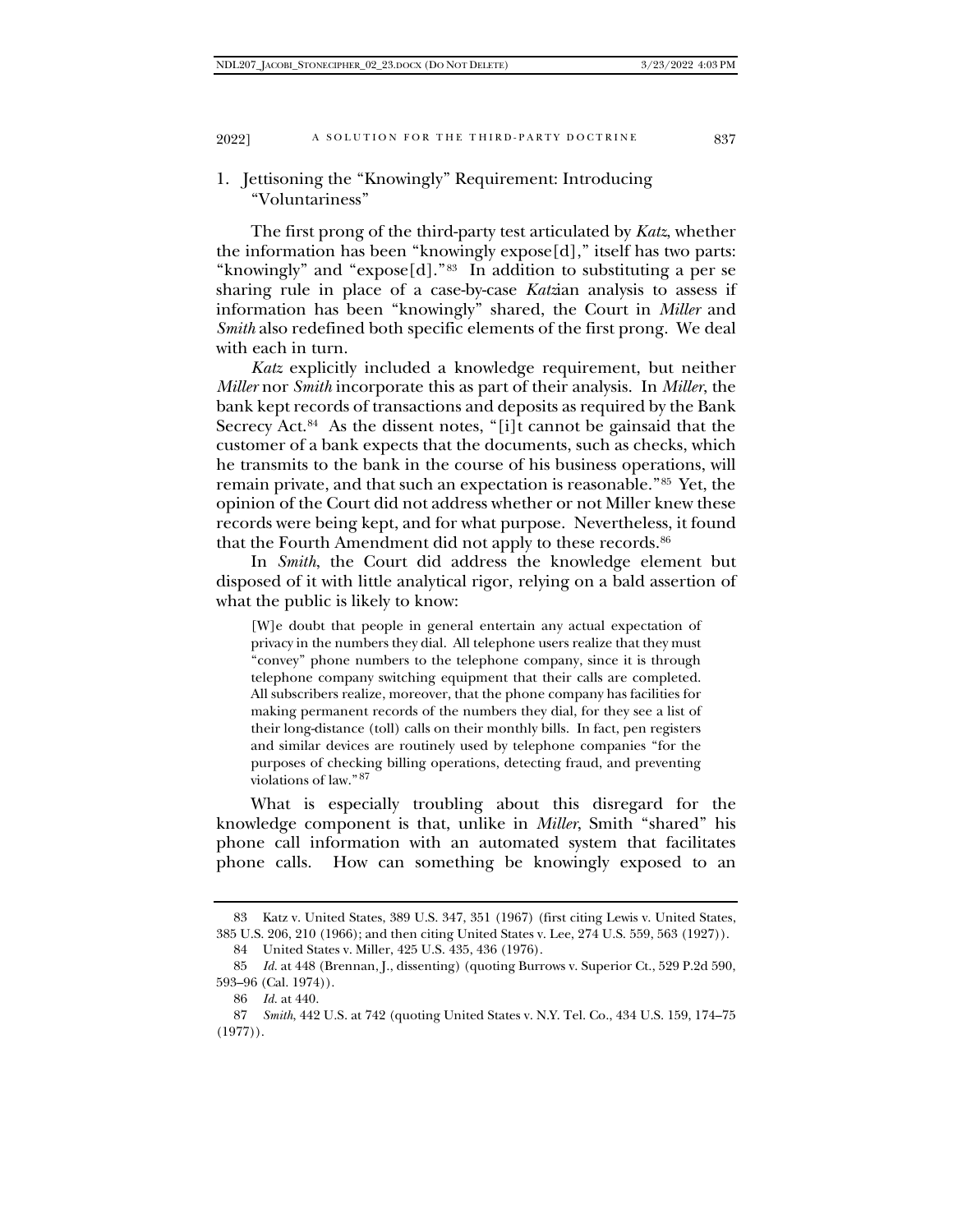### 1. Jettisoning the "Knowingly" Requirement: Introducing "Voluntariness"

The first prong of the third-party test articulated by *Katz*, whether the information has been "knowingly expose[d]," itself has two parts: "knowingly" and "expose[d]."[83] In addition to substituting a per se sharing rule in place of a case-by-case *Katz*ian analysis to assess if information has been "knowingly" shared, the Court in *Miller* and *Smith* also redefined both specific elements of the first prong. We deal with each in turn.

*Katz* explicitly included a knowledge requirement, but neither *Miller* nor *Smith* incorporate this as part of their analysis. In *Miller*, the bank kept records of transactions and deposits as required by the Bank Secrecy Act.[84] As the dissent notes, "[i]t cannot be gainsaid that the customer of a bank expects that the documents, such as checks, which he transmits to the bank in the course of his business operations, will remain private, and that such an expectation is reasonable."[85] Yet, the opinion of the Court did not address whether or not Miller knew these records were being kept, and for what purpose. Nevertheless, it found that the Fourth Amendment did not apply to these records.[86]

In *Smith*, the Court did address the knowledge element but disposed of it with little analytical rigor, relying on a bald assertion of what the public is likely to know:

> [W]e doubt that people in general entertain any actual expectation of privacy in the numbers they dial. All telephone users realize that they must "convey" phone numbers to the telephone company, since it is through telephone company switching equipment that their calls are completed. All subscribers realize, moreover, that the phone company has facilities for making permanent records of the numbers they dial, for they see a list of their long-distance (toll) calls on their monthly bills. In fact, pen registers and similar devices are routinely used by telephone companies "for the purposes of checking billing operations, detecting fraud, and preventing violations of law."[87]

What is especially troubling about this disregard for the knowledge component is that, unlike in *Miller*, Smith "shared" his phone call information with an automated system that facilitates phone calls. How can something be knowingly exposed to an

---

83 Katz v. United States, 389 U.S. 347, 351 (1967) (first citing Lewis v. United States, 385 U.S. 206, 210 (1966); and then citing United States v. Lee, 274 U.S. 559, 563 (1927)).

84 United States v. Miller, 425 U.S. 435, 436 (1976).

85 *Id.* at 448 (Brennan, J., dissenting) (quoting Burrows v. Superior Ct., 529 P.2d 590, 593–96 (Cal. 1974)).

86 *Id.* at 440.

87 *Smith*, 442 U.S. at 742 (quoting United States v. N.Y. Tel. Co., 434 U.S. 159, 174–75 (1977)).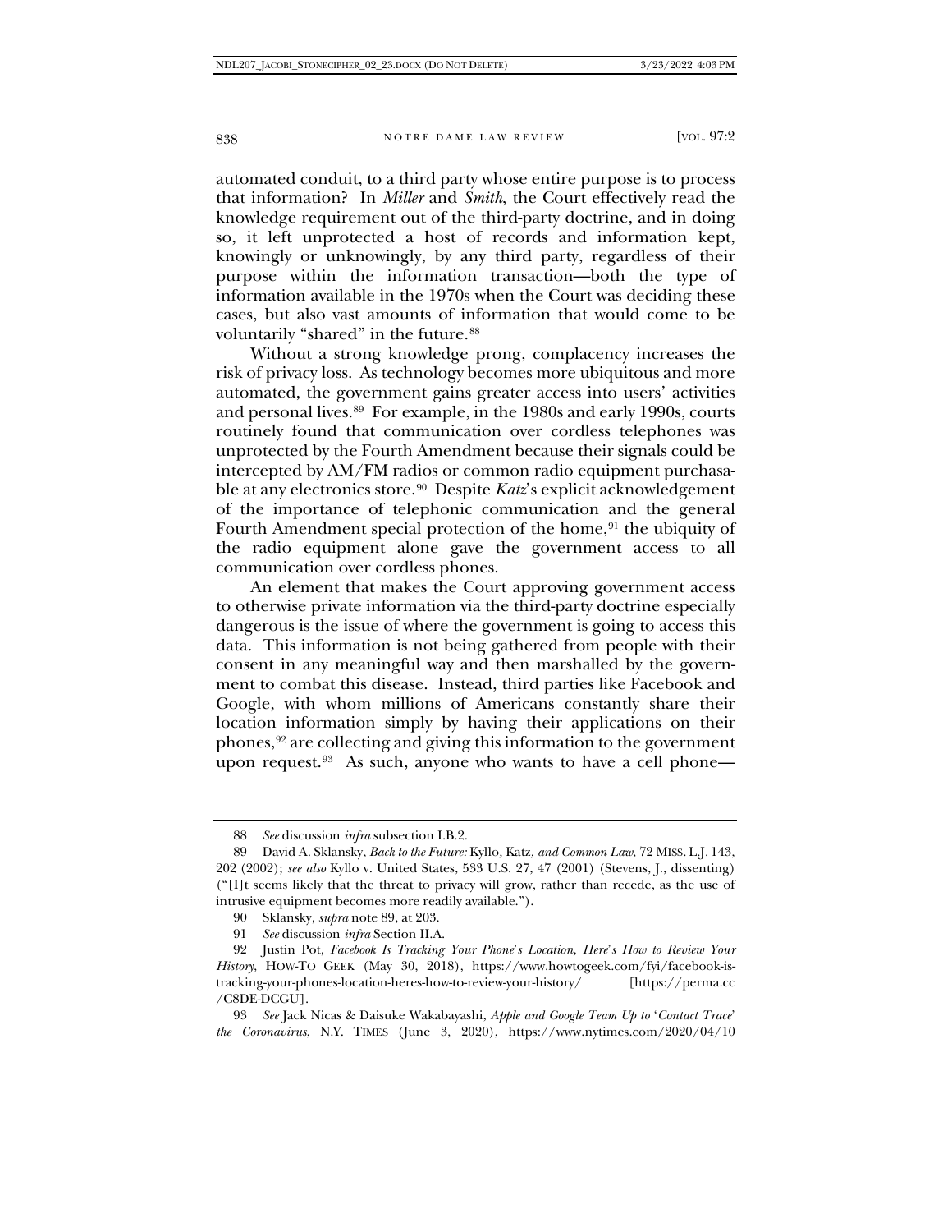automated conduit, to a third party whose entire purpose is to process that information? In *Miller* and *Smith*, the Court effectively read the knowledge requirement out of the third-party doctrine, and in doing so, it left unprotected a host of records and information kept, knowingly or unknowingly, by any third party, regardless of their purpose within the information transaction—both the type of information available in the 1970s when the Court was deciding these cases, but also vast amounts of information that would come to be voluntarily "shared" in the future.[88]

Without a strong knowledge prong, complacency increases the risk of privacy loss. As technology becomes more ubiquitous and more automated, the government gains greater access into users' activities and personal lives.[89] For example, in the 1980s and early 1990s, courts routinely found that communication over cordless telephones was unprotected by the Fourth Amendment because their signals could be intercepted by AM/FM radios or common radio equipment purchasable at any electronics store.[90] Despite *Katz*'s explicit acknowledgement of the importance of telephonic communication and the general Fourth Amendment special protection of the home,[91] the ubiquity of the radio equipment alone gave the government access to all communication over cordless phones.

An element that makes the Court approving government access to otherwise private information via the third-party doctrine especially dangerous is the issue of where the government is going to access this data. This information is not being gathered from people with their consent in any meaningful way and then marshalled by the government to combat this disease. Instead, third parties like Facebook and Google, with whom millions of Americans constantly share their location information simply by having their applications on their phones,[92] are collecting and giving this information to the government upon request.[93] As such, anyone who wants to have a cell phone—

---

88 *See* discussion *infra* subsection I.B.2.

89 David A. Sklansky, *Back to the Future:* Kyllo, Katz, *and Common Law*, 72 MISS. L.J. 143, 202 (2002); *see also* Kyllo v. United States, 533 U.S. 27, 47 (2001) (Stevens, J., dissenting) ("[I]t seems likely that the threat to privacy will grow, rather than recede, as the use of intrusive equipment becomes more readily available.").

90 Sklansky, *supra* note 89, at 203.

91 *See* discussion *infra* Section II.A.

92 Justin Pot, *Facebook Is Tracking Your Phone's Location, Here's How to Review Your History*, HOW-TO GEEK (May 30, 2018), https://www.howtogeek.com/fyi/facebook-is-tracking-your-phones-location-heres-how-to-review-your-history/ [https://perma.cc/C8DE-DCGU].

93 *See* Jack Nicas & Daisuke Wakabayashi, *Apple and Google Team Up to 'Contact Trace' the Coronavirus*, N.Y. TIMES (June 3, 2020), https://www.nytimes.com/2020/04/10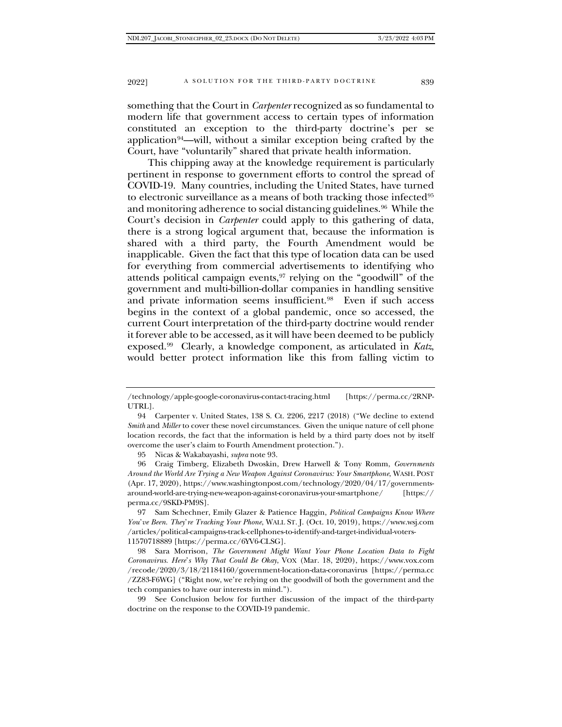something that the Court in *Carpenter* recognized as so fundamental to modern life that government access to certain types of information constituted an exception to the third-party doctrine's per se application[94]—will, without a similar exception being crafted by the Court, have "voluntarily" shared that private health information.

This chipping away at the knowledge requirement is particularly pertinent in response to government efforts to control the spread of COVID-19. Many countries, including the United States, have turned to electronic surveillance as a means of both tracking those infected[95] and monitoring adherence to social distancing guidelines.[96] While the Court's decision in *Carpenter* could apply to this gathering of data, there is a strong logical argument that, because the information is shared with a third party, the Fourth Amendment would be inapplicable. Given the fact that this type of location data can be used for everything from commercial advertisements to identifying who attends political campaign events,[97] relying on the "goodwill" of the government and multi-billion-dollar companies in handling sensitive and private information seems insufficient.[98] Even if such access begins in the context of a global pandemic, once so accessed, the current Court interpretation of the third-party doctrine would render it forever able to be accessed, as it will have been deemed to be publicly exposed.[99] Clearly, a knowledge component, as articulated in *Katz*, would better protect information like this from falling victim to

---

/technology/apple-google-coronavirus-contact-tracing.html [https://perma.cc/2RNP-UTRL].

94 Carpenter v. United States, 138 S. Ct. 2206, 2217 (2018) ("We decline to extend *Smith* and *Miller* to cover these novel circumstances. Given the unique nature of cell phone location records, the fact that the information is held by a third party does not by itself overcome the user's claim to Fourth Amendment protection.").

95 Nicas & Wakabayashi, *supra* note 93.

96 Craig Timberg, Elizabeth Dwoskin, Drew Harwell & Tony Romm, *Governments Around the World Are Trying a New Weapon Against Coronavirus: Your Smartphone*, WASH. POST (Apr. 17, 2020), https://www.washingtonpost.com/technology/2020/04/17/governments-around-world-are-trying-new-weapon-against-coronavirus-your-smartphone/ [https://perma.cc/9SKD-PM9S].

97 Sam Schechner, Emily Glazer & Patience Haggin, *Political Campaigns Know Where You've Been. They're Tracking Your Phone*, WALL ST. J. (Oct. 10, 2019), https://www.wsj.com/articles/political-campaigns-track-cellphones-to-identify-and-target-individual-voters-11570718889 [https://perma.cc/6YV6-CLSG].

98 Sara Morrison, *The Government Might Want Your Phone Location Data to Fight Coronavirus. Here's Why That Could Be Okay*, VOX (Mar. 18, 2020), https://www.vox.com/recode/2020/3/18/21184160/government-location-data-coronavirus [https://perma.cc/ZZ83-F6WG] ("Right now, we're relying on the goodwill of both the government and the tech companies to have our interests in mind.").

99 See Conclusion below for further discussion of the impact of the third-party doctrine on the response to the COVID-19 pandemic.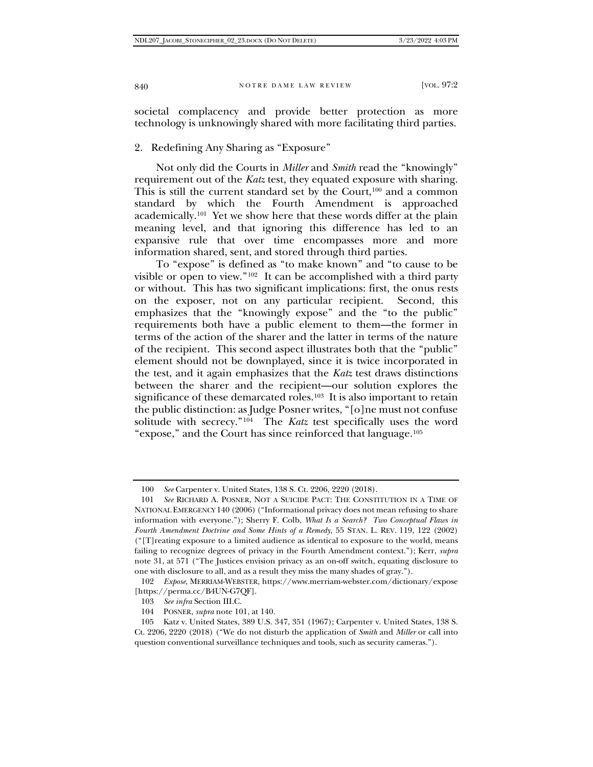societal complacency and provide better protection as more technology is unknowingly shared with more facilitating third parties.

### 2. Redefining Any Sharing as "Exposure"

Not only did the Courts in *Miller* and *Smith* read the "knowingly" requirement out of the *Katz* test, they equated exposure with sharing. This is still the current standard set by the Court,[100] and a common standard by which the Fourth Amendment is approached academically.[101] Yet we show here that these words differ at the plain meaning level, and that ignoring this difference has led to an expansive rule that over time encompasses more and more information shared, sent, and stored through third parties.

To "expose" is defined as "to make known" and "to cause to be visible or open to view."[102] It can be accomplished with a third party or without. This has two significant implications: first, the onus rests on the exposer, not on any particular recipient. Second, this emphasizes that the "knowingly expose" and the "to the public" requirements both have a public element to them—the former in terms of the action of the sharer and the latter in terms of the nature of the recipient. This second aspect illustrates both that the "public" element should not be downplayed, since it is twice incorporated in the test, and it again emphasizes that the *Katz* test draws distinctions between the sharer and the recipient—our solution explores the significance of these demarcated roles.[103] It is also important to retain the public distinction: as Judge Posner writes, "[o]ne must not confuse solitude with secrecy."[104] The *Katz* test specifically uses the word "expose," and the Court has since reinforced that language.[105]

---

100 *See* Carpenter v. United States, 138 S. Ct. 2206, 2220 (2018).

101 *See* RICHARD A. POSNER, NOT A SUICIDE PACT: THE CONSTITUTION IN A TIME OF NATIONAL EMERGENCY 140 (2006) ("Informational privacy does not mean refusing to share information with everyone."); Sherry F. Colb, *What Is a Search? Two Conceptual Flaws in Fourth Amendment Doctrine and Some Hints of a Remedy*, 55 STAN. L. REV. 119, 122 (2002) ("[T]reating exposure to a limited audience as identical to exposure to the world, means failing to recognize degrees of privacy in the Fourth Amendment context."); Kerr, *supra* note 31, at 571 ("The Justices envision privacy as an on-off switch, equating disclosure to one with disclosure to all, and as a result they miss the many shades of gray.").

102 *Expose*, MERRIAM-WEBSTER, https://www.merriam-webster.com/dictionary/expose [https://perma.cc/B4UN-G7QF].

103 *See infra* Section III.C.

104 POSNER, *supra* note 101, at 140.

105 Katz v. United States, 389 U.S. 347, 351 (1967); Carpenter v. United States, 138 S. Ct. 2206, 2220 (2018) ("We do not disturb the application of *Smith* and *Miller* or call into question conventional surveillance techniques and tools, such as security cameras.").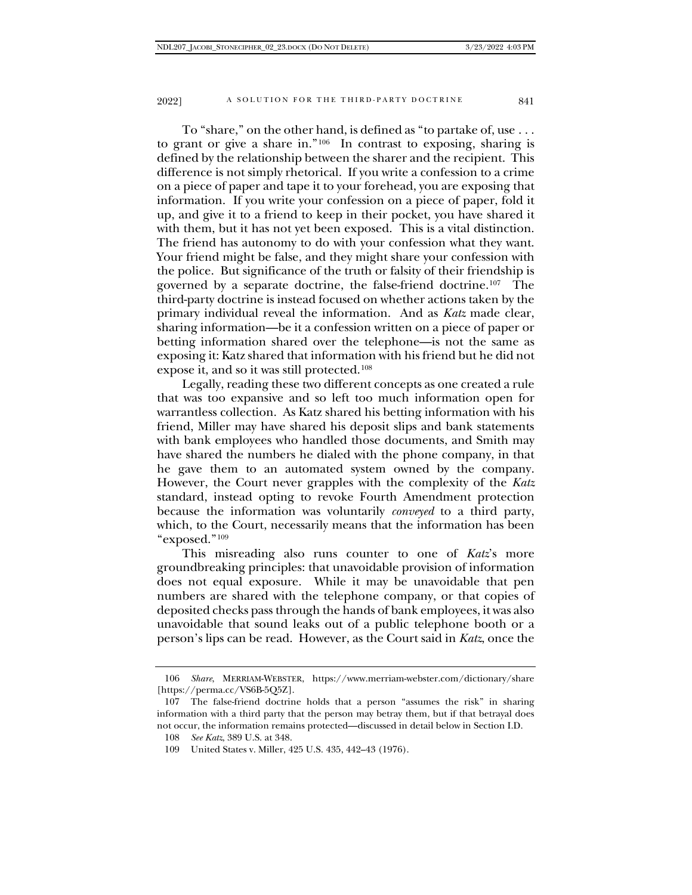To "share," on the other hand, is defined as "to partake of, use . . . to grant or give a share in."[106] In contrast to exposing, sharing is defined by the relationship between the sharer and the recipient. This difference is not simply rhetorical. If you write a confession to a crime on a piece of paper and tape it to your forehead, you are exposing that information. If you write your confession on a piece of paper, fold it up, and give it to a friend to keep in their pocket, you have shared it with them, but it has not yet been exposed. This is a vital distinction. The friend has autonomy to do with your confession what they want. Your friend might be false, and they might share your confession with the police. But significance of the truth or falsity of their friendship is governed by a separate doctrine, the false-friend doctrine.[107] The third-party doctrine is instead focused on whether actions taken by the primary individual reveal the information. And as *Katz* made clear, sharing information—be it a confession written on a piece of paper or betting information shared over the telephone—is not the same as exposing it: Katz shared that information with his friend but he did not expose it, and so it was still protected.[108]

Legally, reading these two different concepts as one created a rule that was too expansive and so left too much information open for warrantless collection. As Katz shared his betting information with his friend, Miller may have shared his deposit slips and bank statements with bank employees who handled those documents, and Smith may have shared the numbers he dialed with the phone company, in that he gave them to an automated system owned by the company. However, the Court never grapples with the complexity of the *Katz* standard, instead opting to revoke Fourth Amendment protection because the information was voluntarily *conveyed* to a third party, which, to the Court, necessarily means that the information has been "exposed."[109]

This misreading also runs counter to one of *Katz*'s more groundbreaking principles: that unavoidable provision of information does not equal exposure. While it may be unavoidable that pen numbers are shared with the telephone company, or that copies of deposited checks pass through the hands of bank employees, it was also unavoidable that sound leaks out of a public telephone booth or a person's lips can be read. However, as the Court said in *Katz*, once the

---

106 *Share*, MERRIAM-WEBSTER, https://www.merriam-webster.com/dictionary/share [https://perma.cc/VS6B-5Q5Z].

107 The false-friend doctrine holds that a person "assumes the risk" in sharing information with a third party that the person may betray them, but if that betrayal does not occur, the information remains protected—discussed in detail below in Section I.D.

108 *See Katz*, 389 U.S. at 348.

109 United States v. Miller, 425 U.S. 435, 442–43 (1976).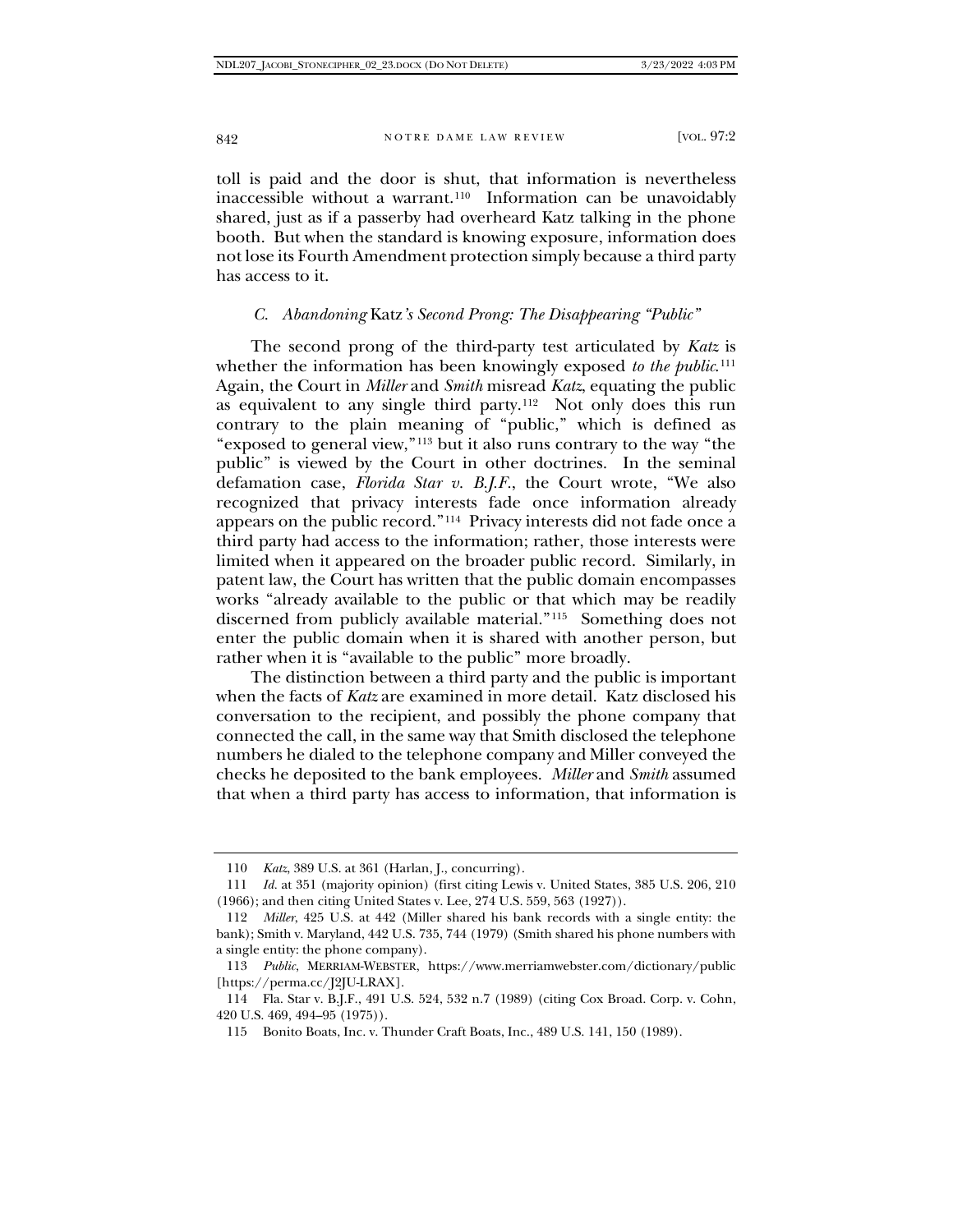toll is paid and the door is shut, that information is nevertheless inaccessible without a warrant.[110] Information can be unavoidably shared, just as if a passerby had overheard Katz talking in the phone booth. But when the standard is knowing exposure, information does not lose its Fourth Amendment protection simply because a third party has access to it.

### *C. Abandoning* Katz*'s Second Prong: The Disappearing "Public"*

The second prong of the third-party test articulated by *Katz* is whether the information has been knowingly exposed *to the public*.[111] Again, the Court in *Miller* and *Smith* misread *Katz*, equating the public as equivalent to any single third party.[112] Not only does this run contrary to the plain meaning of "public," which is defined as "exposed to general view,"[113] but it also runs contrary to the way "the public" is viewed by the Court in other doctrines. In the seminal defamation case, *Florida Star v. B.J.F.*, the Court wrote, "We also recognized that privacy interests fade once information already appears on the public record."[114] Privacy interests did not fade once a third party had access to the information; rather, those interests were limited when it appeared on the broader public record. Similarly, in patent law, the Court has written that the public domain encompasses works "already available to the public or that which may be readily discerned from publicly available material."[115] Something does not enter the public domain when it is shared with another person, but rather when it is "available to the public" more broadly.

The distinction between a third party and the public is important when the facts of *Katz* are examined in more detail. Katz disclosed his conversation to the recipient, and possibly the phone company that connected the call, in the same way that Smith disclosed the telephone numbers he dialed to the telephone company and Miller conveyed the checks he deposited to the bank employees. *Miller* and *Smith* assumed that when a third party has access to information, that information is

---

110 *Katz*, 389 U.S. at 361 (Harlan, J., concurring).

111 *Id.* at 351 (majority opinion) (first citing Lewis v. United States, 385 U.S. 206, 210 (1966); and then citing United States v. Lee, 274 U.S. 559, 563 (1927)).

112 *Miller*, 425 U.S. at 442 (Miller shared his bank records with a single entity: the bank); Smith v. Maryland, 442 U.S. 735, 744 (1979) (Smith shared his phone numbers with a single entity: the phone company).

113 *Public*, MERRIAM-WEBSTER, https://www.merriamwebster.com/dictionary/public [https://perma.cc/J2JU-LRAX].

114 Fla. Star v. B.J.F., 491 U.S. 524, 532 n.7 (1989) (citing Cox Broad. Corp. v. Cohn, 420 U.S. 469, 494–95 (1975)).

115 Bonito Boats, Inc. v. Thunder Craft Boats, Inc., 489 U.S. 141, 150 (1989).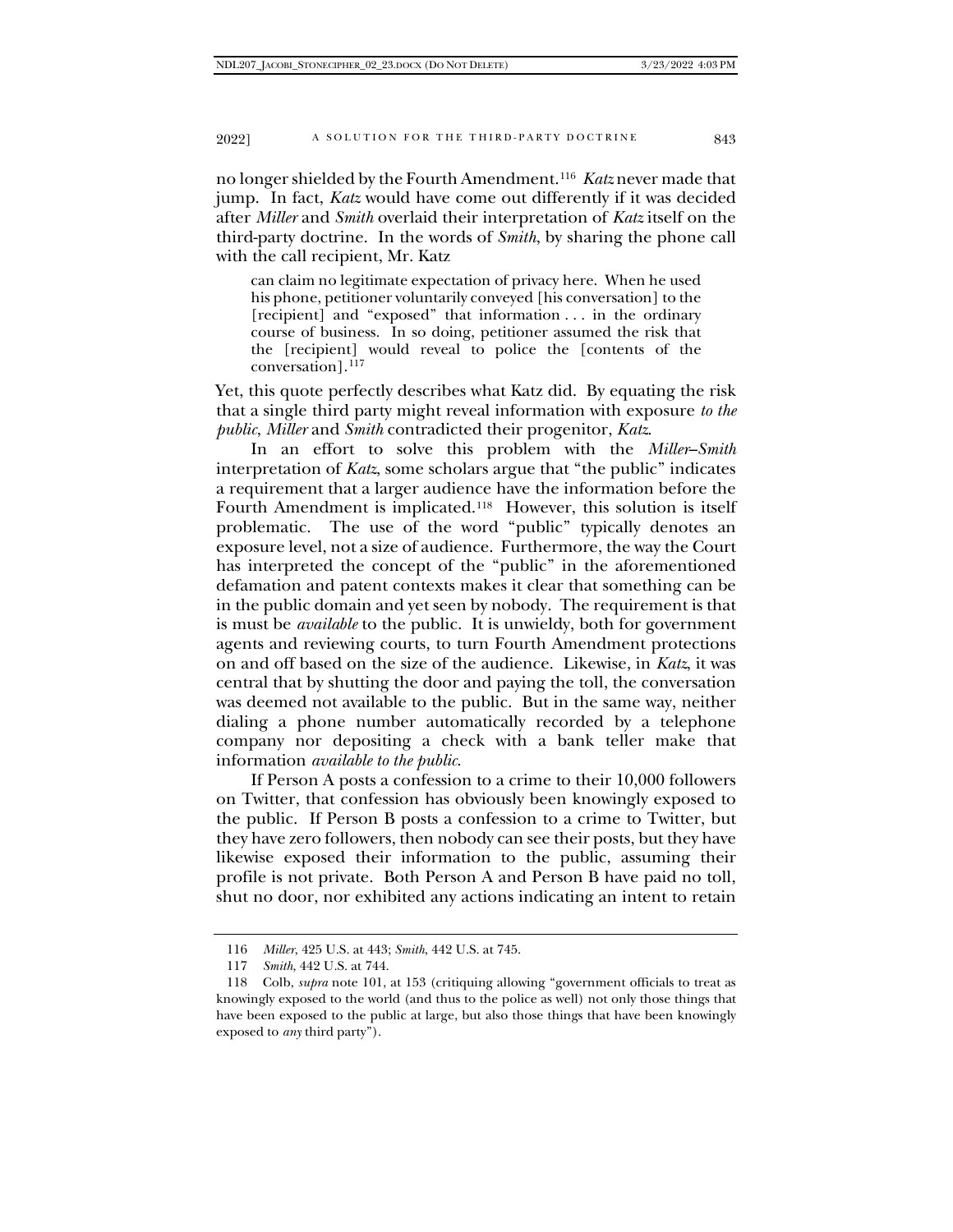no longer shielded by the Fourth Amendment.[116] *Katz* never made that jump. In fact, *Katz* would have come out differently if it was decided after *Miller* and *Smith* overlaid their interpretation of *Katz* itself on the third-party doctrine. In the words of *Smith*, by sharing the phone call with the call recipient, Mr. Katz

> can claim no legitimate expectation of privacy here. When he used his phone, petitioner voluntarily conveyed [his conversation] to the [recipient] and "exposed" that information . . . in the ordinary course of business. In so doing, petitioner assumed the risk that the [recipient] would reveal to police the [contents of the conversation].[117]

Yet, this quote perfectly describes what Katz did. By equating the risk that a single third party might reveal information with exposure *to the public*, *Miller* and *Smith* contradicted their progenitor, *Katz*.

In an effort to solve this problem with the *Miller*–*Smith* interpretation of *Katz*, some scholars argue that "the public" indicates a requirement that a larger audience have the information before the Fourth Amendment is implicated.[118] However, this solution is itself problematic. The use of the word "public" typically denotes an exposure level, not a size of audience. Furthermore, the way the Court has interpreted the concept of the "public" in the aforementioned defamation and patent contexts makes it clear that something can be in the public domain and yet seen by nobody. The requirement is that is must be *available* to the public. It is unwieldy, both for government agents and reviewing courts, to turn Fourth Amendment protections on and off based on the size of the audience. Likewise, in *Katz*, it was central that by shutting the door and paying the toll, the conversation was deemed not available to the public. But in the same way, neither dialing a phone number automatically recorded by a telephone company nor depositing a check with a bank teller make that information *available to the public*.

If Person A posts a confession to a crime to their 10,000 followers on Twitter, that confession has obviously been knowingly exposed to the public. If Person B posts a confession to a crime to Twitter, but they have zero followers, then nobody can see their posts, but they have likewise exposed their information to the public, assuming their profile is not private. Both Person A and Person B have paid no toll, shut no door, nor exhibited any actions indicating an intent to retain

---

116 *Miller*, 425 U.S. at 443; *Smith*, 442 U.S. at 745.

117 *Smith*, 442 U.S. at 744.

118 Colb, *supra* note 101, at 153 (critiquing allowing "government officials to treat as knowingly exposed to the world (and thus to the police as well) not only those things that have been exposed to the public at large, but also those things that have been knowingly exposed to *any* third party").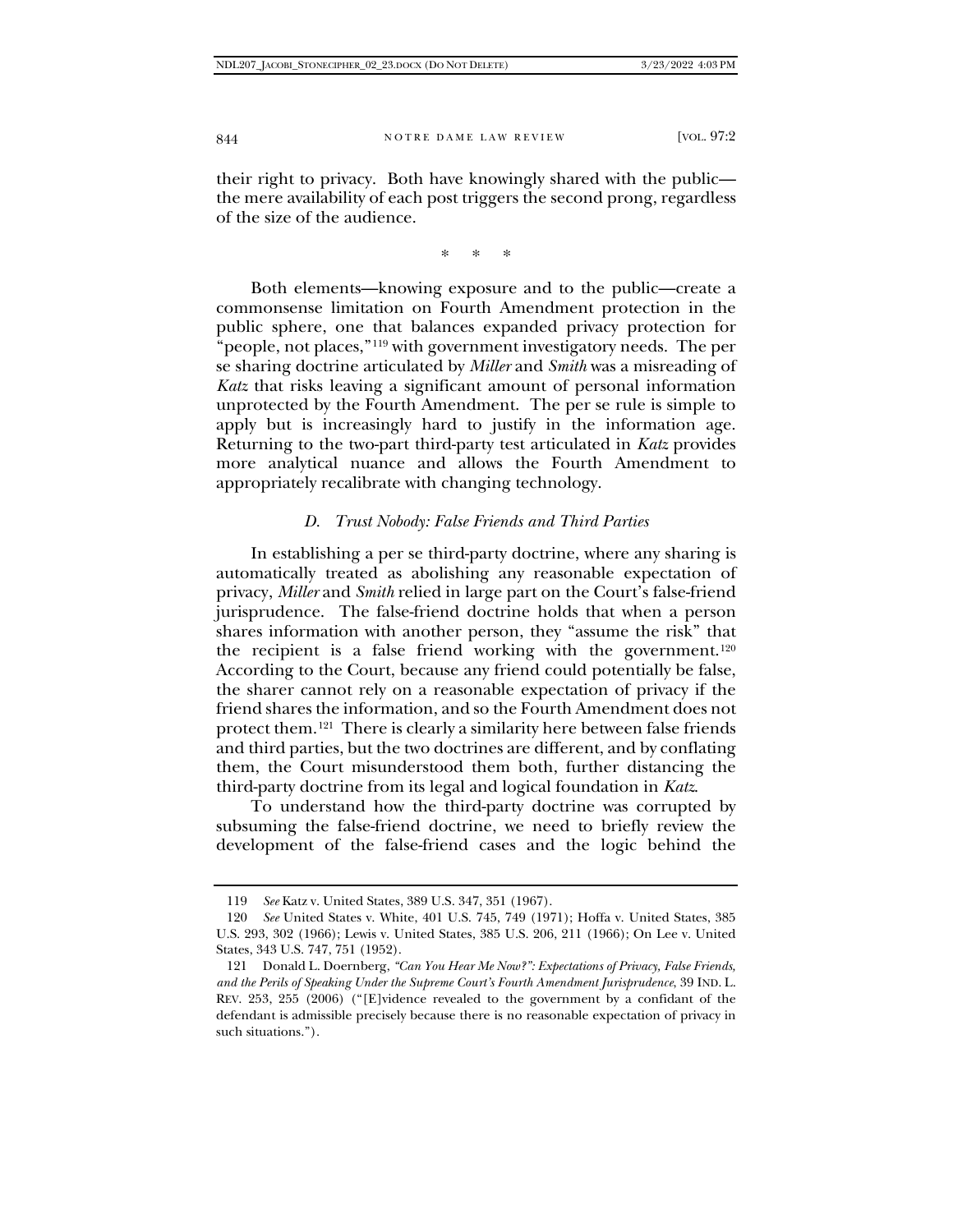their right to privacy. Both have knowingly shared with the public—the mere availability of each post triggers the second prong, regardless of the size of the audience.

\* \* \*

Both elements—knowing exposure and to the public—create a commonsense limitation on Fourth Amendment protection in the public sphere, one that balances expanded privacy protection for "people, not places,"[119] with government investigatory needs. The per se sharing doctrine articulated by *Miller* and *Smith* was a misreading of *Katz* that risks leaving a significant amount of personal information unprotected by the Fourth Amendment. The per se rule is simple to apply but is increasingly hard to justify in the information age. Returning to the two-part third-party test articulated in *Katz* provides more analytical nuance and allows the Fourth Amendment to appropriately recalibrate with changing technology.

### *D. Trust Nobody: False Friends and Third Parties*

In establishing a per se third-party doctrine, where any sharing is automatically treated as abolishing any reasonable expectation of privacy, *Miller* and *Smith* relied in large part on the Court's false-friend jurisprudence. The false-friend doctrine holds that when a person shares information with another person, they "assume the risk" that the recipient is a false friend working with the government.[120] According to the Court, because any friend could potentially be false, the sharer cannot rely on a reasonable expectation of privacy if the friend shares the information, and so the Fourth Amendment does not protect them.[121] There is clearly a similarity here between false friends and third parties, but the two doctrines are different, and by conflating them, the Court misunderstood them both, further distancing the third-party doctrine from its legal and logical foundation in *Katz*.

To understand how the third-party doctrine was corrupted by subsuming the false-friend doctrine, we need to briefly review the development of the false-friend cases and the logic behind the

---

119 *See* Katz v. United States, 389 U.S. 347, 351 (1967).

120 *See* United States v. White, 401 U.S. 745, 749 (1971); Hoffa v. United States, 385 U.S. 293, 302 (1966); Lewis v. United States, 385 U.S. 206, 211 (1966); On Lee v. United States, 343 U.S. 747, 751 (1952).

121 Donald L. Doernberg, *"Can You Hear Me Now?": Expectations of Privacy, False Friends, and the Perils of Speaking Under the Supreme Court's Fourth Amendment Jurisprudence*, 39 IND. L. REV. 253, 255 (2006) ("[E]vidence revealed to the government by a confidant of the defendant is admissible precisely because there is no reasonable expectation of privacy in such situations.").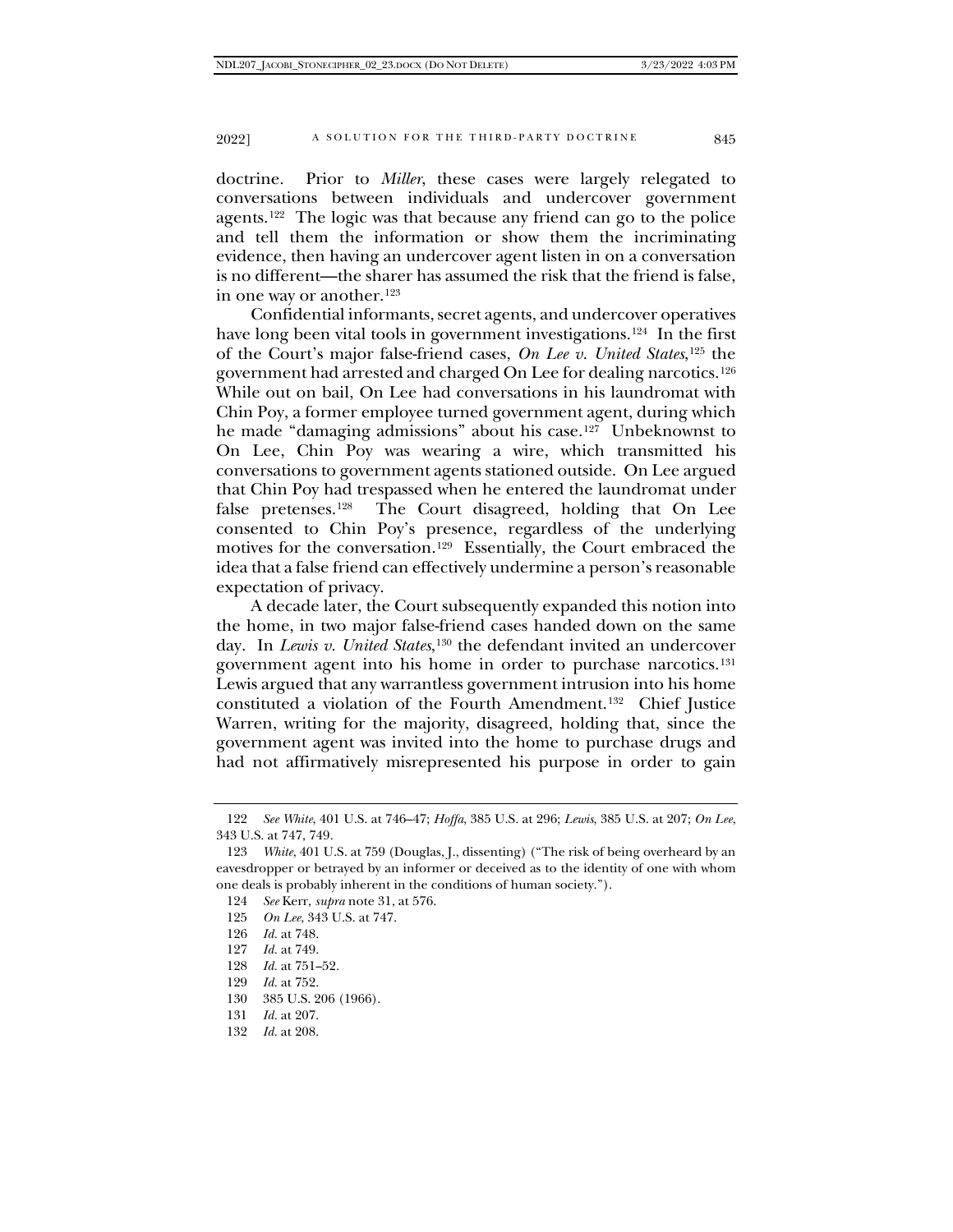doctrine. Prior to *Miller*, these cases were largely relegated to conversations between individuals and undercover government agents.[122] The logic was that because any friend can go to the police and tell them the information or show them the incriminating evidence, then having an undercover agent listen in on a conversation is no different—the sharer has assumed the risk that the friend is false, in one way or another.[123]

Confidential informants, secret agents, and undercover operatives have long been vital tools in government investigations.[124] In the first of the Court's major false-friend cases, *On Lee v. United States*,[125] the government had arrested and charged On Lee for dealing narcotics.[126] While out on bail, On Lee had conversations in his laundromat with Chin Poy, a former employee turned government agent, during which he made "damaging admissions" about his case.[127] Unbeknownst to On Lee, Chin Poy was wearing a wire, which transmitted his conversations to government agents stationed outside. On Lee argued that Chin Poy had trespassed when he entered the laundromat under false pretenses.[128] The Court disagreed, holding that On Lee consented to Chin Poy's presence, regardless of the underlying motives for the conversation.[129] Essentially, the Court embraced the idea that a false friend can effectively undermine a person's reasonable expectation of privacy.

A decade later, the Court subsequently expanded this notion into the home, in two major false-friend cases handed down on the same day. In *Lewis v. United States*,[130] the defendant invited an undercover government agent into his home in order to purchase narcotics.[131] Lewis argued that any warrantless government intrusion into his home constituted a violation of the Fourth Amendment.[132] Chief Justice Warren, writing for the majority, disagreed, holding that, since the government agent was invited into the home to purchase drugs and had not affirmatively misrepresented his purpose in order to gain

---

122 *See White*, 401 U.S. at 746–47; *Hoffa*, 385 U.S. at 296; *Lewis*, 385 U.S. at 207; *On Lee*, 343 U.S. at 747, 749.

123 *White*, 401 U.S. at 759 (Douglas, J., dissenting) ("The risk of being overheard by an eavesdropper or betrayed by an informer or deceived as to the identity of one with whom one deals is probably inherent in the conditions of human society.").

124 *See* Kerr, *supra* note 31, at 576.

125 *On Lee*, 343 U.S. at 747.

126 *Id.* at 748.

127 *Id.* at 749.

128 *Id.* at 751–52.

129 *Id.* at 752.

130 385 U.S. 206 (1966).

131 *Id.* at 207.

132 *Id.* at 208.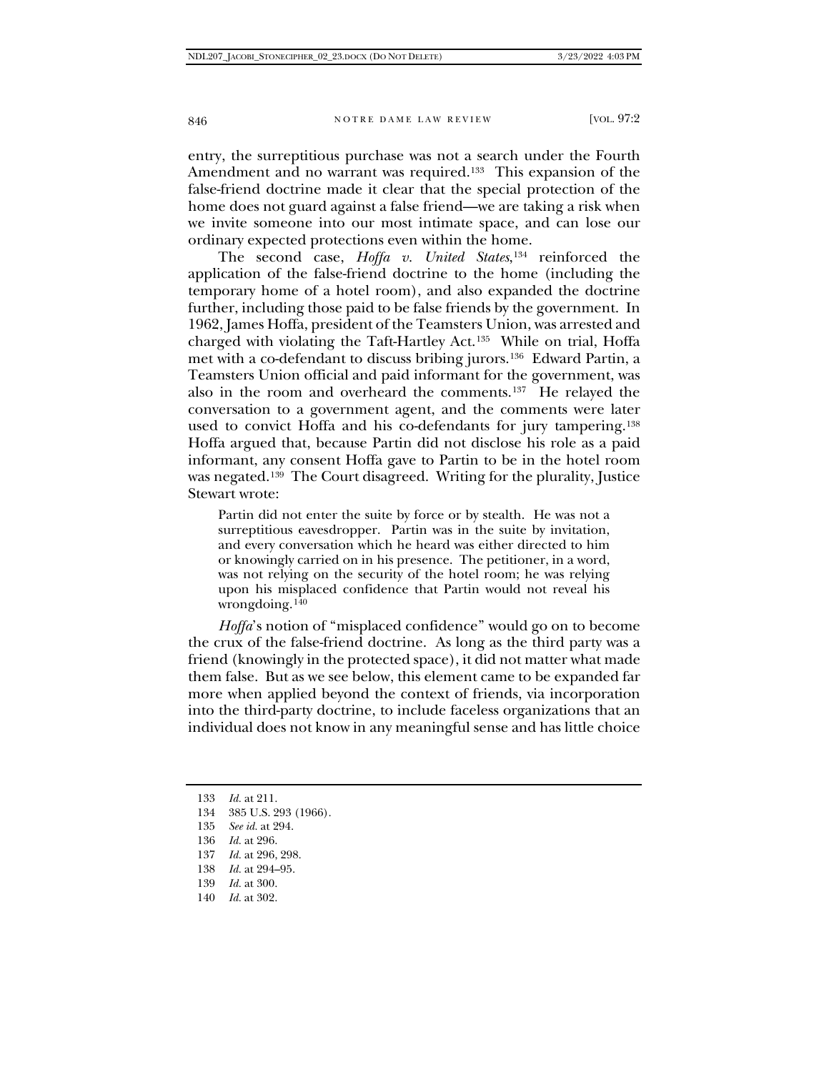entry, the surreptitious purchase was not a search under the Fourth Amendment and no warrant was required.[133] This expansion of the false-friend doctrine made it clear that the special protection of the home does not guard against a false friend—we are taking a risk when we invite someone into our most intimate space, and can lose our ordinary expected protections even within the home.

The second case, *Hoffa v. United States*,[134] reinforced the application of the false-friend doctrine to the home (including the temporary home of a hotel room), and also expanded the doctrine further, including those paid to be false friends by the government. In 1962, James Hoffa, president of the Teamsters Union, was arrested and charged with violating the Taft-Hartley Act.[135] While on trial, Hoffa met with a co-defendant to discuss bribing jurors.[136] Edward Partin, a Teamsters Union official and paid informant for the government, was also in the room and overheard the comments.[137] He relayed the conversation to a government agent, and the comments were later used to convict Hoffa and his co-defendants for jury tampering.[138] Hoffa argued that, because Partin did not disclose his role as a paid informant, any consent Hoffa gave to Partin to be in the hotel room was negated.[139] The Court disagreed. Writing for the plurality, Justice Stewart wrote:

> Partin did not enter the suite by force or by stealth. He was not a surreptitious eavesdropper. Partin was in the suite by invitation, and every conversation which he heard was either directed to him or knowingly carried on in his presence. The petitioner, in a word, was not relying on the security of the hotel room; he was relying upon his misplaced confidence that Partin would not reveal his wrongdoing.[140]

*Hoffa*'s notion of "misplaced confidence" would go on to become the crux of the false-friend doctrine. As long as the third party was a friend (knowingly in the protected space), it did not matter what made them false. But as we see below, this element came to be expanded far more when applied beyond the context of friends, via incorporation into the third-party doctrine, to include faceless organizations that an individual does not know in any meaningful sense and has little choice

---

133 *Id.* at 211.

134 385 U.S. 293 (1966).

135 *See id.* at 294.

136 *Id.* at 296.

137 *Id.* at 296, 298.

138 *Id.* at 294–95.

139 *Id.* at 300.

140 *Id.* at 302.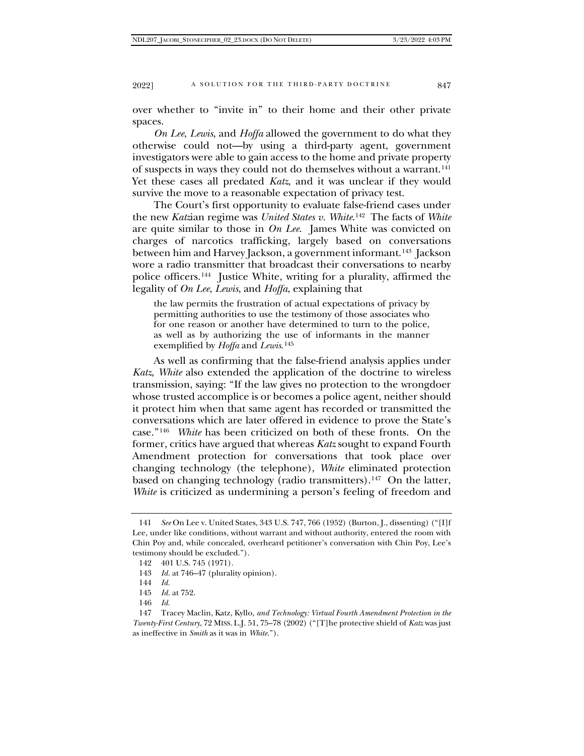over whether to "invite in" to their home and their other private spaces.

*On Lee*, *Lewis*, and *Hoffa* allowed the government to do what they otherwise could not—by using a third-party agent, government investigators were able to gain access to the home and private property of suspects in ways they could not do themselves without a warrant.[141] Yet these cases all predated *Katz*, and it was unclear if they would survive the move to a reasonable expectation of privacy test.

The Court's first opportunity to evaluate false-friend cases under the new *Katz*ian regime was *United States v. White*.[142] The facts of *White* are quite similar to those in *On Lee*. James White was convicted on charges of narcotics trafficking, largely based on conversations between him and Harvey Jackson, a government informant.[143] Jackson wore a radio transmitter that broadcast their conversations to nearby police officers.[144] Justice White, writing for a plurality, affirmed the legality of *On Lee*, *Lewis*, and *Hoffa*, explaining that

> the law permits the frustration of actual expectations of privacy by permitting authorities to use the testimony of those associates who for one reason or another have determined to turn to the police, as well as by authorizing the use of informants in the manner exemplified by *Hoffa* and *Lewis*.[145]

As well as confirming that the false-friend analysis applies under *Katz*, *White* also extended the application of the doctrine to wireless transmission, saying: "If the law gives no protection to the wrongdoer whose trusted accomplice is or becomes a police agent, neither should it protect him when that same agent has recorded or transmitted the conversations which are later offered in evidence to prove the State's case."[146] *White* has been criticized on both of these fronts. On the former, critics have argued that whereas *Katz* sought to expand Fourth Amendment protection for conversations that took place over changing technology (the telephone), *White* eliminated protection based on changing technology (radio transmitters).[147] On the latter, *White* is criticized as undermining a person's feeling of freedom and

---

141 *See* On Lee v. United States, 343 U.S. 747, 766 (1952) (Burton, J., dissenting) ("[I]f Lee, under like conditions, without warrant and without authority, entered the room with Chin Poy and, while concealed, overheard petitioner's conversation with Chin Poy, Lee's testimony should be excluded.").

142 401 U.S. 745 (1971).

143 *Id.* at 746–47 (plurality opinion).

144 *Id.*

145 *Id.* at 752.

146 *Id.*

147 Tracey Maclin, Katz, Kyllo, *and Technology: Virtual Fourth Amendment Protection in the Twenty-First Century*, 72 MISS. L.J. 51, 75–78 (2002) ("[T]he protective shield of *Katz* was just as ineffective in *Smith* as it was in *White*.").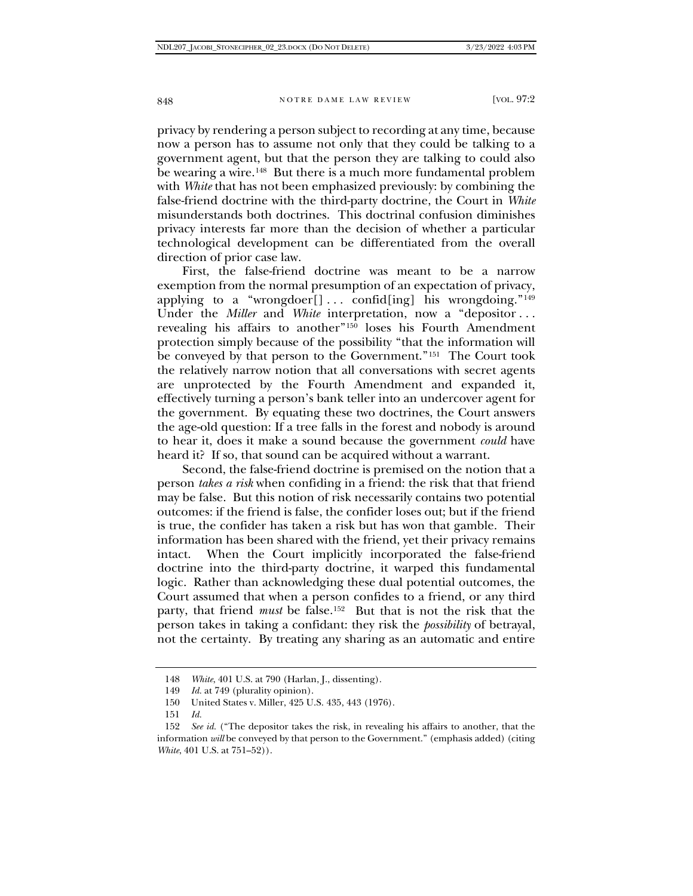privacy by rendering a person subject to recording at any time, because now a person has to assume not only that they could be talking to a government agent, but that the person they are talking to could also be wearing a wire.[148] But there is a much more fundamental problem with *White* that has not been emphasized previously: by combining the false-friend doctrine with the third-party doctrine, the Court in *White* misunderstands both doctrines. This doctrinal confusion diminishes privacy interests far more than the decision of whether a particular technological development can be differentiated from the overall direction of prior case law.

First, the false-friend doctrine was meant to be a narrow exemption from the normal presumption of an expectation of privacy, applying to a "wrongdoer[] . . . confid[ing] his wrongdoing."[149] Under the *Miller* and *White* interpretation, now a "depositor . . . revealing his affairs to another"[150] loses his Fourth Amendment protection simply because of the possibility "that the information will be conveyed by that person to the Government."[151] The Court took the relatively narrow notion that all conversations with secret agents are unprotected by the Fourth Amendment and expanded it, effectively turning a person's bank teller into an undercover agent for the government. By equating these two doctrines, the Court answers the age-old question: If a tree falls in the forest and nobody is around to hear it, does it make a sound because the government *could* have heard it? If so, that sound can be acquired without a warrant.

Second, the false-friend doctrine is premised on the notion that a person *takes a risk* when confiding in a friend: the risk that that friend may be false. But this notion of risk necessarily contains two potential outcomes: if the friend is false, the confider loses out; but if the friend is true, the confider has taken a risk but has won that gamble. Their information has been shared with the friend, yet their privacy remains intact. When the Court implicitly incorporated the false-friend doctrine into the third-party doctrine, it warped this fundamental logic. Rather than acknowledging these dual potential outcomes, the Court assumed that when a person confides to a friend, or any third party, that friend *must* be false.[152] But that is not the risk that the person takes in taking a confidant: they risk the *possibility* of betrayal, not the certainty. By treating any sharing as an automatic and entire

---

148 *White*, 401 U.S. at 790 (Harlan, J., dissenting).

149 *Id.* at 749 (plurality opinion).

150 United States v. Miller, 425 U.S. 435, 443 (1976).

151 *Id.*

152 *See id.* ("The depositor takes the risk, in revealing his affairs to another, that the information *will* be conveyed by that person to the Government." (emphasis added) (citing *White*, 401 U.S. at 751–52)).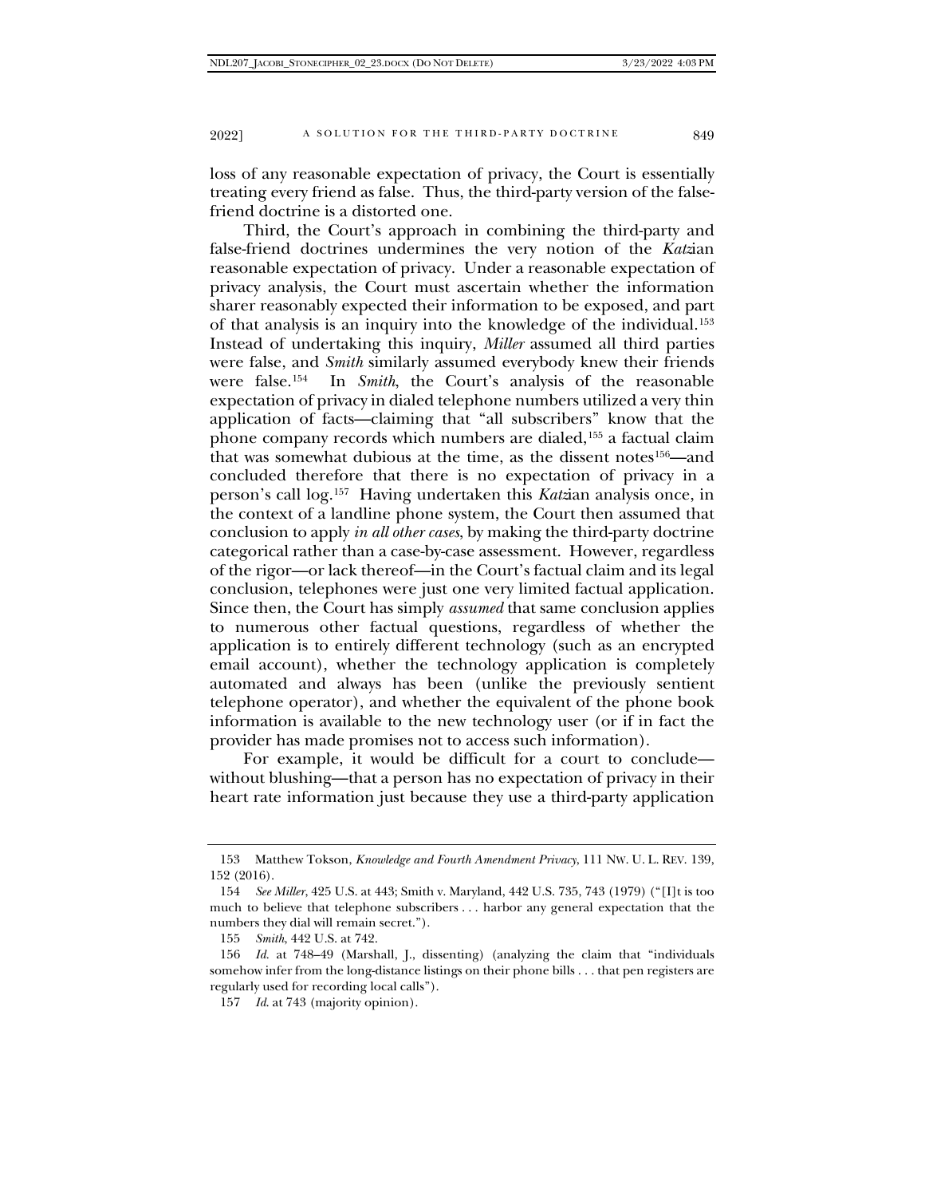loss of any reasonable expectation of privacy, the Court is essentially treating every friend as false. Thus, the third-party version of the false-friend doctrine is a distorted one.

Third, the Court's approach in combining the third-party and false-friend doctrines undermines the very notion of the *Katz*ian reasonable expectation of privacy. Under a reasonable expectation of privacy analysis, the Court must ascertain whether the information sharer reasonably expected their information to be exposed, and part of that analysis is an inquiry into the knowledge of the individual.[153] Instead of undertaking this inquiry, *Miller* assumed all third parties were false, and *Smith* similarly assumed everybody knew their friends were false.[154] In *Smith*, the Court's analysis of the reasonable expectation of privacy in dialed telephone numbers utilized a very thin application of facts—claiming that "all subscribers" know that the phone company records which numbers are dialed,[155] a factual claim that was somewhat dubious at the time, as the dissent notes[156]—and concluded therefore that there is no expectation of privacy in a person's call log.[157] Having undertaken this *Katz*ian analysis once, in the context of a landline phone system, the Court then assumed that conclusion to apply *in all other cases*, by making the third-party doctrine categorical rather than a case-by-case assessment. However, regardless of the rigor—or lack thereof—in the Court's factual claim and its legal conclusion, telephones were just one very limited factual application. Since then, the Court has simply *assumed* that same conclusion applies to numerous other factual questions, regardless of whether the application is to entirely different technology (such as an encrypted email account), whether the technology application is completely automated and always has been (unlike the previously sentient telephone operator), and whether the equivalent of the phone book information is available to the new technology user (or if in fact the provider has made promises not to access such information).

For example, it would be difficult for a court to conclude—without blushing—that a person has no expectation of privacy in their heart rate information just because they use a third-party application

---

153 Matthew Tokson, *Knowledge and Fourth Amendment Privacy*, 111 NW. U. L. REV. 139, 152 (2016).

154 *See Miller*, 425 U.S. at 443; Smith v. Maryland, 442 U.S. 735, 743 (1979) ("[I]t is too much to believe that telephone subscribers . . . harbor any general expectation that the numbers they dial will remain secret.").

155 *Smith*, 442 U.S. at 742.

156 *Id.* at 748–49 (Marshall, J., dissenting) (analyzing the claim that "individuals somehow infer from the long-distance listings on their phone bills . . . that pen registers are regularly used for recording local calls").

157 *Id.* at 743 (majority opinion).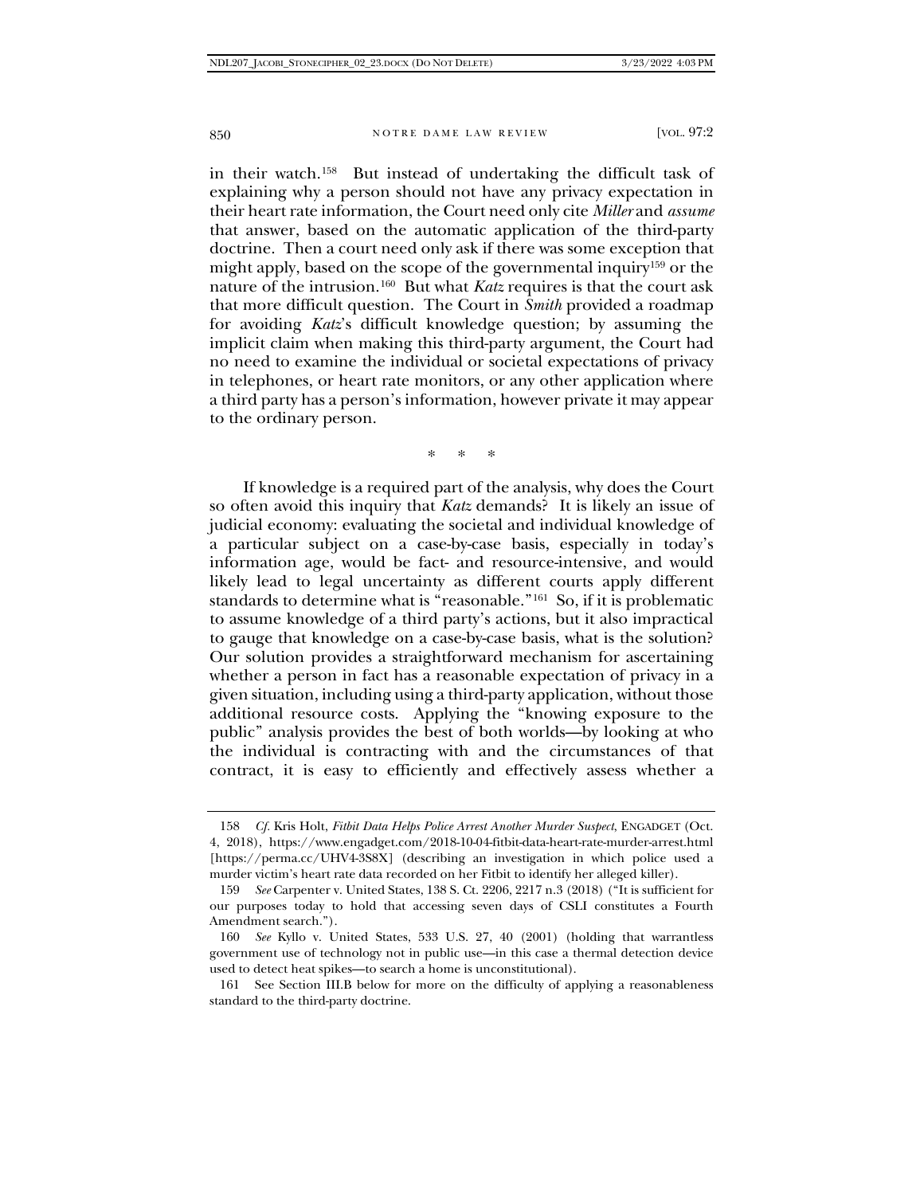in their watch.[158] But instead of undertaking the difficult task of explaining why a person should not have any privacy expectation in their heart rate information, the Court need only cite *Miller* and *assume* that answer, based on the automatic application of the third-party doctrine. Then a court need only ask if there was some exception that might apply, based on the scope of the governmental inquiry[159] or the nature of the intrusion.[160] But what *Katz* requires is that the court ask that more difficult question. The Court in *Smith* provided a roadmap for avoiding *Katz*'s difficult knowledge question; by assuming the implicit claim when making this third-party argument, the Court had no need to examine the individual or societal expectations of privacy in telephones, or heart rate monitors, or any other application where a third party has a person's information, however private it may appear to the ordinary person.

\* \* \*

If knowledge is a required part of the analysis, why does the Court so often avoid this inquiry that *Katz* demands? It is likely an issue of judicial economy: evaluating the societal and individual knowledge of a particular subject on a case-by-case basis, especially in today's information age, would be fact- and resource-intensive, and would likely lead to legal uncertainty as different courts apply different standards to determine what is "reasonable."[161] So, if it is problematic to assume knowledge of a third party's actions, but it also impractical to gauge that knowledge on a case-by-case basis, what is the solution? Our solution provides a straightforward mechanism for ascertaining whether a person in fact has a reasonable expectation of privacy in a given situation, including using a third-party application, without those additional resource costs. Applying the "knowing exposure to the public" analysis provides the best of both worlds—by looking at who the individual is contracting with and the circumstances of that contract, it is easy to efficiently and effectively assess whether a

---

158 *Cf.* Kris Holt, *Fitbit Data Helps Police Arrest Another Murder Suspect*, ENGADGET (Oct. 4, 2018), https://www.engadget.com/2018-10-04-fitbit-data-heart-rate-murder-arrest.html [https://perma.cc/UHV4-3S8X] (describing an investigation in which police used a murder victim's heart rate data recorded on her Fitbit to identify her alleged killer).

159 *See* Carpenter v. United States, 138 S. Ct. 2206, 2217 n.3 (2018) ("It is sufficient for our purposes today to hold that accessing seven days of CSLI constitutes a Fourth Amendment search.").

160 *See* Kyllo v. United States, 533 U.S. 27, 40 (2001) (holding that warrantless government use of technology not in public use—in this case a thermal detection device used to detect heat spikes—to search a home is unconstitutional).

161 See Section III.B below for more on the difficulty of applying a reasonableness standard to the third-party doctrine.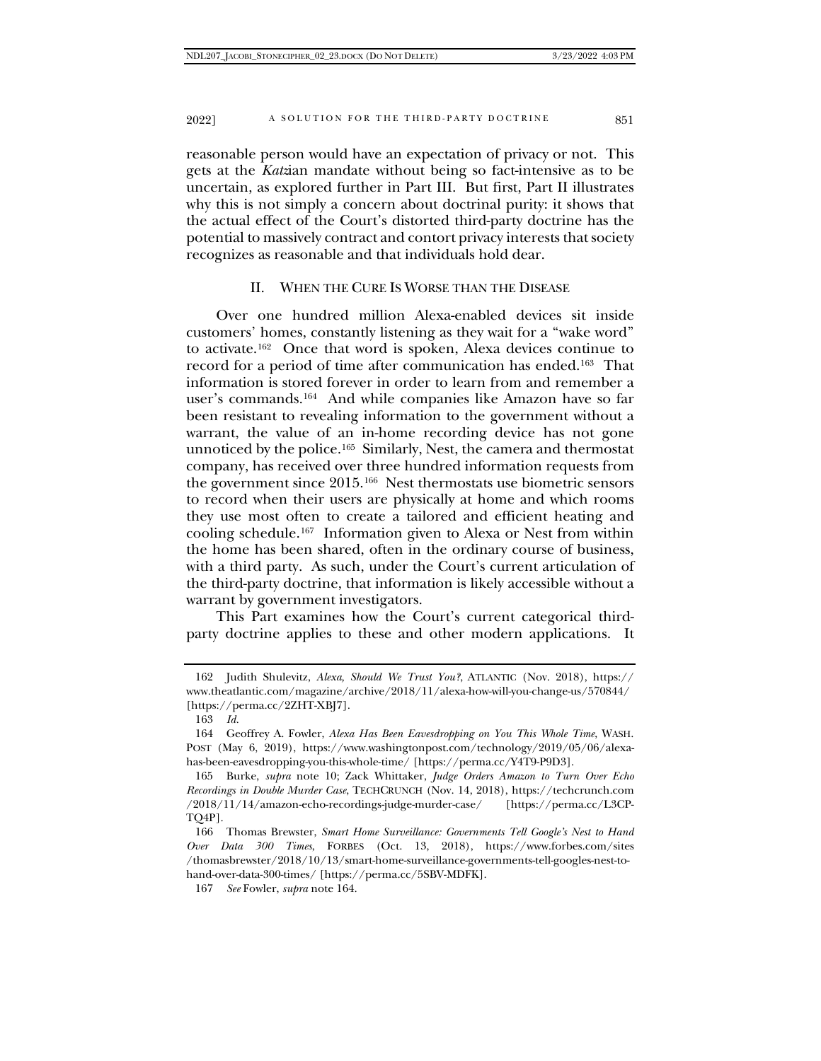reasonable person would have an expectation of privacy or not. This gets at the *Katz*ian mandate without being so fact-intensive as to be uncertain, as explored further in Part III. But first, Part II illustrates why this is not simply a concern about doctrinal purity: it shows that the actual effect of the Court's distorted third-party doctrine has the potential to massively contract and contort privacy interests that society recognizes as reasonable and that individuals hold dear.

## II. WHEN THE CURE IS WORSE THAN THE DISEASE

Over one hundred million Alexa-enabled devices sit inside customers' homes, constantly listening as they wait for a "wake word" to activate.[162] Once that word is spoken, Alexa devices continue to record for a period of time after communication has ended.[163] That information is stored forever in order to learn from and remember a user's commands.[164] And while companies like Amazon have so far been resistant to revealing information to the government without a warrant, the value of an in-home recording device has not gone unnoticed by the police.[165] Similarly, Nest, the camera and thermostat company, has received over three hundred information requests from the government since 2015.[166] Nest thermostats use biometric sensors to record when their users are physically at home and which rooms they use most often to create a tailored and efficient heating and cooling schedule.[167] Information given to Alexa or Nest from within the home has been shared, often in the ordinary course of business, with a third party. As such, under the Court's current articulation of the third-party doctrine, that information is likely accessible without a warrant by government investigators.

This Part examines how the Court's current categorical third-party doctrine applies to these and other modern applications. It

---

162 Judith Shulevitz, *Alexa, Should We Trust You?*, ATLANTIC (Nov. 2018), https://www.theatlantic.com/magazine/archive/2018/11/alexa-how-will-you-change-us/570844/ [https://perma.cc/2ZHT-XBJ7].

163 *Id.*

164 Geoffrey A. Fowler, *Alexa Has Been Eavesdropping on You This Whole Time*, WASH. POST (May 6, 2019), https://www.washingtonpost.com/technology/2019/05/06/alexa-has-been-eavesdropping-you-this-whole-time/ [https://perma.cc/Y4T9-P9D3].

165 Burke, *supra* note 10; Zack Whittaker, *Judge Orders Amazon to Turn Over Echo Recordings in Double Murder Case*, TECHCRUNCH (Nov. 14, 2018), https://techcrunch.com/2018/11/14/amazon-echo-recordings-judge-murder-case/ [https://perma.cc/L3CP-TQ4P].

166 Thomas Brewster, *Smart Home Surveillance: Governments Tell Google's Nest to Hand Over Data 300 Times*, FORBES (Oct. 13, 2018), https://www.forbes.com/sites/thomasbrewster/2018/10/13/smart-home-surveillance-governments-tell-googles-nest-to-hand-over-data-300-times/ [https://perma.cc/5SBV-MDFK].

167 *See* Fowler, *supra* note 164.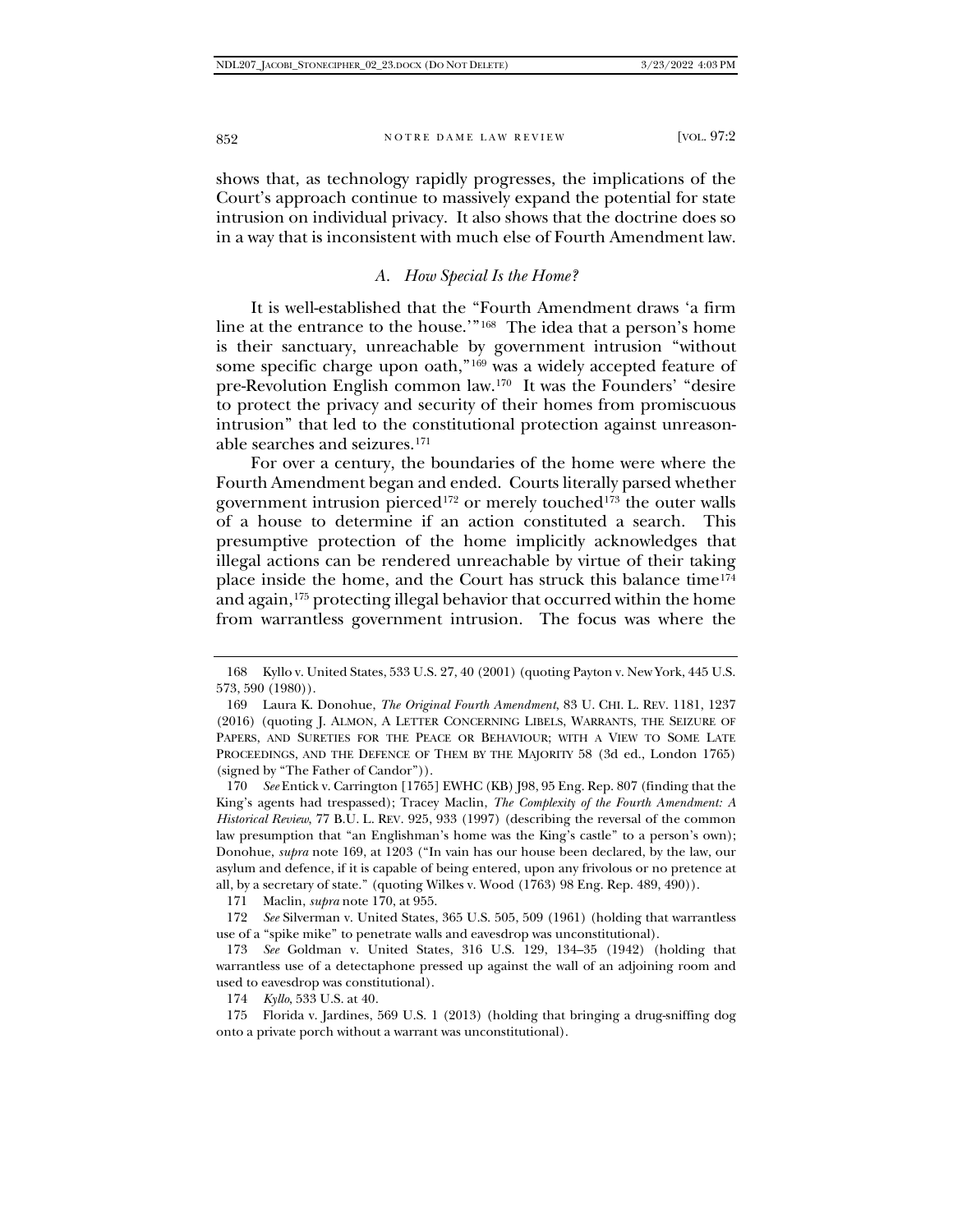shows that, as technology rapidly progresses, the implications of the Court's approach continue to massively expand the potential for state intrusion on individual privacy. It also shows that the doctrine does so in a way that is inconsistent with much else of Fourth Amendment law.

### *A. How Special Is the Home?*

It is well-established that the "Fourth Amendment draws 'a firm line at the entrance to the house.'"[168] The idea that a person's home is their sanctuary, unreachable by government intrusion "without some specific charge upon oath,"[169] was a widely accepted feature of pre-Revolution English common law.[170] It was the Founders' "desire to protect the privacy and security of their homes from promiscuous intrusion" that led to the constitutional protection against unreasonable searches and seizures.[171]

For over a century, the boundaries of the home were where the Fourth Amendment began and ended. Courts literally parsed whether government intrusion pierced[172] or merely touched[173] the outer walls of a house to determine if an action constituted a search. This presumptive protection of the home implicitly acknowledges that illegal actions can be rendered unreachable by virtue of their taking place inside the home, and the Court has struck this balance time[174] and again,[175] protecting illegal behavior that occurred within the home from warrantless government intrusion. The focus was where the

---

168 Kyllo v. United States, 533 U.S. 27, 40 (2001) (quoting Payton v. New York, 445 U.S. 573, 590 (1980)).

169 Laura K. Donohue, *The Original Fourth Amendment*, 83 U. CHI. L. REV. 1181, 1237 (2016) (quoting J. ALMON, A LETTER CONCERNING LIBELS, WARRANTS, THE SEIZURE OF PAPERS, AND SURETIES FOR THE PEACE OR BEHAVIOUR; WITH A VIEW TO SOME LATE PROCEEDINGS, AND THE DEFENCE OF THEM BY THE MAJORITY 58 (3d ed., London 1765) (signed by "The Father of Candor")).

170 *See* Entick v. Carrington [1765] EWHC (KB) J98, 95 Eng. Rep. 807 (finding that the King's agents had trespassed); Tracey Maclin, *The Complexity of the Fourth Amendment: A Historical Review*, 77 B.U. L. REV. 925, 933 (1997) (describing the reversal of the common law presumption that "an Englishman's home was the King's castle" to a person's own); Donohue, *supra* note 169, at 1203 ("In vain has our house been declared, by the law, our asylum and defence, if it is capable of being entered, upon any frivolous or no pretence at all, by a secretary of state." (quoting Wilkes v. Wood (1763) 98 Eng. Rep. 489, 490)).

171 Maclin, *supra* note 170, at 955.

172 *See* Silverman v. United States, 365 U.S. 505, 509 (1961) (holding that warrantless use of a "spike mike" to penetrate walls and eavesdrop was unconstitutional).

173 *See* Goldman v. United States, 316 U.S. 129, 134–35 (1942) (holding that warrantless use of a detectaphone pressed up against the wall of an adjoining room and used to eavesdrop was constitutional).

174 *Kyllo*, 533 U.S. at 40.

175 Florida v. Jardines, 569 U.S. 1 (2013) (holding that bringing a drug-sniffing dog onto a private porch without a warrant was unconstitutional).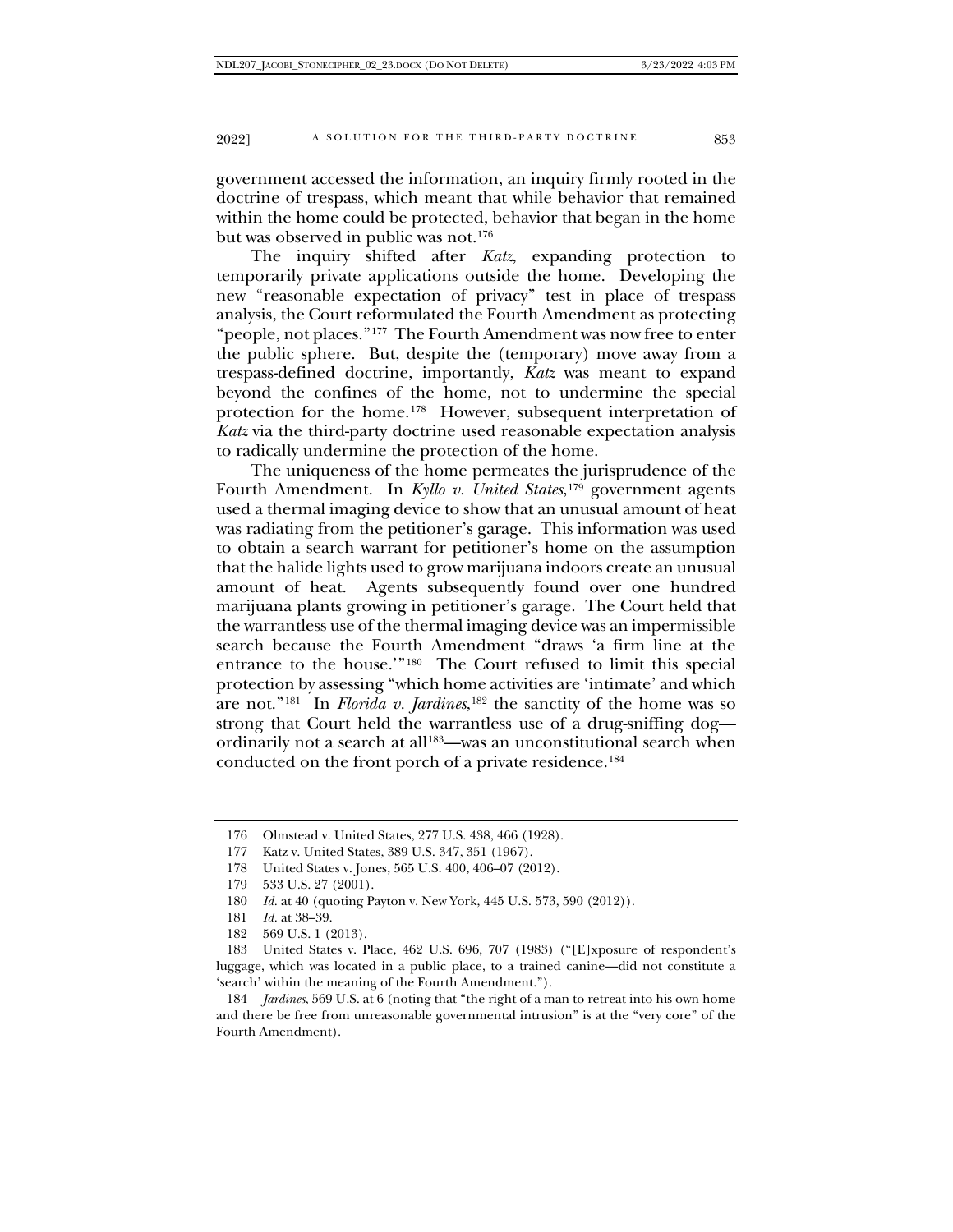government accessed the information, an inquiry firmly rooted in the doctrine of trespass, which meant that while behavior that remained within the home could be protected, behavior that began in the home but was observed in public was not.[176]

The inquiry shifted after *Katz*, expanding protection to temporarily private applications outside the home. Developing the new "reasonable expectation of privacy" test in place of trespass analysis, the Court reformulated the Fourth Amendment as protecting "people, not places."[177] The Fourth Amendment was now free to enter the public sphere. But, despite the (temporary) move away from a trespass-defined doctrine, importantly, *Katz* was meant to expand beyond the confines of the home, not to undermine the special protection for the home.[178] However, subsequent interpretation of *Katz* via the third-party doctrine used reasonable expectation analysis to radically undermine the protection of the home.

The uniqueness of the home permeates the jurisprudence of the Fourth Amendment. In *Kyllo v. United States*,[179] government agents used a thermal imaging device to show that an unusual amount of heat was radiating from the petitioner's garage. This information was used to obtain a search warrant for petitioner's home on the assumption that the halide lights used to grow marijuana indoors create an unusual amount of heat. Agents subsequently found over one hundred marijuana plants growing in petitioner's garage. The Court held that the warrantless use of the thermal imaging device was an impermissible search because the Fourth Amendment "draws 'a firm line at the entrance to the house.'"[180] The Court refused to limit this special protection by assessing "which home activities are 'intimate' and which are not."[181] In *Florida v. Jardines*,[182] the sanctity of the home was so strong that Court held the warrantless use of a drug-sniffing dog—ordinarily not a search at all[183]—was an unconstitutional search when conducted on the front porch of a private residence.[184]

---

176 Olmstead v. United States, 277 U.S. 438, 466 (1928).

177 Katz v. United States, 389 U.S. 347, 351 (1967).

178 United States v. Jones, 565 U.S. 400, 406–07 (2012).

179 533 U.S. 27 (2001).

180 *Id.* at 40 (quoting Payton v. New York, 445 U.S. 573, 590 (2012)).

181 *Id.* at 38–39.

182 569 U.S. 1 (2013).

183 United States v. Place, 462 U.S. 696, 707 (1983) ("[E]xposure of respondent's luggage, which was located in a public place, to a trained canine—did not constitute a 'search' within the meaning of the Fourth Amendment.").

184 *Jardines*, 569 U.S. at 6 (noting that "the right of a man to retreat into his own home and there be free from unreasonable governmental intrusion" is at the "very core" of the Fourth Amendment).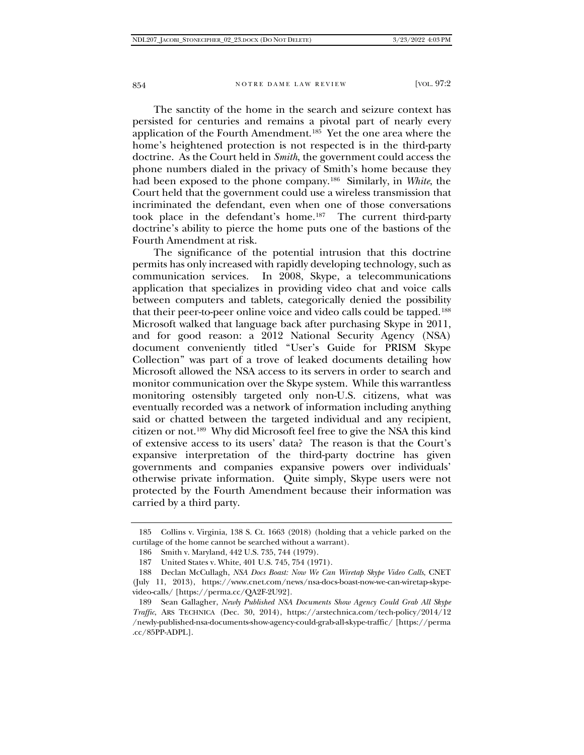The sanctity of the home in the search and seizure context has persisted for centuries and remains a pivotal part of nearly every application of the Fourth Amendment.[185] Yet the one area where the home's heightened protection is not respected is in the third-party doctrine. As the Court held in *Smith*, the government could access the phone numbers dialed in the privacy of Smith's home because they had been exposed to the phone company.[186] Similarly, in *White*, the Court held that the government could use a wireless transmission that incriminated the defendant, even when one of those conversations took place in the defendant's home.[187] The current third-party doctrine's ability to pierce the home puts one of the bastions of the Fourth Amendment at risk.

The significance of the potential intrusion that this doctrine permits has only increased with rapidly developing technology, such as communication services. In 2008, Skype, a telecommunications application that specializes in providing video chat and voice calls between computers and tablets, categorically denied the possibility that their peer-to-peer online voice and video calls could be tapped.[188] Microsoft walked that language back after purchasing Skype in 2011, and for good reason: a 2012 National Security Agency (NSA) document conveniently titled "User's Guide for PRISM Skype Collection" was part of a trove of leaked documents detailing how Microsoft allowed the NSA access to its servers in order to search and monitor communication over the Skype system. While this warrantless monitoring ostensibly targeted only non-U.S. citizens, what was eventually recorded was a network of information including anything said or chatted between the targeted individual and any recipient, citizen or not.[189] Why did Microsoft feel free to give the NSA this kind of extensive access to its users' data? The reason is that the Court's expansive interpretation of the third-party doctrine has given governments and companies expansive powers over individuals' otherwise private information. Quite simply, Skype users were not protected by the Fourth Amendment because their information was carried by a third party.

---

185 Collins v. Virginia, 138 S. Ct. 1663 (2018) (holding that a vehicle parked on the curtilage of the home cannot be searched without a warrant).

186 Smith v. Maryland, 442 U.S. 735, 744 (1979).

187 United States v. White, 401 U.S. 745, 754 (1971).

188 Declan McCullagh, *NSA Docs Boast: Now We Can Wiretap Skype Video Calls*, CNET (July 11, 2013), https://www.cnet.com/news/nsa-docs-boast-now-we-can-wiretap-skype-video-calls/ [https://perma.cc/QA2F-2U92].

189 Sean Gallagher, *Newly Published NSA Documents Show Agency Could Grab All Skype Traffic*, ARS TECHNICA (Dec. 30, 2014), https://arstechnica.com/tech-policy/2014/12/newly-published-nsa-documents-show-agency-could-grab-all-skype-traffic/ [https://perma.cc/85PP-ADPL].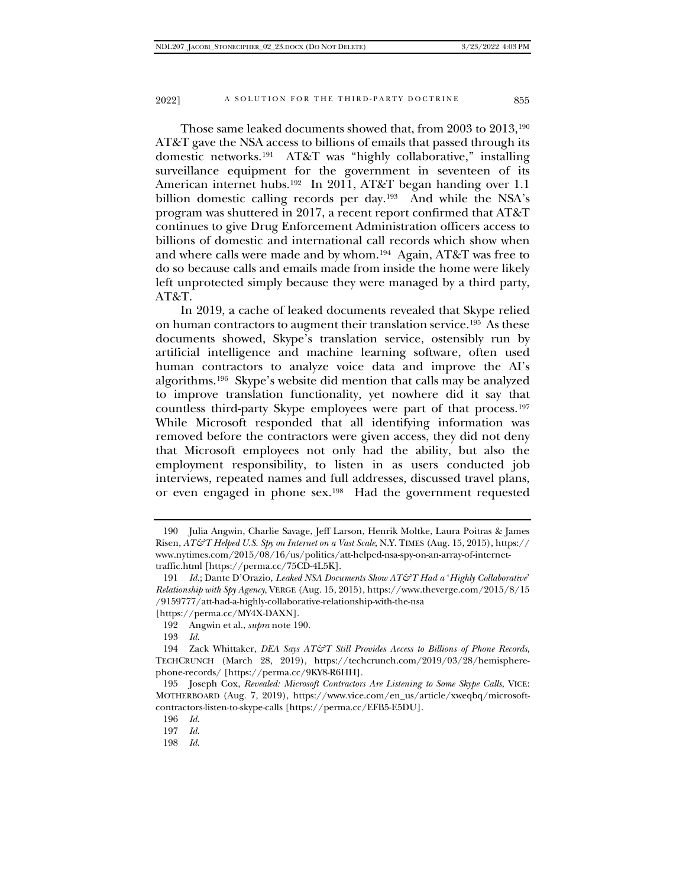Those same leaked documents showed that, from 2003 to 2013,[190] AT&T gave the NSA access to billions of emails that passed through its domestic networks.[191] AT&T was "highly collaborative," installing surveillance equipment for the government in seventeen of its American internet hubs.[192] In 2011, AT&T began handing over 1.1 billion domestic calling records per day.[193] And while the NSA's program was shuttered in 2017, a recent report confirmed that AT&T continues to give Drug Enforcement Administration officers access to billions of domestic and international call records which show when and where calls were made and by whom.[194] Again, AT&T was free to do so because calls and emails made from inside the home were likely left unprotected simply because they were managed by a third party, AT&T.

In 2019, a cache of leaked documents revealed that Skype relied on human contractors to augment their translation service.[195] As these documents showed, Skype's translation service, ostensibly run by artificial intelligence and machine learning software, often used human contractors to analyze voice data and improve the AI's algorithms.[196] Skype's website did mention that calls may be analyzed to improve translation functionality, yet nowhere did it say that countless third-party Skype employees were part of that process.[197] While Microsoft responded that all identifying information was removed before the contractors were given access, they did not deny that Microsoft employees not only had the ability, but also the employment responsibility, to listen in as users conducted job interviews, repeated names and full addresses, discussed travel plans, or even engaged in phone sex.[198] Had the government requested

---

190 Julia Angwin, Charlie Savage, Jeff Larson, Henrik Moltke, Laura Poitras & James Risen, *AT&T Helped U.S. Spy on Internet on a Vast Scale*, N.Y. TIMES (Aug. 15, 2015), https://www.nytimes.com/2015/08/16/us/politics/att-helped-nsa-spy-on-an-array-of-internet-traffic.html [https://perma.cc/75CD-4L5K].

191 *Id.*; Dante D'Orazio, *Leaked NSA Documents Show AT&T Had a 'Highly Collaborative' Relationship with Spy Agency*, VERGE (Aug. 15, 2015), https://www.theverge.com/2015/8/15/9159777/att-had-a-highly-collaborative-relationship-with-the-nsa [https://perma.cc/MY4X-DAXN].

192 Angwin et al., *supra* note 190.

193 *Id.*

194 Zack Whittaker, *DEA Says AT&T Still Provides Access to Billions of Phone Records*, TECHCRUNCH (March 28, 2019), https://techcrunch.com/2019/03/28/hemisphere-phone-records/ [https://perma.cc/9KY8-R6HH].

195 Joseph Cox, *Revealed: Microsoft Contractors Are Listening to Some Skype Calls*, VICE: MOTHERBOARD (Aug. 7, 2019), https://www.vice.com/en_us/article/xweqbq/microsoft-contractors-listen-to-skype-calls [https://perma.cc/EFB5-E5DU].

196 *Id.*

197 *Id.*

198 *Id.*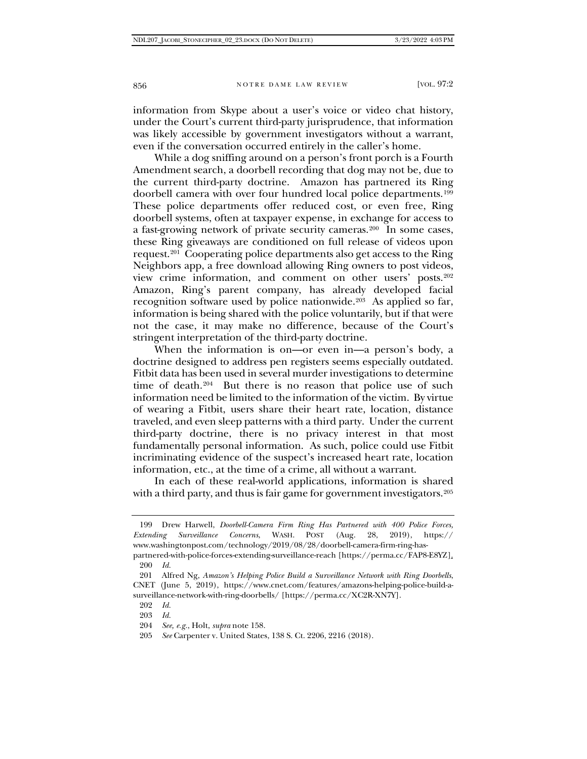information from Skype about a user's voice or video chat history, under the Court's current third-party jurisprudence, that information was likely accessible by government investigators without a warrant, even if the conversation occurred entirely in the caller's home.

While a dog sniffing around on a person's front porch is a Fourth Amendment search, a doorbell recording that dog may not be, due to the current third-party doctrine. Amazon has partnered its Ring doorbell camera with over four hundred local police departments.[199] These police departments offer reduced cost, or even free, Ring doorbell systems, often at taxpayer expense, in exchange for access to a fast-growing network of private security cameras.[200] In some cases, these Ring giveaways are conditioned on full release of videos upon request.[201] Cooperating police departments also get access to the Ring Neighbors app, a free download allowing Ring owners to post videos, view crime information, and comment on other users' posts.[202] Amazon, Ring's parent company, has already developed facial recognition software used by police nationwide.[203] As applied so far, information is being shared with the police voluntarily, but if that were not the case, it may make no difference, because of the Court's stringent interpretation of the third-party doctrine.

When the information is on—or even in—a person's body, a doctrine designed to address pen registers seems especially outdated. Fitbit data has been used in several murder investigations to determine time of death.[204] But there is no reason that police use of such information need be limited to the information of the victim. By virtue of wearing a Fitbit, users share their heart rate, location, distance traveled, and even sleep patterns with a third party. Under the current third-party doctrine, there is no privacy interest in that most fundamentally personal information. As such, police could use Fitbit incriminating evidence of the suspect's increased heart rate, location information, etc., at the time of a crime, all without a warrant.

In each of these real-world applications, information is shared with a third party, and thus is fair game for government investigators.[205]

---

199 Drew Harwell, *Doorbell-Camera Firm Ring Has Partnered with 400 Police Forces, Extending Surveillance Concerns*, WASH. POST (Aug. 28, 2019), https://www.washingtonpost.com/technology/2019/08/28/doorbell-camera-firm-ring-has-partnered-with-police-forces-extending-surveillance-reach [https://perma.cc/FAP8-E8YZ].

200 *Id.*

201 Alfred Ng, *Amazon's Helping Police Build a Surveillance Network with Ring Doorbells*, CNET (June 5, 2019), https://www.cnet.com/features/amazons-helping-police-build-a-surveillance-network-with-ring-doorbells/ [https://perma.cc/XC2R-XN7Y].

202 *Id.*

203 *Id.*

204 *See, e.g.*, Holt, *supra* note 158.

205 *See* Carpenter v. United States, 138 S. Ct. 2206, 2216 (2018).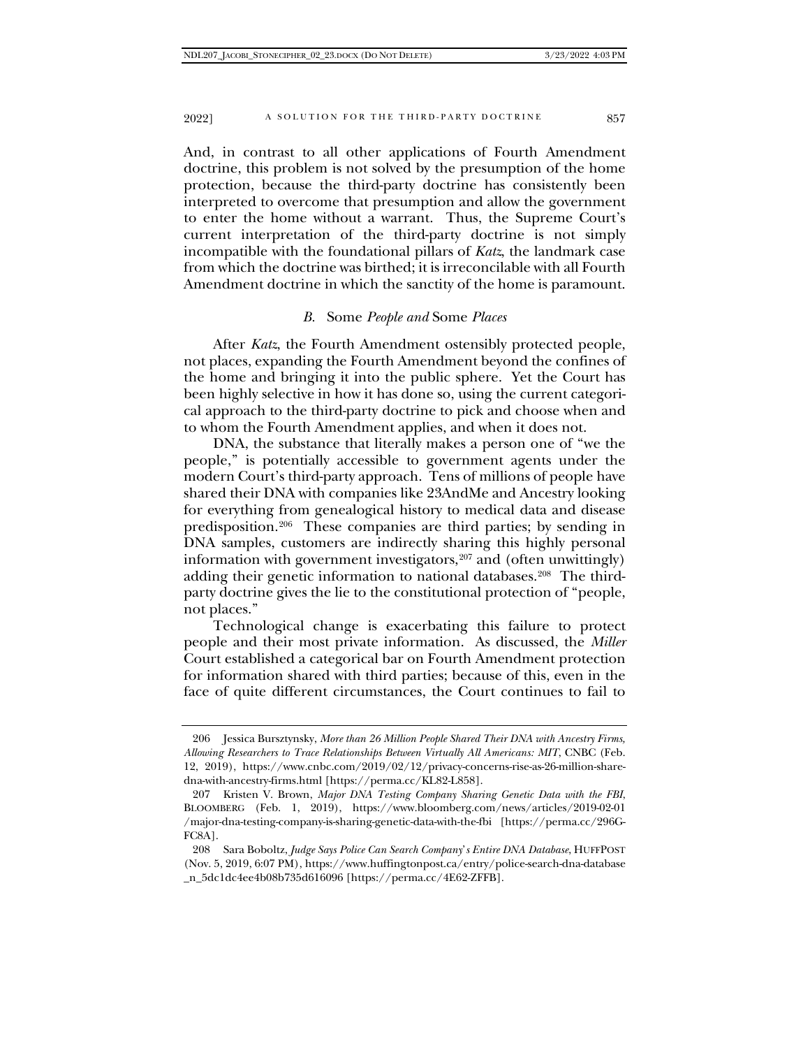And, in contrast to all other applications of Fourth Amendment doctrine, this problem is not solved by the presumption of the home protection, because the third-party doctrine has consistently been interpreted to overcome that presumption and allow the government to enter the home without a warrant. Thus, the Supreme Court's current interpretation of the third-party doctrine is not simply incompatible with the foundational pillars of *Katz*, the landmark case from which the doctrine was birthed; it is irreconcilable with all Fourth Amendment doctrine in which the sanctity of the home is paramount.

### *B.* Some *People and* Some *Places*

After *Katz*, the Fourth Amendment ostensibly protected people, not places, expanding the Fourth Amendment beyond the confines of the home and bringing it into the public sphere. Yet the Court has been highly selective in how it has done so, using the current categorical approach to the third-party doctrine to pick and choose when and to whom the Fourth Amendment applies, and when it does not.

DNA, the substance that literally makes a person one of "we the people," is potentially accessible to government agents under the modern Court's third-party approach. Tens of millions of people have shared their DNA with companies like 23AndMe and Ancestry looking for everything from genealogical history to medical data and disease predisposition.[206] These companies are third parties; by sending in DNA samples, customers are indirectly sharing this highly personal information with government investigators,[207] and (often unwittingly) adding their genetic information to national databases.[208] The third-party doctrine gives the lie to the constitutional protection of "people, not places."

Technological change is exacerbating this failure to protect people and their most private information. As discussed, the *Miller* Court established a categorical bar on Fourth Amendment protection for information shared with third parties; because of this, even in the face of quite different circumstances, the Court continues to fail to

---

206 Jessica Bursztynsky, *More than 26 Million People Shared Their DNA with Ancestry Firms, Allowing Researchers to Trace Relationships Between Virtually All Americans: MIT*, CNBC (Feb. 12, 2019), https://www.cnbc.com/2019/02/12/privacy-concerns-rise-as-26-million-share-dna-with-ancestry-firms.html [https://perma.cc/KL82-L858].

207 Kristen V. Brown, *Major DNA Testing Company Sharing Genetic Data with the FBI*, BLOOMBERG (Feb. 1, 2019), https://www.bloomberg.com/news/articles/2019-02-01/major-dna-testing-company-is-sharing-genetic-data-with-the-fbi [https://perma.cc/296G-FC8A].

208 Sara Boboltz, *Judge Says Police Can Search Company's Entire DNA Database*, HUFFPOST (Nov. 5, 2019, 6:07 PM), https://www.huffingtonpost.ca/entry/police-search-dna-database_n_5dc1dc4ee4b08b735d616096 [https://perma.cc/4E62-ZFFB].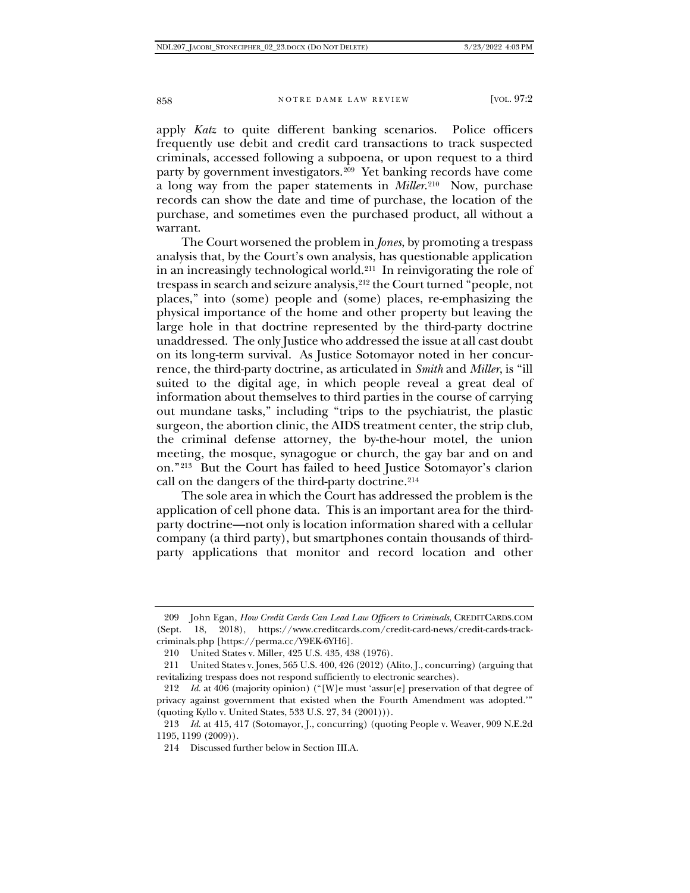apply *Katz* to quite different banking scenarios. Police officers frequently use debit and credit card transactions to track suspected criminals, accessed following a subpoena, or upon request to a third party by government investigators.[209] Yet banking records have come a long way from the paper statements in *Miller*.[210] Now, purchase records can show the date and time of purchase, the location of the purchase, and sometimes even the purchased product, all without a warrant.

The Court worsened the problem in *Jones*, by promoting a trespass analysis that, by the Court's own analysis, has questionable application in an increasingly technological world.[211] In reinvigorating the role of trespass in search and seizure analysis,[212] the Court turned "people, not places," into (some) people and (some) places, re-emphasizing the physical importance of the home and other property but leaving the large hole in that doctrine represented by the third-party doctrine unaddressed. The only Justice who addressed the issue at all cast doubt on its long-term survival. As Justice Sotomayor noted in her concurrence, the third-party doctrine, as articulated in *Smith* and *Miller*, is "ill suited to the digital age, in which people reveal a great deal of information about themselves to third parties in the course of carrying out mundane tasks," including "trips to the psychiatrist, the plastic surgeon, the abortion clinic, the AIDS treatment center, the strip club, the criminal defense attorney, the by-the-hour motel, the union meeting, the mosque, synagogue or church, the gay bar and on and on."[213] But the Court has failed to heed Justice Sotomayor's clarion call on the dangers of the third-party doctrine.[214]

The sole area in which the Court has addressed the problem is the application of cell phone data. This is an important area for the third-party doctrine—not only is location information shared with a cellular company (a third party), but smartphones contain thousands of third-party applications that monitor and record location and other

---

209 John Egan, *How Credit Cards Can Lead Law Officers to Criminals*, CREDITCARDS.COM (Sept. 18, 2018), https://www.creditcards.com/credit-card-news/credit-cards-track-criminals.php [https://perma.cc/Y9EK-6YH6].

210 United States v. Miller, 425 U.S. 435, 438 (1976).

211 United States v. Jones, 565 U.S. 400, 426 (2012) (Alito, J., concurring) (arguing that revitalizing trespass does not respond sufficiently to electronic searches).

212 *Id.* at 406 (majority opinion) ("[W]e must 'assur[e] preservation of that degree of privacy against government that existed when the Fourth Amendment was adopted.'" (quoting Kyllo v. United States, 533 U.S. 27, 34 (2001))).

213 *Id.* at 415, 417 (Sotomayor, J., concurring) (quoting People v. Weaver, 909 N.E.2d 1195, 1199 (2009)).

214 Discussed further below in Section III.A.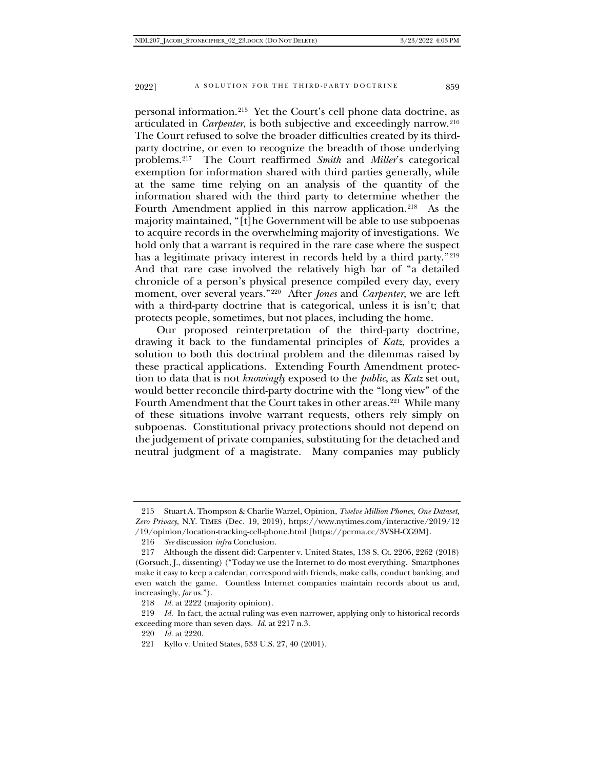personal information.[215] Yet the Court's cell phone data doctrine, as articulated in *Carpenter*, is both subjective and exceedingly narrow.[216] The Court refused to solve the broader difficulties created by its third-party doctrine, or even to recognize the breadth of those underlying problems.[217] The Court reaffirmed *Smith* and *Miller*'s categorical exemption for information shared with third parties generally, while at the same time relying on an analysis of the quantity of the information shared with the third party to determine whether the Fourth Amendment applied in this narrow application.[218] As the majority maintained, "[t]he Government will be able to use subpoenas to acquire records in the overwhelming majority of investigations. We hold only that a warrant is required in the rare case where the suspect has a legitimate privacy interest in records held by a third party."[219] And that rare case involved the relatively high bar of "a detailed chronicle of a person's physical presence compiled every day, every moment, over several years."[220] After *Jones* and *Carpenter*, we are left with a third-party doctrine that is categorical, unless it is isn't; that protects people, sometimes, but not places, including the home.

Our proposed reinterpretation of the third-party doctrine, drawing it back to the fundamental principles of *Katz*, provides a solution to both this doctrinal problem and the dilemmas raised by these practical applications. Extending Fourth Amendment protection to data that is not *knowingly* exposed to the *public*, as *Katz* set out, would better reconcile third-party doctrine with the "long view" of the Fourth Amendment that the Court takes in other areas.[221] While many of these situations involve warrant requests, others rely simply on subpoenas. Constitutional privacy protections should not depend on the judgement of private companies, substituting for the detached and neutral judgment of a magistrate. Many companies may publicly

---

215 Stuart A. Thompson & Charlie Warzel, Opinion, *Twelve Million Phones, One Dataset, Zero Privacy*, N.Y. TIMES (Dec. 19, 2019), https://www.nytimes.com/interactive/2019/12/19/opinion/location-tracking-cell-phone.html [https://perma.cc/3VSH-CG9M].

216 *See* discussion *infra* Conclusion.

217 Although the dissent did: Carpenter v. United States, 138 S. Ct. 2206, 2262 (2018) (Gorsuch, J., dissenting) ("Today we use the Internet to do most everything. Smartphones make it easy to keep a calendar, correspond with friends, make calls, conduct banking, and even watch the game. Countless Internet companies maintain records about us and, increasingly, *for* us.").

218 *Id.* at 2222 (majority opinion).

219 *Id.* In fact, the actual ruling was even narrower, applying only to historical records exceeding more than seven days. *Id.* at 2217 n.3.

220 *Id.* at 2220.

221 Kyllo v. United States, 533 U.S. 27, 40 (2001).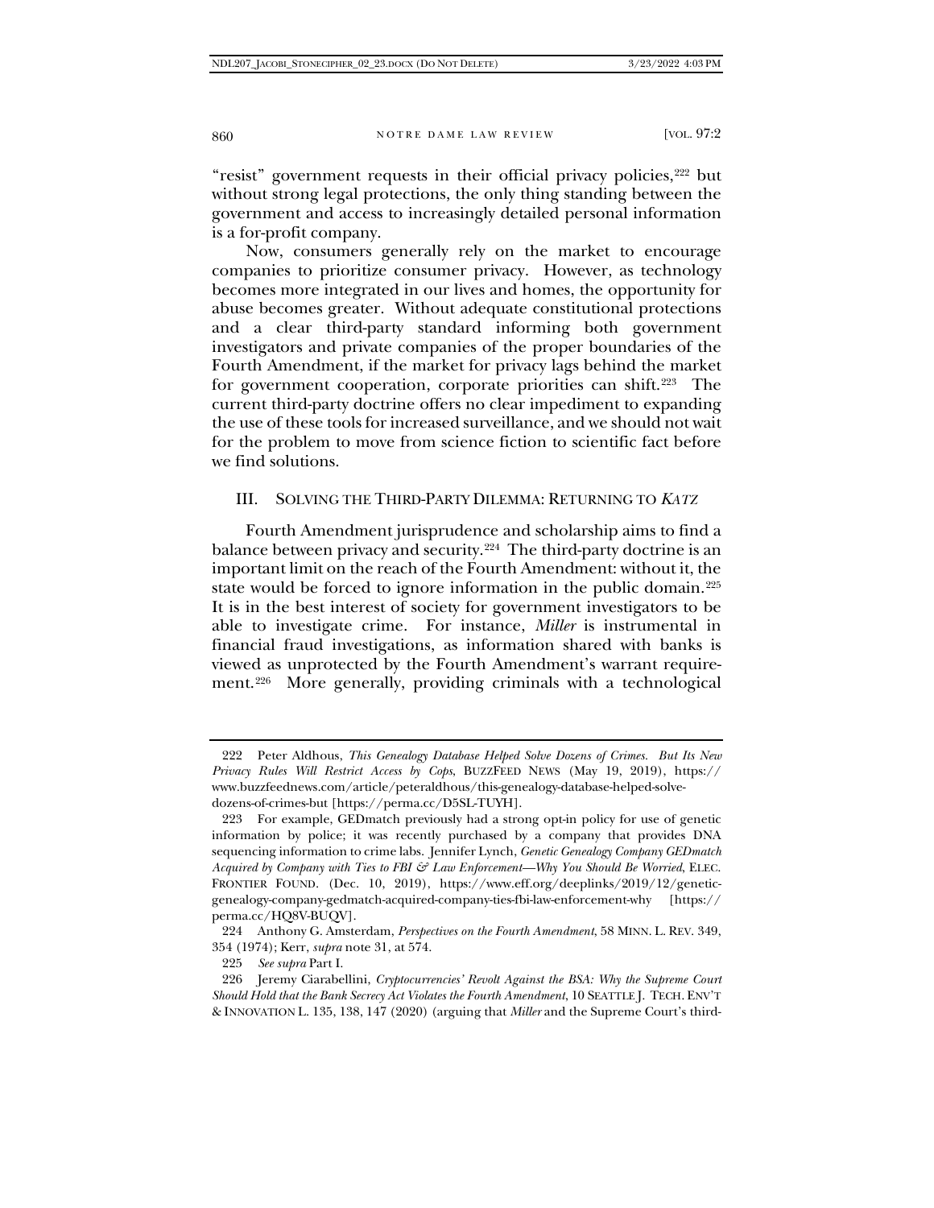"resist" government requests in their official privacy policies,[222] but without strong legal protections, the only thing standing between the government and access to increasingly detailed personal information is a for-profit company.

Now, consumers generally rely on the market to encourage companies to prioritize consumer privacy. However, as technology becomes more integrated in our lives and homes, the opportunity for abuse becomes greater. Without adequate constitutional protections and a clear third-party standard informing both government investigators and private companies of the proper boundaries of the Fourth Amendment, if the market for privacy lags behind the market for government cooperation, corporate priorities can shift.[223] The current third-party doctrine offers no clear impediment to expanding the use of these tools for increased surveillance, and we should not wait for the problem to move from science fiction to scientific fact before we find solutions.

## III. SOLVING THE THIRD-PARTY DILEMMA: RETURNING TO *KATZ*

Fourth Amendment jurisprudence and scholarship aims to find a balance between privacy and security.[224] The third-party doctrine is an important limit on the reach of the Fourth Amendment: without it, the state would be forced to ignore information in the public domain.[225] It is in the best interest of society for government investigators to be able to investigate crime. For instance, *Miller* is instrumental in financial fraud investigations, as information shared with banks is viewed as unprotected by the Fourth Amendment's warrant requirement.[226] More generally, providing criminals with a technological

---

222 Peter Aldhous, *This Genealogy Database Helped Solve Dozens of Crimes. But Its New Privacy Rules Will Restrict Access by Cops*, BUZZFEED NEWS (May 19, 2019), https://www.buzzfeednews.com/article/peteraldhous/this-genealogy-database-helped-solve-dozens-of-crimes-but [https://perma.cc/D5SL-TUYH].

223 For example, GEDmatch previously had a strong opt-in policy for use of genetic information by police; it was recently purchased by a company that provides DNA sequencing information to crime labs. Jennifer Lynch, *Genetic Genealogy Company GEDmatch Acquired by Company with Ties to FBI & Law Enforcement—Why You Should Be Worried*, ELEC. FRONTIER FOUND. (Dec. 10, 2019), https://www.eff.org/deeplinks/2019/12/genetic-genealogy-company-gedmatch-acquired-company-ties-fbi-law-enforcement-why [https://perma.cc/HQ8V-BUQV].

224 Anthony G. Amsterdam, *Perspectives on the Fourth Amendment*, 58 MINN. L. REV. 349, 354 (1974); Kerr, *supra* note 31, at 574.

225 *See supra* Part I.

226 Jeremy Ciarabellini, *Cryptocurrencies' Revolt Against the BSA: Why the Supreme Court Should Hold that the Bank Secrecy Act Violates the Fourth Amendment*, 10 SEATTLE J. TECH. ENV'T & INNOVATION L. 135, 138, 147 (2020) (arguing that *Miller* and the Supreme Court's third-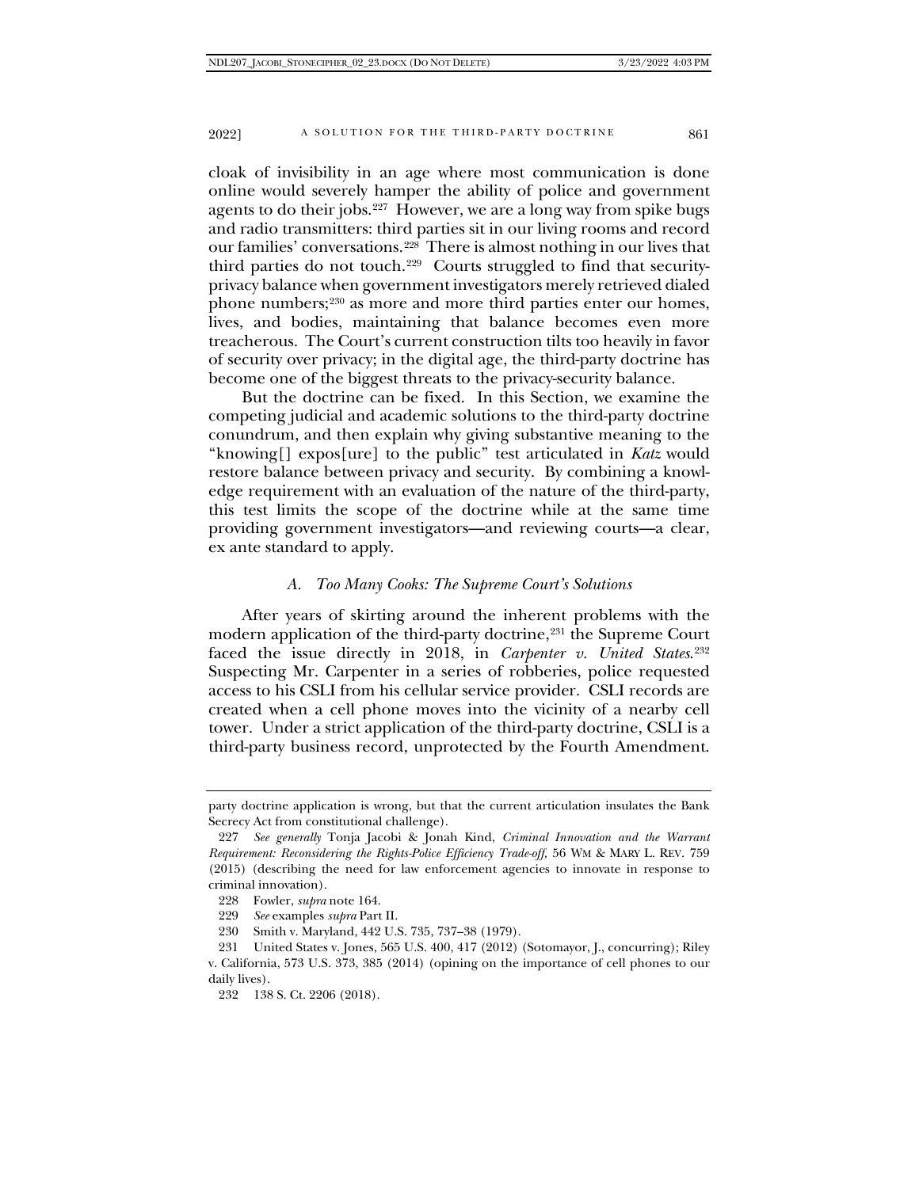cloak of invisibility in an age where most communication is done online would severely hamper the ability of police and government agents to do their jobs.[227] However, we are a long way from spike bugs and radio transmitters: third parties sit in our living rooms and record our families' conversations.[228] There is almost nothing in our lives that third parties do not touch.[229] Courts struggled to find that security-privacy balance when government investigators merely retrieved dialed phone numbers;[230] as more and more third parties enter our homes, lives, and bodies, maintaining that balance becomes even more treacherous. The Court's current construction tilts too heavily in favor of security over privacy; in the digital age, the third-party doctrine has become one of the biggest threats to the privacy-security balance.

But the doctrine can be fixed. In this Section, we examine the competing judicial and academic solutions to the third-party doctrine conundrum, and then explain why giving substantive meaning to the "knowing[] expos[ure] to the public" test articulated in *Katz* would restore balance between privacy and security. By combining a knowledge requirement with an evaluation of the nature of the third-party, this test limits the scope of the doctrine while at the same time providing government investigators—and reviewing courts—a clear, ex ante standard to apply.

### *A. Too Many Cooks: The Supreme Court's Solutions*

After years of skirting around the inherent problems with the modern application of the third-party doctrine,[231] the Supreme Court faced the issue directly in 2018, in *Carpenter v. United States*.[232] Suspecting Mr. Carpenter in a series of robberies, police requested access to his CSLI from his cellular service provider. CSLI records are created when a cell phone moves into the vicinity of a nearby cell tower. Under a strict application of the third-party doctrine, CSLI is a third-party business record, unprotected by the Fourth Amendment.

---

party doctrine application is wrong, but that the current articulation insulates the Bank Secrecy Act from constitutional challenge).

227 *See generally* Tonja Jacobi & Jonah Kind, *Criminal Innovation and the Warrant Requirement: Reconsidering the Rights-Police Efficiency Trade-off,* 56 WM & MARY L. REV. 759 (2015) (describing the need for law enforcement agencies to innovate in response to criminal innovation).

228 Fowler, *supra* note 164.

229 *See* examples *supra* Part II.

230 Smith v. Maryland, 442 U.S. 735, 737–38 (1979).

231 United States v. Jones, 565 U.S. 400, 417 (2012) (Sotomayor, J., concurring); Riley v. California, 573 U.S. 373, 385 (2014) (opining on the importance of cell phones to our daily lives).

232 138 S. Ct. 2206 (2018).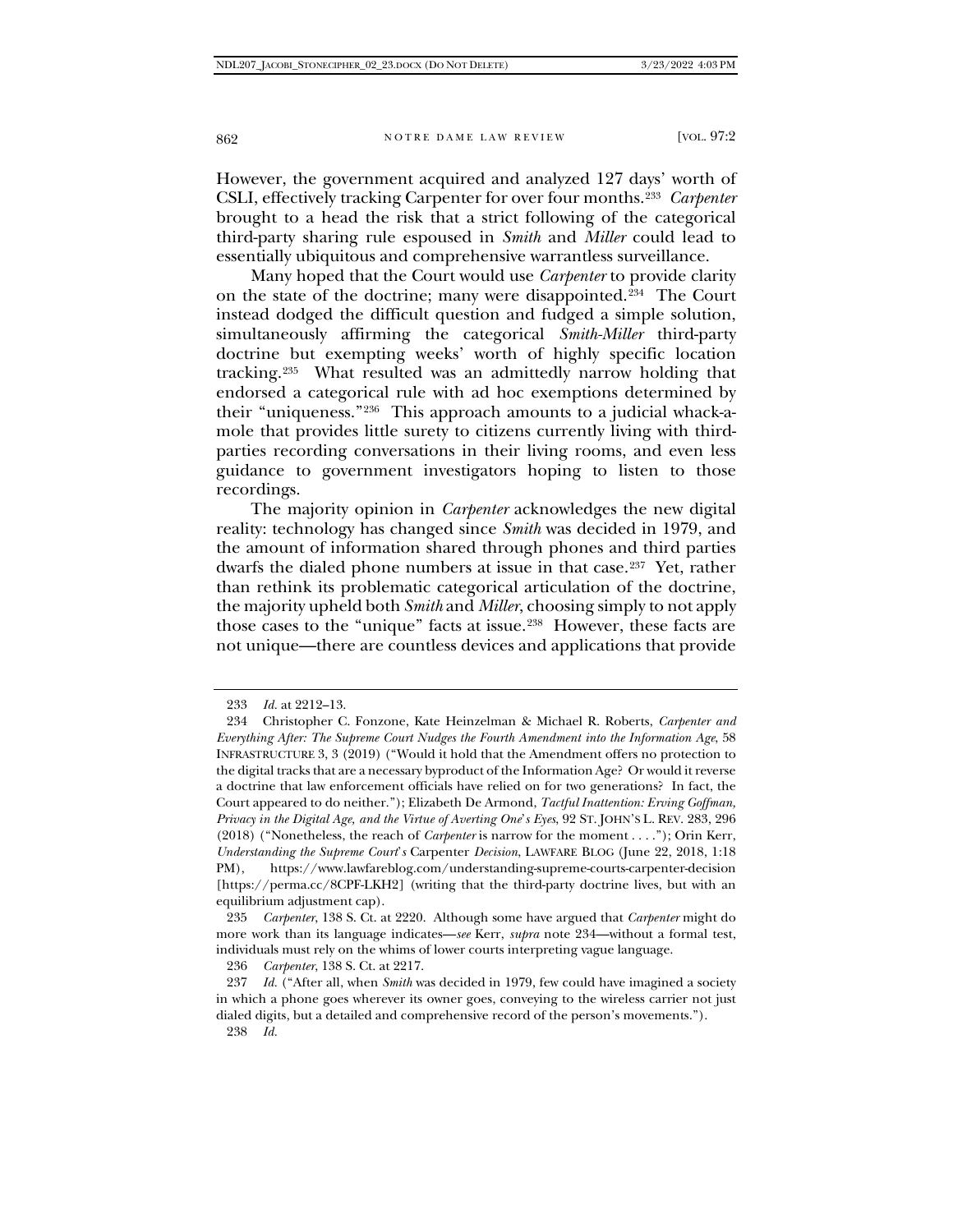However, the government acquired and analyzed 127 days' worth of CSLI, effectively tracking Carpenter for over four months.[233] *Carpenter* brought to a head the risk that a strict following of the categorical third-party sharing rule espoused in *Smith* and *Miller* could lead to essentially ubiquitous and comprehensive warrantless surveillance.

Many hoped that the Court would use *Carpenter* to provide clarity on the state of the doctrine; many were disappointed.[234] The Court instead dodged the difficult question and fudged a simple solution, simultaneously affirming the categorical *Smith-Miller* third-party doctrine but exempting weeks' worth of highly specific location tracking.[235] What resulted was an admittedly narrow holding that endorsed a categorical rule with ad hoc exemptions determined by their "uniqueness."[236] This approach amounts to a judicial whack-a-mole that provides little surety to citizens currently living with third-parties recording conversations in their living rooms, and even less guidance to government investigators hoping to listen to those recordings.

The majority opinion in *Carpenter* acknowledges the new digital reality: technology has changed since *Smith* was decided in 1979, and the amount of information shared through phones and third parties dwarfs the dialed phone numbers at issue in that case.[237] Yet, rather than rethink its problematic categorical articulation of the doctrine, the majority upheld both *Smith* and *Miller*, choosing simply to not apply those cases to the "unique" facts at issue.[238] However, these facts are not unique—there are countless devices and applications that provide

---

233 *Id.* at 2212–13.

234 Christopher C. Fonzone, Kate Heinzelman & Michael R. Roberts, *Carpenter and Everything After: The Supreme Court Nudges the Fourth Amendment into the Information Age*, 58 INFRASTRUCTURE 3, 3 (2019) ("Would it hold that the Amendment offers no protection to the digital tracks that are a necessary byproduct of the Information Age? Or would it reverse a doctrine that law enforcement officials have relied on for two generations? In fact, the Court appeared to do neither."); Elizabeth De Armond, *Tactful Inattention: Erving Goffman, Privacy in the Digital Age, and the Virtue of Averting One's Eyes*, 92 ST. JOHN'S L. REV. 283, 296 (2018) ("Nonetheless, the reach of *Carpenter* is narrow for the moment . . . ."); Orin Kerr, *Understanding the Supreme Court's* Carpenter *Decision*, LAWFARE BLOG (June 22, 2018, 1:18 PM), https://www.lawfareblog.com/understanding-supreme-courts-carpenter-decision [https://perma.cc/8CPF-LKH2] (writing that the third-party doctrine lives, but with an equilibrium adjustment cap).

235 *Carpenter*, 138 S. Ct. at 2220. Although some have argued that *Carpenter* might do more work than its language indicates—*see* Kerr, *supra* note 234—without a formal test, individuals must rely on the whims of lower courts interpreting vague language.

236 *Carpenter*, 138 S. Ct. at 2217.

237 *Id.* ("After all, when *Smith* was decided in 1979, few could have imagined a society in which a phone goes wherever its owner goes, conveying to the wireless carrier not just dialed digits, but a detailed and comprehensive record of the person's movements.").

238 *Id.*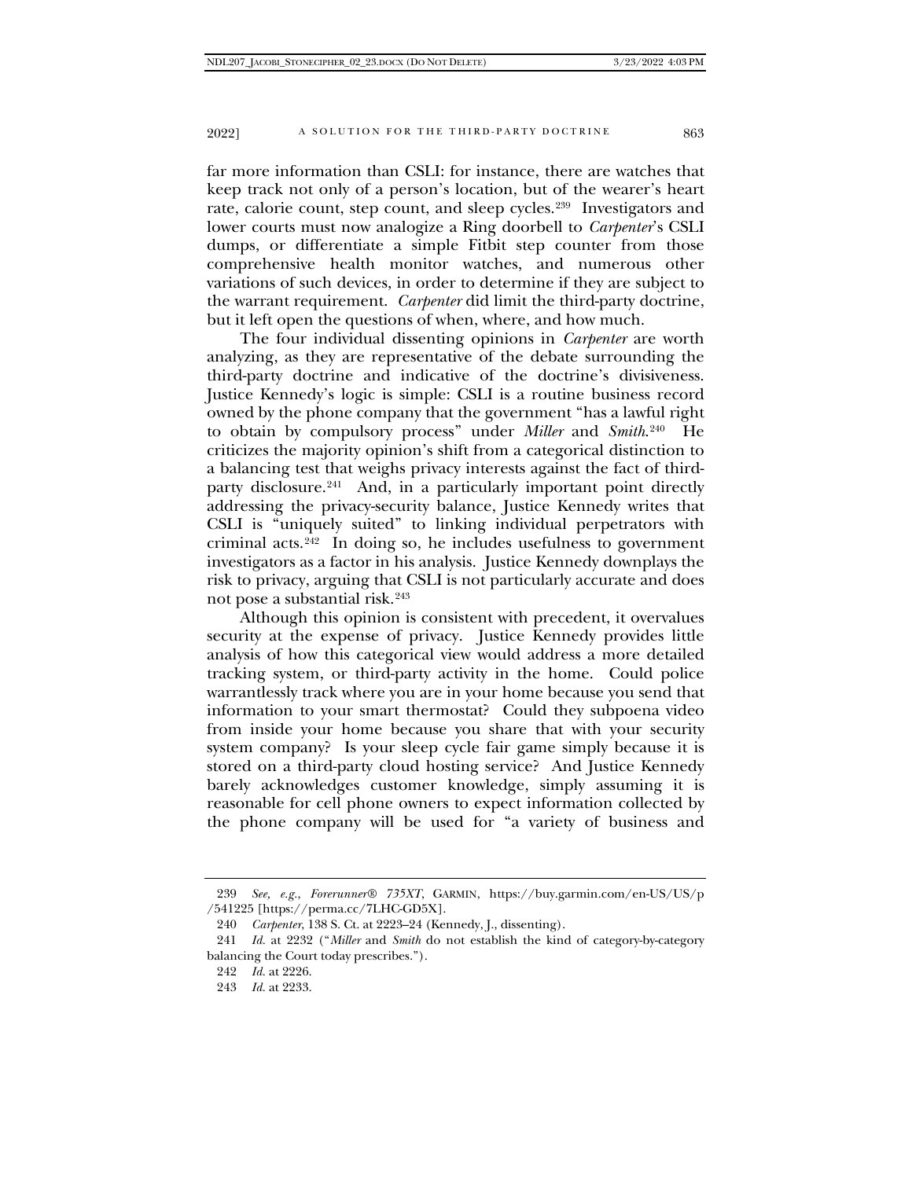far more information than CSLI: for instance, there are watches that keep track not only of a person's location, but of the wearer's heart rate, calorie count, step count, and sleep cycles.[239] Investigators and lower courts must now analogize a Ring doorbell to *Carpenter*'s CSLI dumps, or differentiate a simple Fitbit step counter from those comprehensive health monitor watches, and numerous other variations of such devices, in order to determine if they are subject to the warrant requirement. *Carpenter* did limit the third-party doctrine, but it left open the questions of when, where, and how much.

The four individual dissenting opinions in *Carpenter* are worth analyzing, as they are representative of the debate surrounding the third-party doctrine and indicative of the doctrine's divisiveness. Justice Kennedy's logic is simple: CSLI is a routine business record owned by the phone company that the government "has a lawful right to obtain by compulsory process" under *Miller* and *Smith*.[240] He criticizes the majority opinion's shift from a categorical distinction to a balancing test that weighs privacy interests against the fact of third-party disclosure.[241] And, in a particularly important point directly addressing the privacy-security balance, Justice Kennedy writes that CSLI is "uniquely suited" to linking individual perpetrators with criminal acts.[242] In doing so, he includes usefulness to government investigators as a factor in his analysis. Justice Kennedy downplays the risk to privacy, arguing that CSLI is not particularly accurate and does not pose a substantial risk.[243]

Although this opinion is consistent with precedent, it overvalues security at the expense of privacy. Justice Kennedy provides little analysis of how this categorical view would address a more detailed tracking system, or third-party activity in the home. Could police warrantlessly track where you are in your home because you send that information to your smart thermostat? Could they subpoena video from inside your home because you share that with your security system company? Is your sleep cycle fair game simply because it is stored on a third-party cloud hosting service? And Justice Kennedy barely acknowledges customer knowledge, simply assuming it is reasonable for cell phone owners to expect information collected by the phone company will be used for "a variety of business and

---

239 *See, e.g.*, *Forerunner® 735XT*, GARMIN, https://buy.garmin.com/en-US/US/p/541225 [https://perma.cc/7LHC-GD5X].

240 *Carpenter*, 138 S. Ct. at 2223–24 (Kennedy, J., dissenting).

241 *Id.* at 2232 ("*Miller* and *Smith* do not establish the kind of category-by-category balancing the Court today prescribes.").

242 *Id.* at 2226.

243 *Id.* at 2233.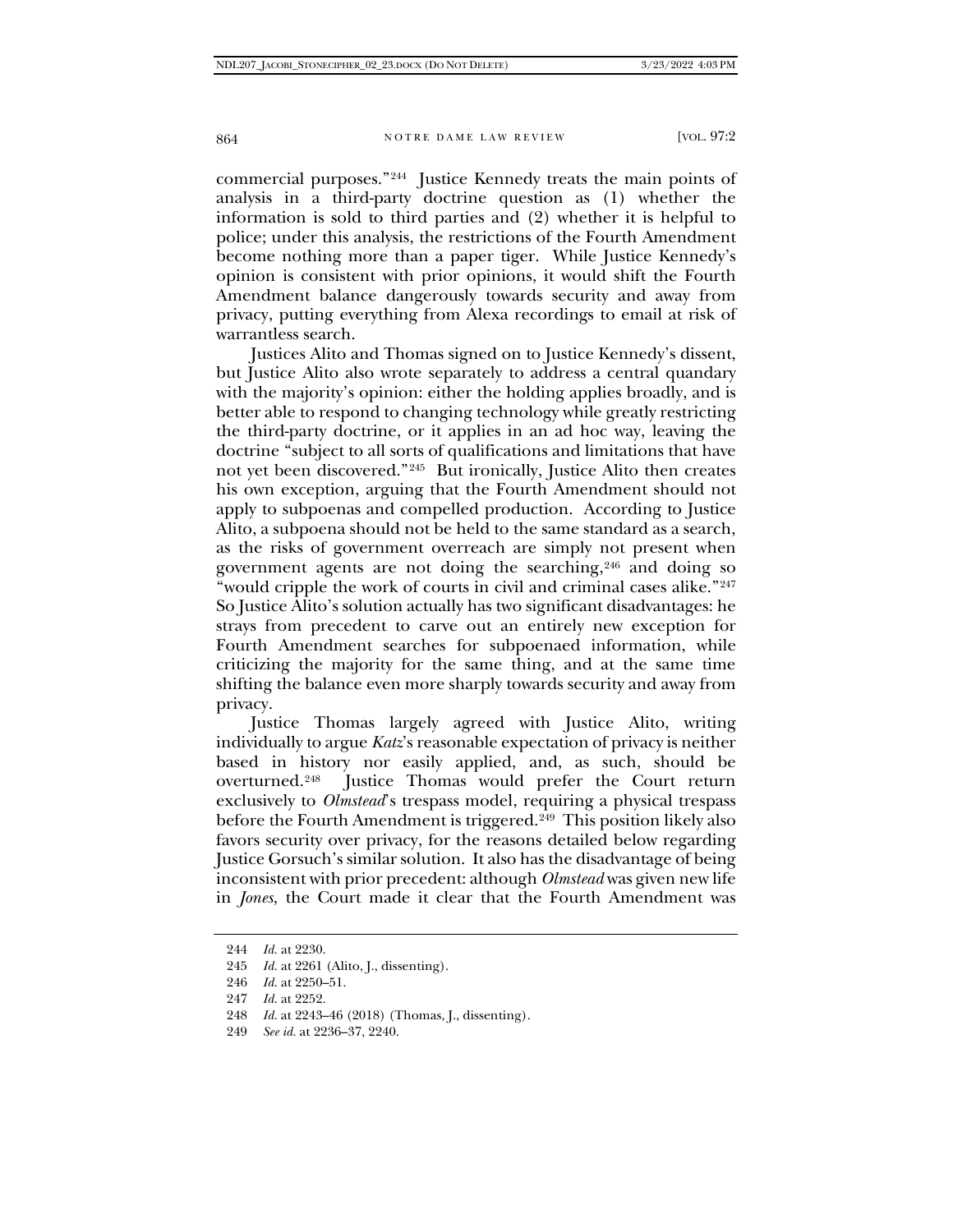commercial purposes."[244] Justice Kennedy treats the main points of analysis in a third-party doctrine question as (1) whether the information is sold to third parties and (2) whether it is helpful to police; under this analysis, the restrictions of the Fourth Amendment become nothing more than a paper tiger. While Justice Kennedy's opinion is consistent with prior opinions, it would shift the Fourth Amendment balance dangerously towards security and away from privacy, putting everything from Alexa recordings to email at risk of warrantless search.

Justices Alito and Thomas signed on to Justice Kennedy's dissent, but Justice Alito also wrote separately to address a central quandary with the majority's opinion: either the holding applies broadly, and is better able to respond to changing technology while greatly restricting the third-party doctrine, or it applies in an ad hoc way, leaving the doctrine "subject to all sorts of qualifications and limitations that have not yet been discovered."[245] But ironically, Justice Alito then creates his own exception, arguing that the Fourth Amendment should not apply to subpoenas and compelled production. According to Justice Alito, a subpoena should not be held to the same standard as a search, as the risks of government overreach are simply not present when government agents are not doing the searching,[246] and doing so "would cripple the work of courts in civil and criminal cases alike."[247] So Justice Alito's solution actually has two significant disadvantages: he strays from precedent to carve out an entirely new exception for Fourth Amendment searches for subpoenaed information, while criticizing the majority for the same thing, and at the same time shifting the balance even more sharply towards security and away from privacy.

Justice Thomas largely agreed with Justice Alito, writing individually to argue *Katz*'s reasonable expectation of privacy is neither based in history nor easily applied, and, as such, should be overturned.[248] Justice Thomas would prefer the Court return exclusively to *Olmstead*'s trespass model, requiring a physical trespass before the Fourth Amendment is triggered.[249] This position likely also favors security over privacy, for the reasons detailed below regarding Justice Gorsuch's similar solution. It also has the disadvantage of being inconsistent with prior precedent: although *Olmstead* was given new life in *Jones*, the Court made it clear that the Fourth Amendment was

---

244 *Id.* at 2230.

245 *Id.* at 2261 (Alito, J., dissenting).

246 *Id.* at 2250–51.

247 *Id.* at 2252.

248 *Id.* at 2243–46 (2018) (Thomas, J., dissenting).

249 *See id.* at 2236–37, 2240.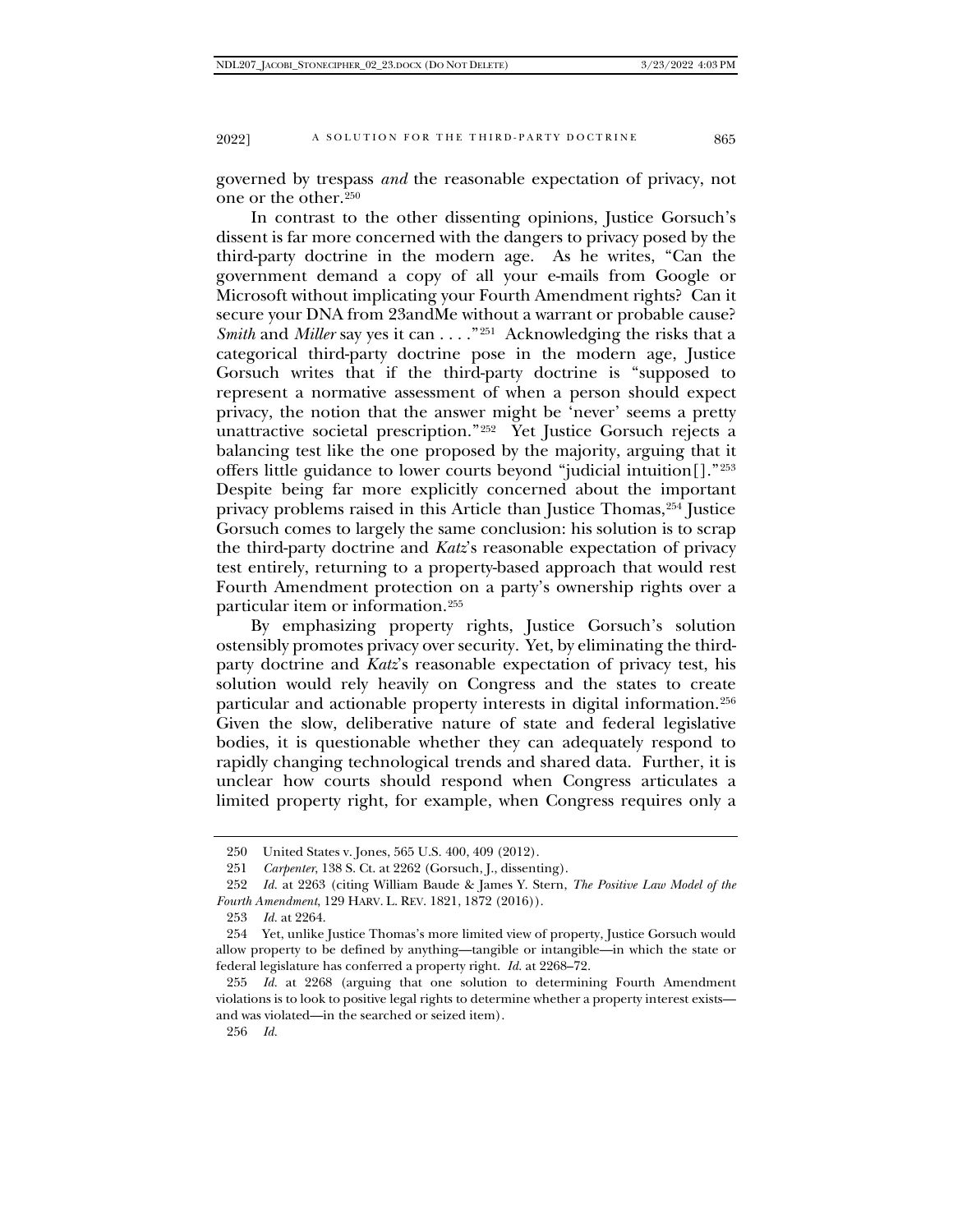governed by trespass *and* the reasonable expectation of privacy, not one or the other.[250]

In contrast to the other dissenting opinions, Justice Gorsuch's dissent is far more concerned with the dangers to privacy posed by the third-party doctrine in the modern age. As he writes, "Can the government demand a copy of all your e-mails from Google or Microsoft without implicating your Fourth Amendment rights? Can it secure your DNA from 23andMe without a warrant or probable cause? *Smith* and *Miller* say yes it can . . . ."[251] Acknowledging the risks that a categorical third-party doctrine pose in the modern age, Justice Gorsuch writes that if the third-party doctrine is "supposed to represent a normative assessment of when a person should expect privacy, the notion that the answer might be 'never' seems a pretty unattractive societal prescription."[252] Yet Justice Gorsuch rejects a balancing test like the one proposed by the majority, arguing that it offers little guidance to lower courts beyond "judicial intuition[]."[253] Despite being far more explicitly concerned about the important privacy problems raised in this Article than Justice Thomas,[254] Justice Gorsuch comes to largely the same conclusion: his solution is to scrap the third-party doctrine and *Katz*'s reasonable expectation of privacy test entirely, returning to a property-based approach that would rest Fourth Amendment protection on a party's ownership rights over a particular item or information.[255]

By emphasizing property rights, Justice Gorsuch's solution ostensibly promotes privacy over security. Yet, by eliminating the third-party doctrine and *Katz*'s reasonable expectation of privacy test, his solution would rely heavily on Congress and the states to create particular and actionable property interests in digital information.[256] Given the slow, deliberative nature of state and federal legislative bodies, it is questionable whether they can adequately respond to rapidly changing technological trends and shared data. Further, it is unclear how courts should respond when Congress articulates a limited property right, for example, when Congress requires only a

---

250 United States v. Jones, 565 U.S. 400, 409 (2012).

251 *Carpenter*, 138 S. Ct. at 2262 (Gorsuch, J., dissenting).

252 *Id.* at 2263 (citing William Baude & James Y. Stern, *The Positive Law Model of the Fourth Amendment*, 129 HARV. L. REV. 1821, 1872 (2016)).

253 *Id.* at 2264.

254 Yet, unlike Justice Thomas's more limited view of property, Justice Gorsuch would allow property to be defined by anything—tangible or intangible—in which the state or federal legislature has conferred a property right. *Id.* at 2268–72.

255 *Id.* at 2268 (arguing that one solution to determining Fourth Amendment violations is to look to positive legal rights to determine whether a property interest exists—and was violated—in the searched or seized item).

256 *Id.*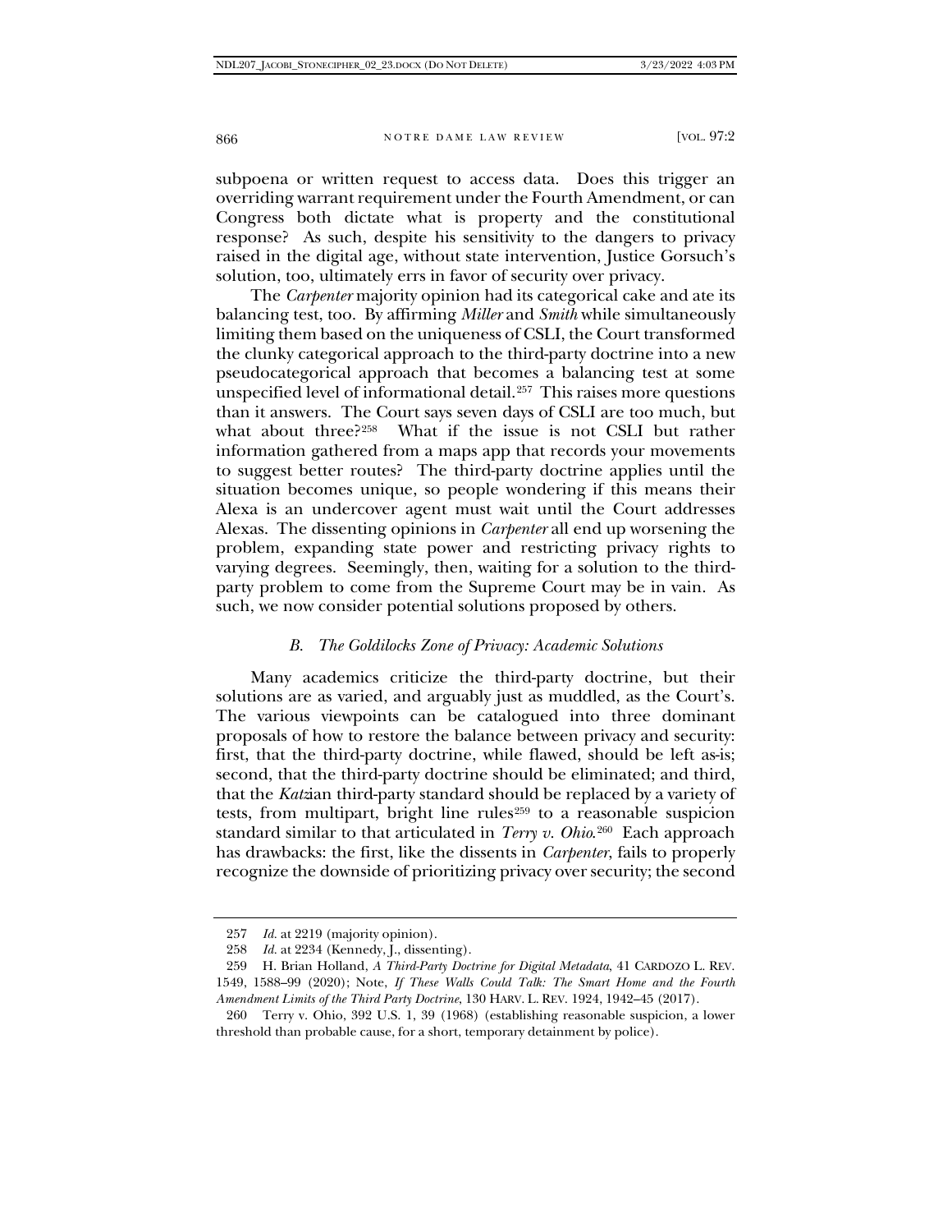subpoena or written request to access data. Does this trigger an overriding warrant requirement under the Fourth Amendment, or can Congress both dictate what is property and the constitutional response? As such, despite his sensitivity to the dangers to privacy raised in the digital age, without state intervention, Justice Gorsuch's solution, too, ultimately errs in favor of security over privacy.

The *Carpenter* majority opinion had its categorical cake and ate its balancing test, too. By affirming *Miller* and *Smith* while simultaneously limiting them based on the uniqueness of CSLI, the Court transformed the clunky categorical approach to the third-party doctrine into a new pseudocategorical approach that becomes a balancing test at some unspecified level of informational detail.[257] This raises more questions than it answers. The Court says seven days of CSLI are too much, but what about three?[258] What if the issue is not CSLI but rather information gathered from a maps app that records your movements to suggest better routes? The third-party doctrine applies until the situation becomes unique, so people wondering if this means their Alexa is an undercover agent must wait until the Court addresses Alexas. The dissenting opinions in *Carpenter* all end up worsening the problem, expanding state power and restricting privacy rights to varying degrees. Seemingly, then, waiting for a solution to the third-party problem to come from the Supreme Court may be in vain. As such, we now consider potential solutions proposed by others.

### *B. The Goldilocks Zone of Privacy: Academic Solutions*

Many academics criticize the third-party doctrine, but their solutions are as varied, and arguably just as muddled, as the Court's. The various viewpoints can be catalogued into three dominant proposals of how to restore the balance between privacy and security: first, that the third-party doctrine, while flawed, should be left as-is; second, that the third-party doctrine should be eliminated; and third, that the *Katz*ian third-party standard should be replaced by a variety of tests, from multipart, bright line rules[259] to a reasonable suspicion standard similar to that articulated in *Terry v. Ohio*.[260] Each approach has drawbacks: the first, like the dissents in *Carpenter*, fails to properly recognize the downside of prioritizing privacy over security; the second

---

257 *Id.* at 2219 (majority opinion).

258 *Id.* at 2234 (Kennedy, J., dissenting).

259 H. Brian Holland, *A Third-Party Doctrine for Digital Metadata*, 41 CARDOZO L. REV. 1549, 1588–99 (2020); Note, *If These Walls Could Talk: The Smart Home and the Fourth Amendment Limits of the Third Party Doctrine*, 130 HARV. L. REV. 1924, 1942–45 (2017).

260 Terry v. Ohio, 392 U.S. 1, 39 (1968) (establishing reasonable suspicion, a lower threshold than probable cause, for a short, temporary detainment by police).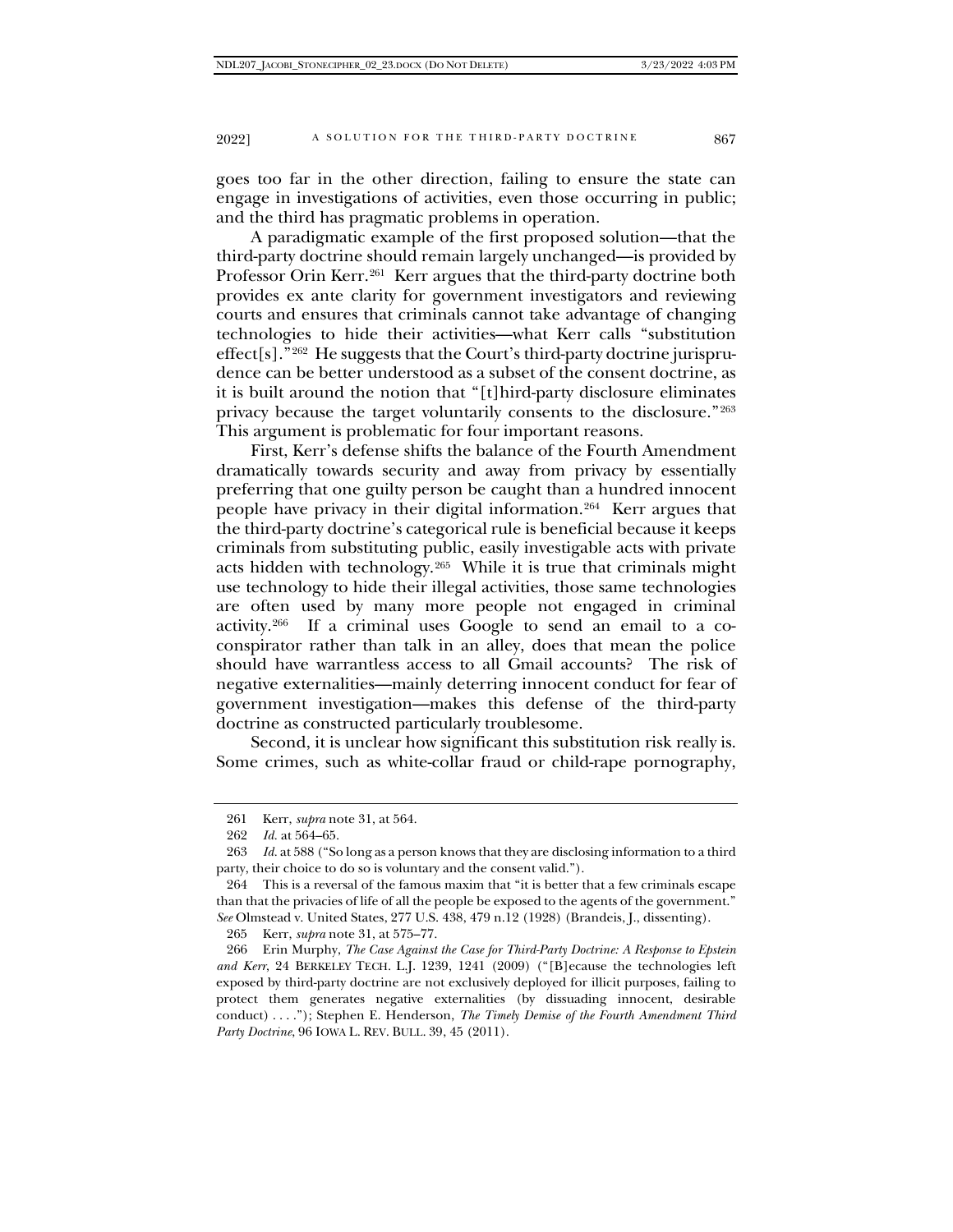goes too far in the other direction, failing to ensure the state can engage in investigations of activities, even those occurring in public; and the third has pragmatic problems in operation.

A paradigmatic example of the first proposed solution—that the third-party doctrine should remain largely unchanged—is provided by Professor Orin Kerr.[261] Kerr argues that the third-party doctrine both provides ex ante clarity for government investigators and reviewing courts and ensures that criminals cannot take advantage of changing technologies to hide their activities—what Kerr calls "substitution effect[s]."[262] He suggests that the Court's third-party doctrine jurisprudence can be better understood as a subset of the consent doctrine, as it is built around the notion that "[t]hird-party disclosure eliminates privacy because the target voluntarily consents to the disclosure."[263] This argument is problematic for four important reasons.

First, Kerr's defense shifts the balance of the Fourth Amendment dramatically towards security and away from privacy by essentially preferring that one guilty person be caught than a hundred innocent people have privacy in their digital information.[264] Kerr argues that the third-party doctrine's categorical rule is beneficial because it keeps criminals from substituting public, easily investigable acts with private acts hidden with technology.[265] While it is true that criminals might use technology to hide their illegal activities, those same technologies are often used by many more people not engaged in criminal activity.[266] If a criminal uses Google to send an email to a co-conspirator rather than talk in an alley, does that mean the police should have warrantless access to all Gmail accounts? The risk of negative externalities—mainly deterring innocent conduct for fear of government investigation—makes this defense of the third-party doctrine as constructed particularly troublesome.

Second, it is unclear how significant this substitution risk really is. Some crimes, such as white-collar fraud or child-rape pornography,

---

261 Kerr, *supra* note 31, at 564.

262 *Id.* at 564–65.

263 *Id.* at 588 ("So long as a person knows that they are disclosing information to a third party, their choice to do so is voluntary and the consent valid.").

264 This is a reversal of the famous maxim that "it is better that a few criminals escape than that the privacies of life of all the people be exposed to the agents of the government." *See* Olmstead v. United States, 277 U.S. 438, 479 n.12 (1928) (Brandeis, J., dissenting).

265 Kerr, *supra* note 31, at 575–77.

266 Erin Murphy, *The Case Against the Case for Third-Party Doctrine: A Response to Epstein and Kerr*, 24 BERKELEY TECH. L.J. 1239, 1241 (2009) ("[B]ecause the technologies left exposed by third-party doctrine are not exclusively deployed for illicit purposes, failing to protect them generates negative externalities (by dissuading innocent, desirable conduct) . . . ."); Stephen E. Henderson, *The Timely Demise of the Fourth Amendment Third Party Doctrine*, 96 IOWA L. REV. BULL. 39, 45 (2011).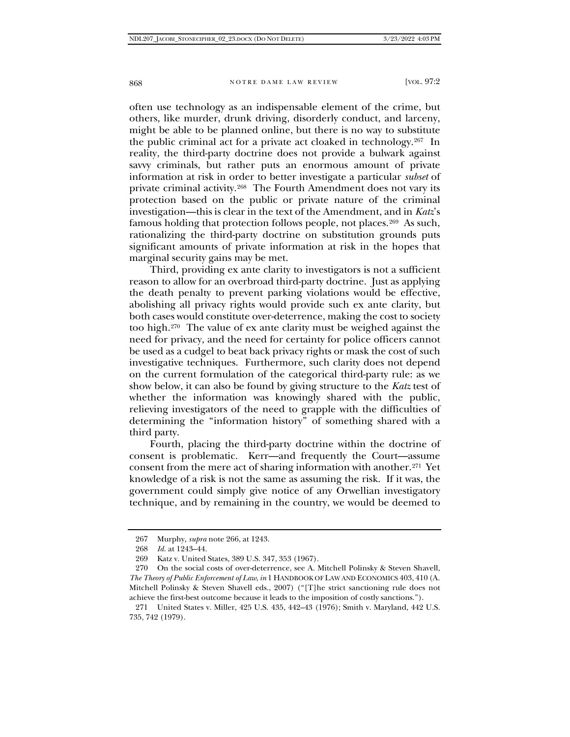often use technology as an indispensable element of the crime, but others, like murder, drunk driving, disorderly conduct, and larceny, might be able to be planned online, but there is no way to substitute the public criminal act for a private act cloaked in technology.[267] In reality, the third-party doctrine does not provide a bulwark against savvy criminals, but rather puts an enormous amount of private information at risk in order to better investigate a particular *subset* of private criminal activity.[268] The Fourth Amendment does not vary its protection based on the public or private nature of the criminal investigation—this is clear in the text of the Amendment, and in *Katz*'s famous holding that protection follows people, not places.[269] As such, rationalizing the third-party doctrine on substitution grounds puts significant amounts of private information at risk in the hopes that marginal security gains may be met.

Third, providing ex ante clarity to investigators is not a sufficient reason to allow for an overbroad third-party doctrine. Just as applying the death penalty to prevent parking violations would be effective, abolishing all privacy rights would provide such ex ante clarity, but both cases would constitute over-deterrence, making the cost to society too high.[270] The value of ex ante clarity must be weighed against the need for privacy, and the need for certainty for police officers cannot be used as a cudgel to beat back privacy rights or mask the cost of such investigative techniques. Furthermore, such clarity does not depend on the current formulation of the categorical third-party rule: as we show below, it can also be found by giving structure to the *Katz* test of whether the information was knowingly shared with the public, relieving investigators of the need to grapple with the difficulties of determining the "information history" of something shared with a third party.

Fourth, placing the third-party doctrine within the doctrine of consent is problematic. Kerr—and frequently the Court—assume consent from the mere act of sharing information with another.[271] Yet knowledge of a risk is not the same as assuming the risk. If it was, the government could simply give notice of any Orwellian investigatory technique, and by remaining in the country, we would be deemed to

---

267 Murphy, *supra* note 266, at 1243.

268 *Id.* at 1243–44.

269 Katz v. United States, 389 U.S. 347, 353 (1967).

270 On the social costs of over-deterrence, see A. Mitchell Polinsky & Steven Shavell, *The Theory of Public Enforcement of Law*, *in* 1 HANDBOOK OF LAW AND ECONOMICS 403, 410 (A. Mitchell Polinsky & Steven Shavell eds., 2007) ("[T]he strict sanctioning rule does not achieve the first-best outcome because it leads to the imposition of costly sanctions.").

271 United States v. Miller, 425 U.S. 435, 442–43 (1976); Smith v. Maryland, 442 U.S. 735, 742 (1979).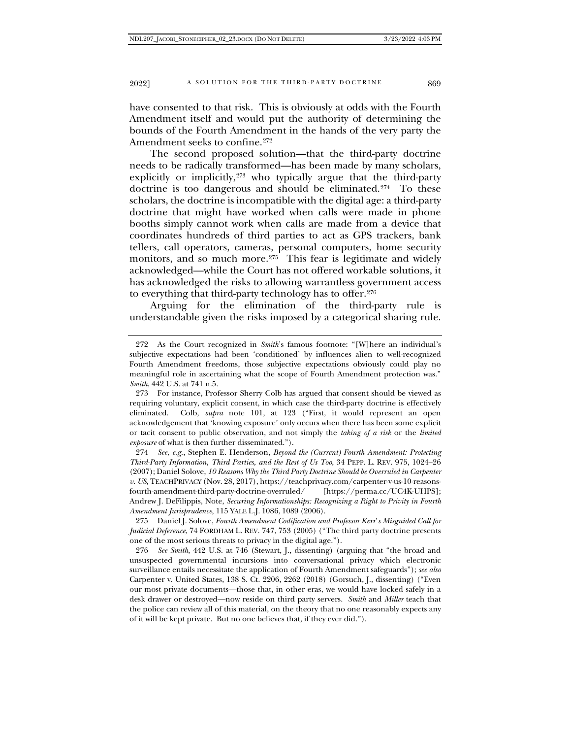have consented to that risk. This is obviously at odds with the Fourth Amendment itself and would put the authority of determining the bounds of the Fourth Amendment in the hands of the very party the Amendment seeks to confine.[272]

The second proposed solution—that the third-party doctrine needs to be radically transformed—has been made by many scholars, explicitly or implicitly,[273] who typically argue that the third-party doctrine is too dangerous and should be eliminated.[274] To these scholars, the doctrine is incompatible with the digital age: a third-party doctrine that might have worked when calls were made in phone booths simply cannot work when calls are made from a device that coordinates hundreds of third parties to act as GPS trackers, bank tellers, call operators, cameras, personal computers, home security monitors, and so much more.[275] This fear is legitimate and widely acknowledged—while the Court has not offered workable solutions, it has acknowledged the risks to allowing warrantless government access to everything that third-party technology has to offer.[276]

Arguing for the elimination of the third-party rule is understandable given the risks imposed by a categorical sharing rule.

---

272 As the Court recognized in *Smith*'s famous footnote: "[W]here an individual's subjective expectations had been 'conditioned' by influences alien to well-recognized Fourth Amendment freedoms, those subjective expectations obviously could play no meaningful role in ascertaining what the scope of Fourth Amendment protection was." *Smith*, 442 U.S. at 741 n.5.

273 For instance, Professor Sherry Colb has argued that consent should be viewed as requiring voluntary, explicit consent, in which case the third-party doctrine is effectively eliminated. Colb, *supra* note 101, at 123 ("First, it would represent an open acknowledgement that 'knowing exposure' only occurs when there has been some explicit or tacit consent to public observation, and not simply the *taking of a risk* or the *limited exposure* of what is then further disseminated.").

274 *See, e.g.*, Stephen E. Henderson, *Beyond the (Current) Fourth Amendment: Protecting Third-Party Information, Third Parties, and the Rest of Us Too*, 34 PEPP. L. REV. 975, 1024–26 (2007); Daniel Solove, *10 Reasons Why the Third Party Doctrine Should be Overruled in Carpenter v. US*, TEACHPRIVACY (Nov. 28, 2017), https://teachprivacy.com/carpenter-v-us-10-reasons-fourth-amendment-third-party-doctrine-overruled/ [https://perma.cc/UC4K-UHPS]; Andrew J. DeFilippis, Note, *Securing Informationships: Recognizing a Right to Privity in Fourth Amendment Jurisprudence*, 115 YALE L.J. 1086, 1089 (2006).

275 Daniel J. Solove, *Fourth Amendment Codification and Professor Kerr's Misguided Call for Judicial Deference*, 74 FORDHAM L. REV. 747, 753 (2005) ("The third party doctrine presents one of the most serious threats to privacy in the digital age.").

276 *See Smith*, 442 U.S. at 746 (Stewart, J., dissenting) (arguing that "the broad and unsuspected governmental incursions into conversational privacy which electronic surveillance entails necessitate the application of Fourth Amendment safeguards"); *see also* Carpenter v. United States, 138 S. Ct. 2206, 2262 (2018) (Gorsuch, J., dissenting) ("Even our most private documents—those that, in other eras, we would have locked safely in a desk drawer or destroyed—now reside on third party servers. *Smith* and *Miller* teach that the police can review all of this material, on the theory that no one reasonably expects any of it will be kept private. But no one believes that, if they ever did.").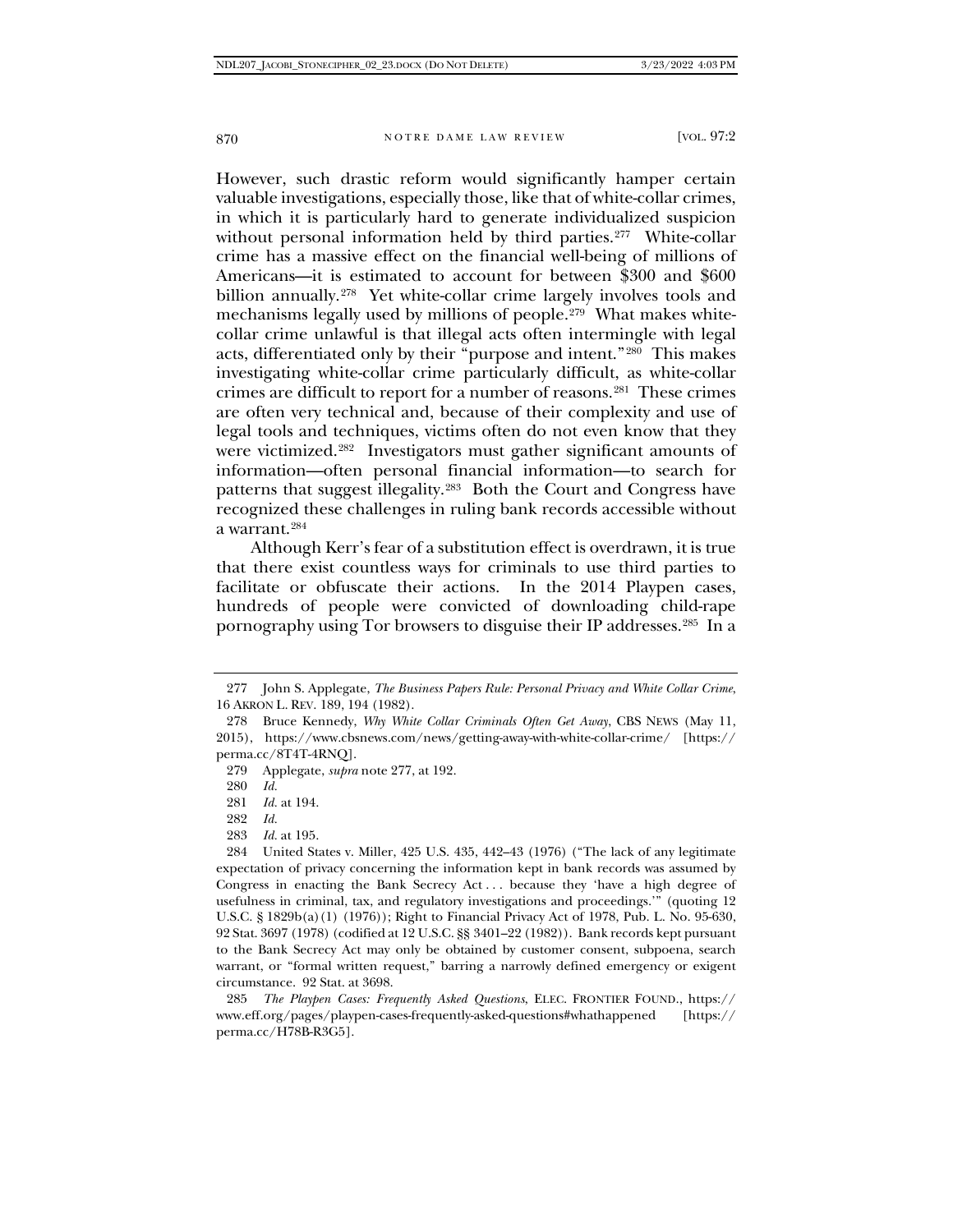However, such drastic reform would significantly hamper certain valuable investigations, especially those, like that of white-collar crimes, in which it is particularly hard to generate individualized suspicion without personal information held by third parties.[277] White-collar crime has a massive effect on the financial well-being of millions of Americans—it is estimated to account for between $300 and $600 billion annually.[278] Yet white-collar crime largely involves tools and mechanisms legally used by millions of people.[279] What makes white-collar crime unlawful is that illegal acts often intermingle with legal acts, differentiated only by their "purpose and intent."[280] This makes investigating white-collar crime particularly difficult, as white-collar crimes are difficult to report for a number of reasons.[281] These crimes are often very technical and, because of their complexity and use of legal tools and techniques, victims often do not even know that they were victimized.[282] Investigators must gather significant amounts of information—often personal financial information—to search for patterns that suggest illegality.[283] Both the Court and Congress have recognized these challenges in ruling bank records accessible without a warrant.[284]

Although Kerr's fear of a substitution effect is overdrawn, it is true that there exist countless ways for criminals to use third parties to facilitate or obfuscate their actions. In the 2014 Playpen cases, hundreds of people were convicted of downloading child-rape pornography using Tor browsers to disguise their IP addresses.[285] In a

---

277 John S. Applegate, *The Business Papers Rule: Personal Privacy and White Collar Crime*, 16 AKRON L. REV. 189, 194 (1982).

278 Bruce Kennedy, *Why White Collar Criminals Often Get Away*, CBS NEWS (May 11, 2015), https://www.cbsnews.com/news/getting-away-with-white-collar-crime/ [https://perma.cc/8T4T-4RNQ].

279 Applegate, *supra* note 277, at 192.

280 *Id.*

281 *Id.* at 194.

282 *Id.*

283 *Id.* at 195.

284 United States v. Miller, 425 U.S. 435, 442–43 (1976) ("The lack of any legitimate expectation of privacy concerning the information kept in bank records was assumed by Congress in enacting the Bank Secrecy Act . . . because they 'have a high degree of usefulness in criminal, tax, and regulatory investigations and proceedings.'" (quoting 12 U.S.C. § 1829b(a)(1) (1976)); Right to Financial Privacy Act of 1978, Pub. L. No. 95-630, 92 Stat. 3697 (1978) (codified at 12 U.S.C. §§ 3401–22 (1982)). Bank records kept pursuant to the Bank Secrecy Act may only be obtained by customer consent, subpoena, search warrant, or "formal written request," barring a narrowly defined emergency or exigent circumstance. 92 Stat. at 3698.

285 *The Playpen Cases: Frequently Asked Questions*, ELEC. FRONTIER FOUND., https://www.eff.org/pages/playpen-cases-frequently-asked-questions#whathappened [https://perma.cc/H78B-R3G5].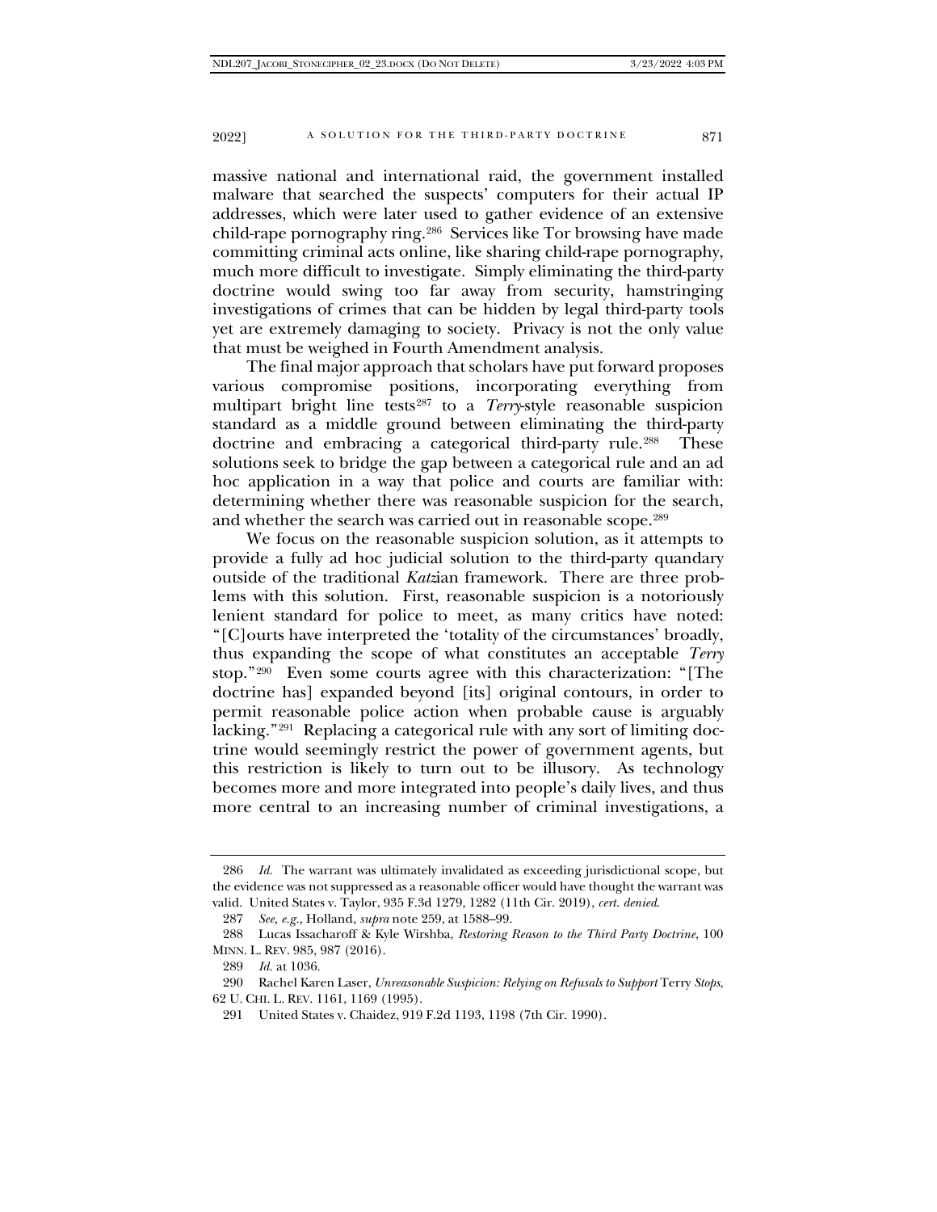massive national and international raid, the government installed malware that searched the suspects' computers for their actual IP addresses, which were later used to gather evidence of an extensive child-rape pornography ring.[286] Services like Tor browsing have made committing criminal acts online, like sharing child-rape pornography, much more difficult to investigate. Simply eliminating the third-party doctrine would swing too far away from security, hamstringing investigations of crimes that can be hidden by legal third-party tools yet are extremely damaging to society. Privacy is not the only value that must be weighed in Fourth Amendment analysis.

The final major approach that scholars have put forward proposes various compromise positions, incorporating everything from multipart bright line tests[287] to a *Terry*-style reasonable suspicion standard as a middle ground between eliminating the third-party doctrine and embracing a categorical third-party rule.[288] These solutions seek to bridge the gap between a categorical rule and an ad hoc application in a way that police and courts are familiar with: determining whether there was reasonable suspicion for the search, and whether the search was carried out in reasonable scope.[289]

We focus on the reasonable suspicion solution, as it attempts to provide a fully ad hoc judicial solution to the third-party quandary outside of the traditional *Katz*ian framework. There are three problems with this solution. First, reasonable suspicion is a notoriously lenient standard for police to meet, as many critics have noted: "[C]ourts have interpreted the 'totality of the circumstances' broadly, thus expanding the scope of what constitutes an acceptable *Terry* stop."[290] Even some courts agree with this characterization: "[The doctrine has] expanded beyond [its] original contours, in order to permit reasonable police action when probable cause is arguably lacking."[291] Replacing a categorical rule with any sort of limiting doctrine would seemingly restrict the power of government agents, but this restriction is likely to turn out to be illusory. As technology becomes more and more integrated into people's daily lives, and thus more central to an increasing number of criminal investigations, a

---

286 *Id.* The warrant was ultimately invalidated as exceeding jurisdictional scope, but the evidence was not suppressed as a reasonable officer would have thought the warrant was valid. United States v. Taylor, 935 F.3d 1279, 1282 (11th Cir. 2019), *cert. denied*.

287 *See, e.g.*, Holland, *supra* note 259, at 1588–99.

288 Lucas Issacharoff & Kyle Wirshba, *Restoring Reason to the Third Party Doctrine*, 100 MINN. L. REV. 985, 987 (2016).

289 *Id.* at 1036.

290 Rachel Karen Laser, *Unreasonable Suspicion: Relying on Refusals to Support* Terry *Stops*, 62 U. CHI. L. REV. 1161, 1169 (1995).

291 United States v. Chaidez, 919 F.2d 1193, 1198 (7th Cir. 1990).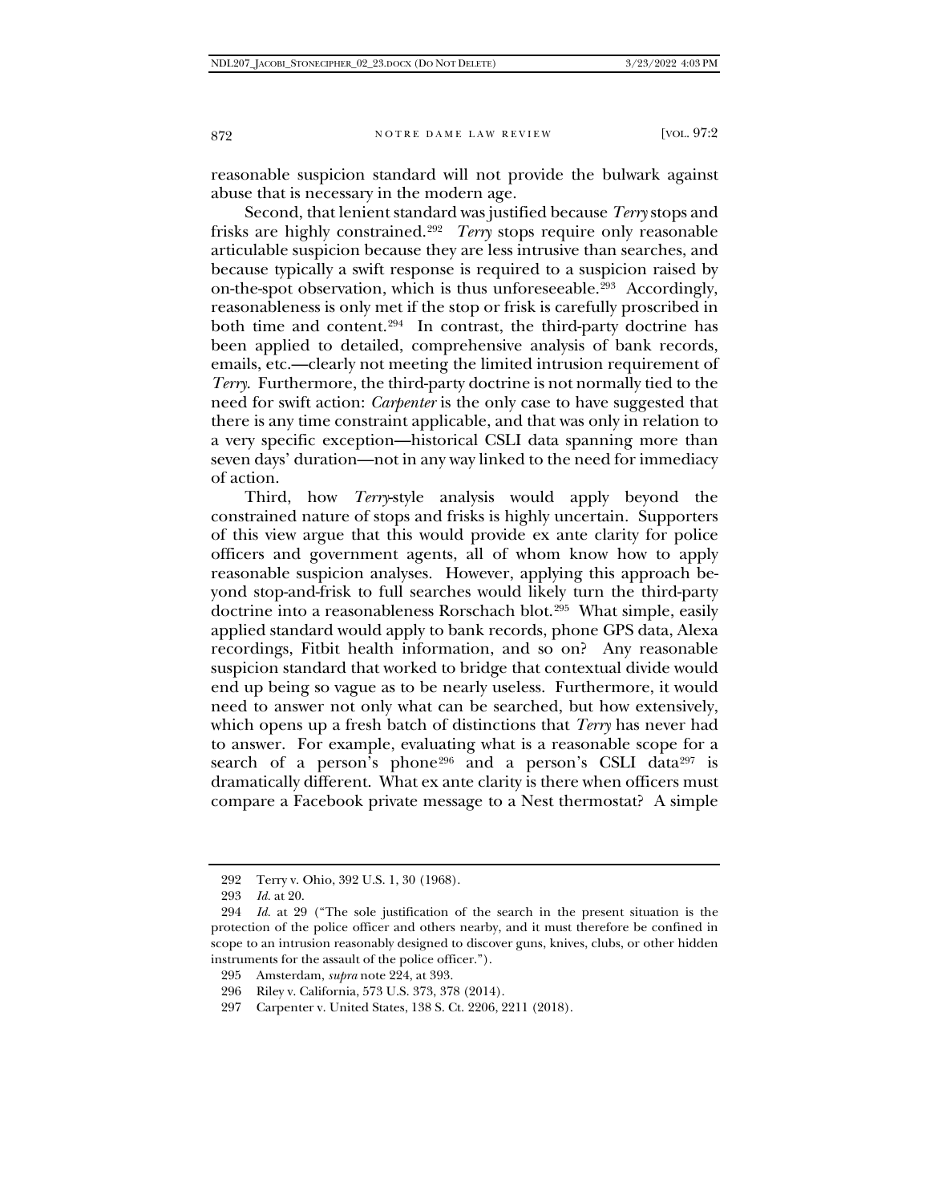reasonable suspicion standard will not provide the bulwark against abuse that is necessary in the modern age.

Second, that lenient standard was justified because *Terry* stops and frisks are highly constrained.[292] *Terry* stops require only reasonable articulable suspicion because they are less intrusive than searches, and because typically a swift response is required to a suspicion raised by on-the-spot observation, which is thus unforeseeable.[293] Accordingly, reasonableness is only met if the stop or frisk is carefully proscribed in both time and content.[294] In contrast, the third-party doctrine has been applied to detailed, comprehensive analysis of bank records, emails, etc.—clearly not meeting the limited intrusion requirement of *Terry*. Furthermore, the third-party doctrine is not normally tied to the need for swift action: *Carpenter* is the only case to have suggested that there is any time constraint applicable, and that was only in relation to a very specific exception—historical CSLI data spanning more than seven days' duration—not in any way linked to the need for immediacy of action.

Third, how *Terry*-style analysis would apply beyond the constrained nature of stops and frisks is highly uncertain. Supporters of this view argue that this would provide ex ante clarity for police officers and government agents, all of whom know how to apply reasonable suspicion analyses. However, applying this approach beyond stop-and-frisk to full searches would likely turn the third-party doctrine into a reasonableness Rorschach blot.[295] What simple, easily applied standard would apply to bank records, phone GPS data, Alexa recordings, Fitbit health information, and so on? Any reasonable suspicion standard that worked to bridge that contextual divide would end up being so vague as to be nearly useless. Furthermore, it would need to answer not only what can be searched, but how extensively, which opens up a fresh batch of distinctions that *Terry* has never had to answer. For example, evaluating what is a reasonable scope for a search of a person's phone[296] and a person's CSLI data[297] is dramatically different. What ex ante clarity is there when officers must compare a Facebook private message to a Nest thermostat? A simple

---

292 Terry v. Ohio, 392 U.S. 1, 30 (1968).

293 *Id.* at 20.

294 *Id.* at 29 ("The sole justification of the search in the present situation is the protection of the police officer and others nearby, and it must therefore be confined in scope to an intrusion reasonably designed to discover guns, knives, clubs, or other hidden instruments for the assault of the police officer.").

295 Amsterdam, *supra* note 224, at 393.

296 Riley v. California, 573 U.S. 373, 378 (2014).

297 Carpenter v. United States, 138 S. Ct. 2206, 2211 (2018).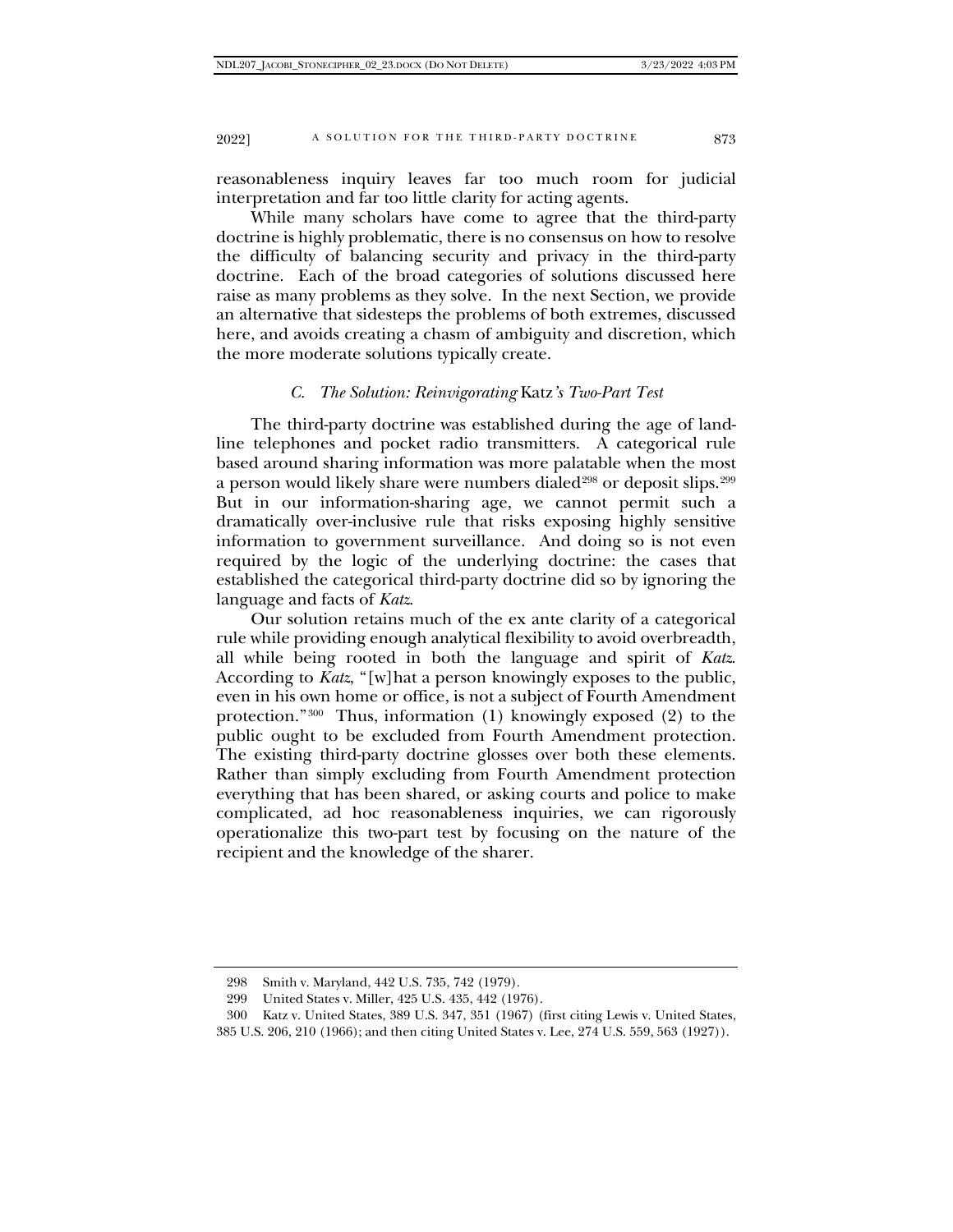reasonableness inquiry leaves far too much room for judicial interpretation and far too little clarity for acting agents.

While many scholars have come to agree that the third-party doctrine is highly problematic, there is no consensus on how to resolve the difficulty of balancing security and privacy in the third-party doctrine. Each of the broad categories of solutions discussed here raise as many problems as they solve. In the next Section, we provide an alternative that sidesteps the problems of both extremes, discussed here, and avoids creating a chasm of ambiguity and discretion, which the more moderate solutions typically create.

### *C. The Solution: Reinvigorating* Katz*'s Two-Part Test*

The third-party doctrine was established during the age of land-line telephones and pocket radio transmitters. A categorical rule based around sharing information was more palatable when the most a person would likely share were numbers dialed[298] or deposit slips.[299] But in our information-sharing age, we cannot permit such a dramatically over-inclusive rule that risks exposing highly sensitive information to government surveillance. And doing so is not even required by the logic of the underlying doctrine: the cases that established the categorical third-party doctrine did so by ignoring the language and facts of *Katz*.

Our solution retains much of the ex ante clarity of a categorical rule while providing enough analytical flexibility to avoid overbreadth, all while being rooted in both the language and spirit of *Katz*. According to *Katz*, "[w]hat a person knowingly exposes to the public, even in his own home or office, is not a subject of Fourth Amendment protection."[300] Thus, information (1) knowingly exposed (2) to the public ought to be excluded from Fourth Amendment protection. The existing third-party doctrine glosses over both these elements. Rather than simply excluding from Fourth Amendment protection everything that has been shared, or asking courts and police to make complicated, ad hoc reasonableness inquiries, we can rigorously operationalize this two-part test by focusing on the nature of the recipient and the knowledge of the sharer.

---

298 Smith v. Maryland, 442 U.S. 735, 742 (1979).

299 United States v. Miller, 425 U.S. 435, 442 (1976).

300 Katz v. United States, 389 U.S. 347, 351 (1967) (first citing Lewis v. United States, 385 U.S. 206, 210 (1966); and then citing United States v. Lee, 274 U.S. 559, 563 (1927)).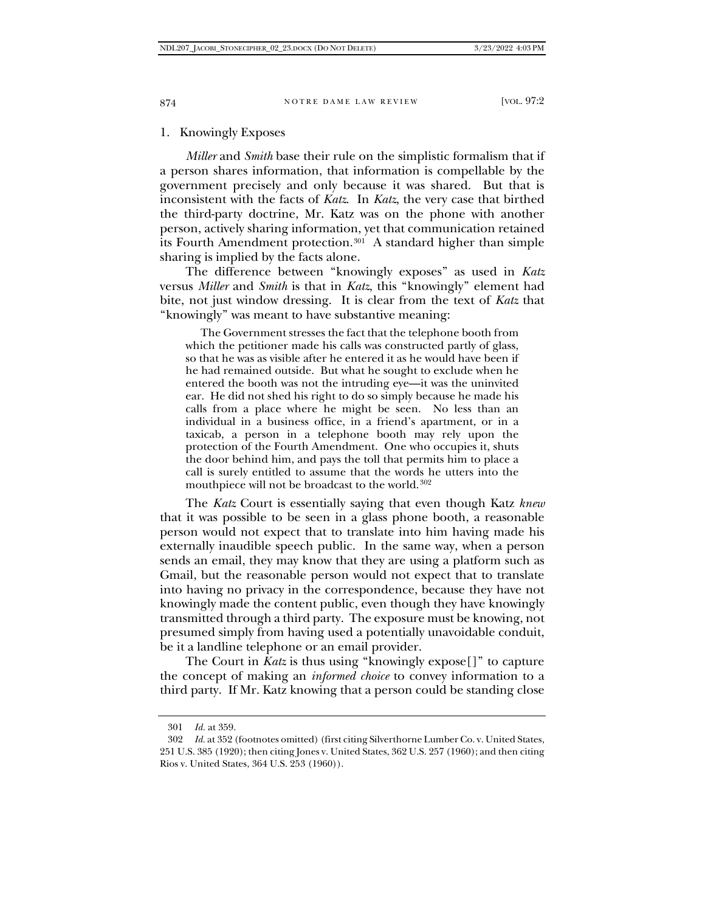### 1. Knowingly Exposes

*Miller* and *Smith* base their rule on the simplistic formalism that if a person shares information, that information is compellable by the government precisely and only because it was shared. But that is inconsistent with the facts of *Katz*. In *Katz*, the very case that birthed the third-party doctrine, Mr. Katz was on the phone with another person, actively sharing information, yet that communication retained its Fourth Amendment protection.[301] A standard higher than simple sharing is implied by the facts alone.

The difference between "knowingly exposes" as used in *Katz* versus *Miller* and *Smith* is that in *Katz*, this "knowingly" element had bite, not just window dressing. It is clear from the text of *Katz* that "knowingly" was meant to have substantive meaning:

> The Government stresses the fact that the telephone booth from which the petitioner made his calls was constructed partly of glass, so that he was as visible after he entered it as he would have been if he had remained outside. But what he sought to exclude when he entered the booth was not the intruding eye—it was the uninvited ear. He did not shed his right to do so simply because he made his calls from a place where he might be seen. No less than an individual in a business office, in a friend's apartment, or in a taxicab, a person in a telephone booth may rely upon the protection of the Fourth Amendment. One who occupies it, shuts the door behind him, and pays the toll that permits him to place a call is surely entitled to assume that the words he utters into the mouthpiece will not be broadcast to the world.[302]

The *Katz* Court is essentially saying that even though Katz *knew* that it was possible to be seen in a glass phone booth, a reasonable person would not expect that to translate into him having made his externally inaudible speech public. In the same way, when a person sends an email, they may know that they are using a platform such as Gmail, but the reasonable person would not expect that to translate into having no privacy in the correspondence, because they have not knowingly made the content public, even though they have knowingly transmitted through a third party. The exposure must be knowing, not presumed simply from having used a potentially unavoidable conduit, be it a landline telephone or an email provider.

The Court in *Katz* is thus using "knowingly expose[]" to capture the concept of making an *informed choice* to convey information to a third party. If Mr. Katz knowing that a person could be standing close

---

301 *Id.* at 359.

302 *Id.* at 352 (footnotes omitted) (first citing Silverthorne Lumber Co. v. United States, 251 U.S. 385 (1920); then citing Jones v. United States, 362 U.S. 257 (1960); and then citing Rios v. United States, 364 U.S. 253 (1960)).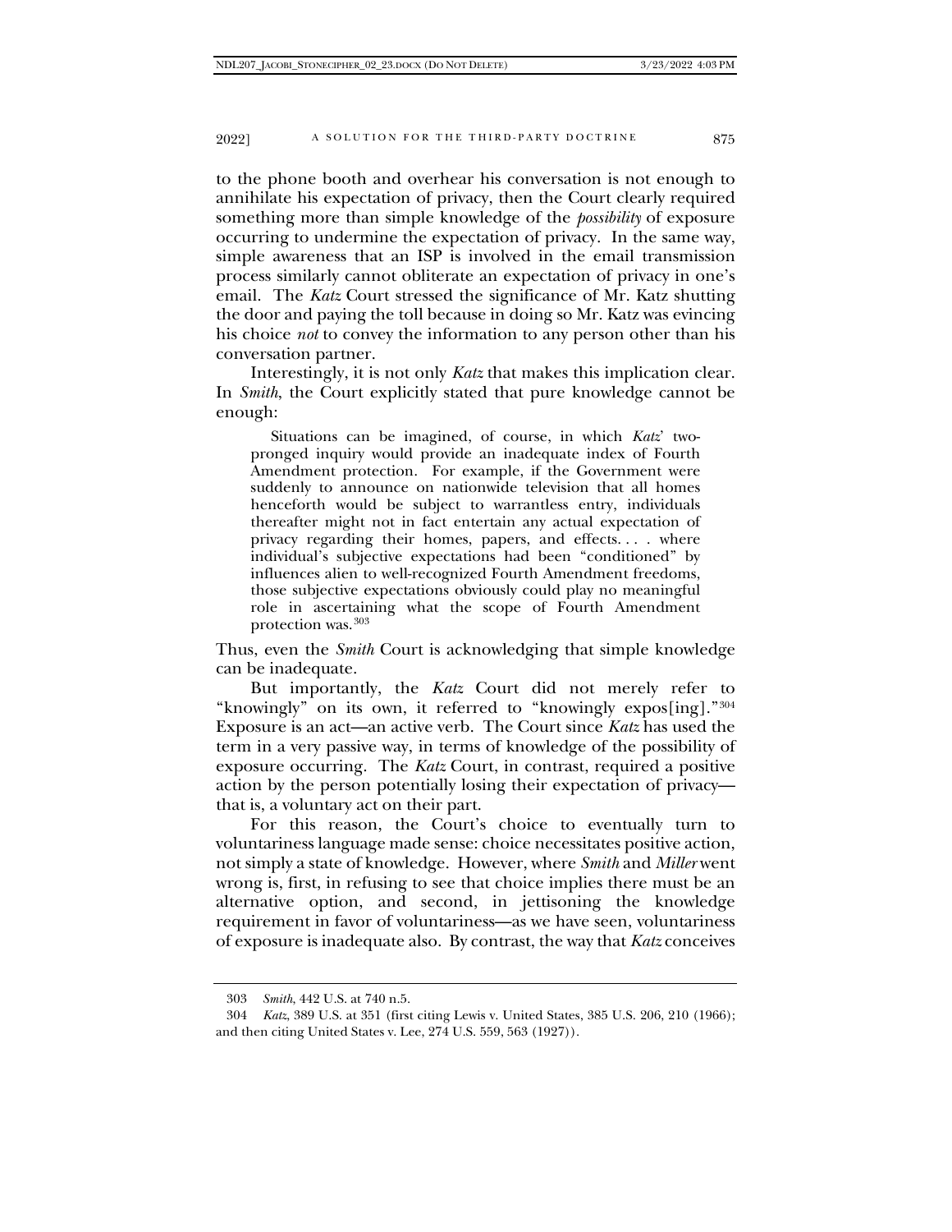to the phone booth and overhear his conversation is not enough to annihilate his expectation of privacy, then the Court clearly required something more than simple knowledge of the *possibility* of exposure occurring to undermine the expectation of privacy. In the same way, simple awareness that an ISP is involved in the email transmission process similarly cannot obliterate an expectation of privacy in one's email. The *Katz* Court stressed the significance of Mr. Katz shutting the door and paying the toll because in doing so Mr. Katz was evincing his choice *not* to convey the information to any person other than his conversation partner.

Interestingly, it is not only *Katz* that makes this implication clear. In *Smith*, the Court explicitly stated that pure knowledge cannot be enough:

> Situations can be imagined, of course, in which *Katz*' two-pronged inquiry would provide an inadequate index of Fourth Amendment protection. For example, if the Government were suddenly to announce on nationwide television that all homes henceforth would be subject to warrantless entry, individuals thereafter might not in fact entertain any actual expectation of privacy regarding their homes, papers, and effects. . . . where individual's subjective expectations had been "conditioned" by influences alien to well-recognized Fourth Amendment freedoms, those subjective expectations obviously could play no meaningful role in ascertaining what the scope of Fourth Amendment protection was.[303]

Thus, even the *Smith* Court is acknowledging that simple knowledge can be inadequate.

But importantly, the *Katz* Court did not merely refer to "knowingly" on its own, it referred to "knowingly expos[ing]."[304] Exposure is an act—an active verb. The Court since *Katz* has used the term in a very passive way, in terms of knowledge of the possibility of exposure occurring. The *Katz* Court, in contrast, required a positive action by the person potentially losing their expectation of privacy—that is, a voluntary act on their part.

For this reason, the Court's choice to eventually turn to voluntariness language made sense: choice necessitates positive action, not simply a state of knowledge. However, where *Smith* and *Miller* went wrong is, first, in refusing to see that choice implies there must be an alternative option, and second, in jettisoning the knowledge requirement in favor of voluntariness—as we have seen, voluntariness of exposure is inadequate also. By contrast, the way that *Katz* conceives

---

303 *Smith*, 442 U.S. at 740 n.5.

304 *Katz*, 389 U.S. at 351 (first citing Lewis v. United States, 385 U.S. 206, 210 (1966); and then citing United States v. Lee, 274 U.S. 559, 563 (1927)).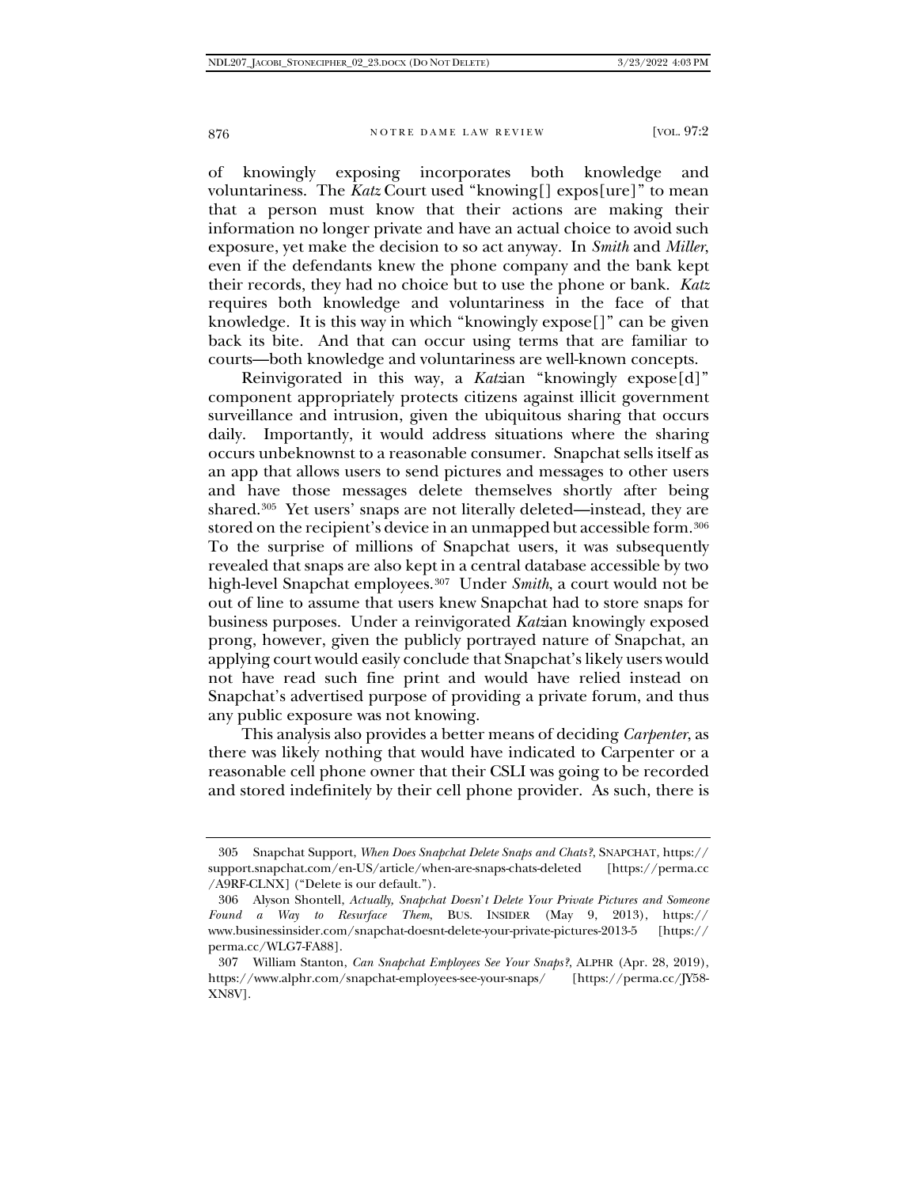of knowingly exposing incorporates both knowledge and voluntariness. The *Katz* Court used "knowing[] expos[ure]" to mean that a person must know that their actions are making their information no longer private and have an actual choice to avoid such exposure, yet make the decision to so act anyway. In *Smith* and *Miller*, even if the defendants knew the phone company and the bank kept their records, they had no choice but to use the phone or bank. *Katz* requires both knowledge and voluntariness in the face of that knowledge. It is this way in which "knowingly expose[]" can be given back its bite. And that can occur using terms that are familiar to courts—both knowledge and voluntariness are well-known concepts.

Reinvigorated in this way, a *Katz*ian "knowingly expose[d]" component appropriately protects citizens against illicit government surveillance and intrusion, given the ubiquitous sharing that occurs daily. Importantly, it would address situations where the sharing occurs unbeknownst to a reasonable consumer. Snapchat sells itself as an app that allows users to send pictures and messages to other users and have those messages delete themselves shortly after being shared.[305] Yet users' snaps are not literally deleted—instead, they are stored on the recipient's device in an unmapped but accessible form.[306] To the surprise of millions of Snapchat users, it was subsequently revealed that snaps are also kept in a central database accessible by two high-level Snapchat employees.[307] Under *Smith*, a court would not be out of line to assume that users knew Snapchat had to store snaps for business purposes. Under a reinvigorated *Katz*ian knowingly exposed prong, however, given the publicly portrayed nature of Snapchat, an applying court would easily conclude that Snapchat's likely users would not have read such fine print and would have relied instead on Snapchat's advertised purpose of providing a private forum, and thus any public exposure was not knowing.

This analysis also provides a better means of deciding *Carpenter*, as there was likely nothing that would have indicated to Carpenter or a reasonable cell phone owner that their CSLI was going to be recorded and stored indefinitely by their cell phone provider. As such, there is

---

305 Snapchat Support, *When Does Snapchat Delete Snaps and Chats?*, SNAPCHAT, https://support.snapchat.com/en-US/article/when-are-snaps-chats-deleted [https://perma.cc/A9RF-CLNX] ("Delete is our default.").

306 Alyson Shontell, *Actually, Snapchat Doesn't Delete Your Private Pictures and Someone Found a Way to Resurface Them*, BUS. INSIDER (May 9, 2013), https://www.businessinsider.com/snapchat-doesnt-delete-your-private-pictures-2013-5 [https://perma.cc/WLG7-FA88].

307 William Stanton, *Can Snapchat Employees See Your Snaps?*, ALPHR (Apr. 28, 2019), https://www.alphr.com/snapchat-employees-see-your-snaps/ [https://perma.cc/JY58-XN8V].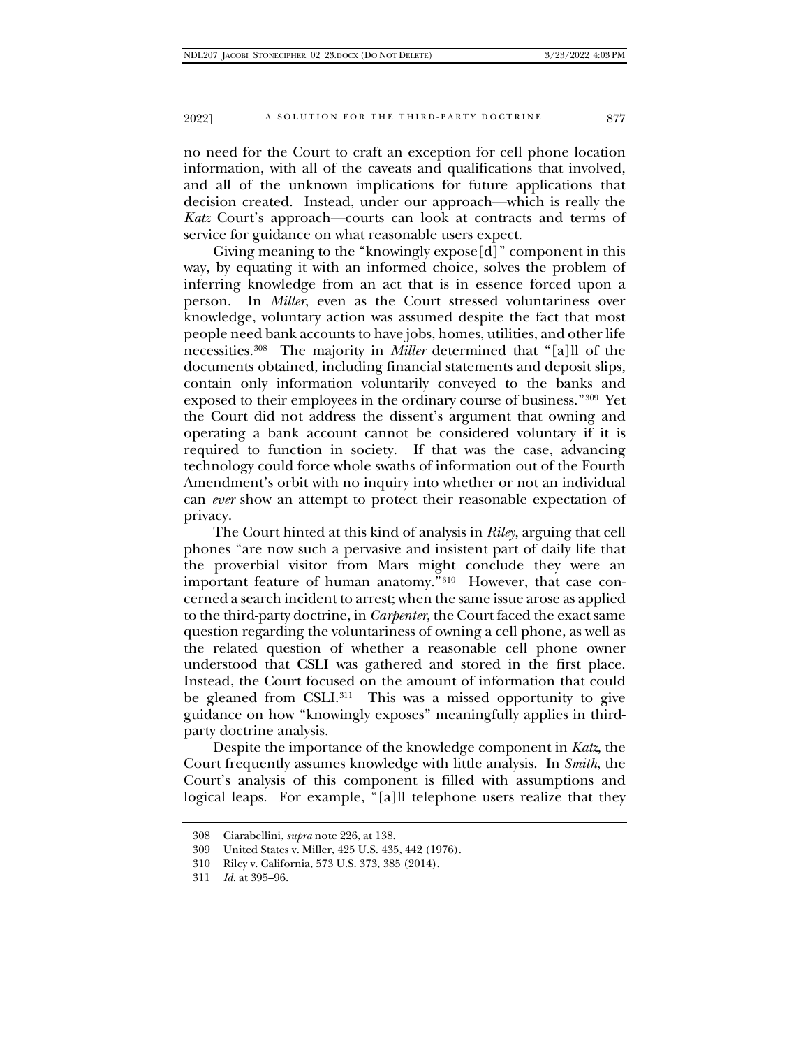no need for the Court to craft an exception for cell phone location information, with all of the caveats and qualifications that involved, and all of the unknown implications for future applications that decision created. Instead, under our approach—which is really the *Katz* Court's approach—courts can look at contracts and terms of service for guidance on what reasonable users expect.

Giving meaning to the "knowingly expose[d]" component in this way, by equating it with an informed choice, solves the problem of inferring knowledge from an act that is in essence forced upon a person. In *Miller*, even as the Court stressed voluntariness over knowledge, voluntary action was assumed despite the fact that most people need bank accounts to have jobs, homes, utilities, and other life necessities.[308] The majority in *Miller* determined that "[a]ll of the documents obtained, including financial statements and deposit slips, contain only information voluntarily conveyed to the banks and exposed to their employees in the ordinary course of business."[309] Yet the Court did not address the dissent's argument that owning and operating a bank account cannot be considered voluntary if it is required to function in society. If that was the case, advancing technology could force whole swaths of information out of the Fourth Amendment's orbit with no inquiry into whether or not an individual can *ever* show an attempt to protect their reasonable expectation of privacy.

The Court hinted at this kind of analysis in *Riley*, arguing that cell phones "are now such a pervasive and insistent part of daily life that the proverbial visitor from Mars might conclude they were an important feature of human anatomy."[310] However, that case concerned a search incident to arrest; when the same issue arose as applied to the third-party doctrine, in *Carpenter*, the Court faced the exact same question regarding the voluntariness of owning a cell phone, as well as the related question of whether a reasonable cell phone owner understood that CSLI was gathered and stored in the first place. Instead, the Court focused on the amount of information that could be gleaned from CSLI.[311] This was a missed opportunity to give guidance on how "knowingly exposes" meaningfully applies in third-party doctrine analysis.

Despite the importance of the knowledge component in *Katz*, the Court frequently assumes knowledge with little analysis. In *Smith*, the Court's analysis of this component is filled with assumptions and logical leaps. For example, "[a]ll telephone users realize that they

---

308 Ciarabellini, *supra* note 226, at 138.

309 United States v. Miller, 425 U.S. 435, 442 (1976).

310 Riley v. California, 573 U.S. 373, 385 (2014).

311 *Id.* at 395–96.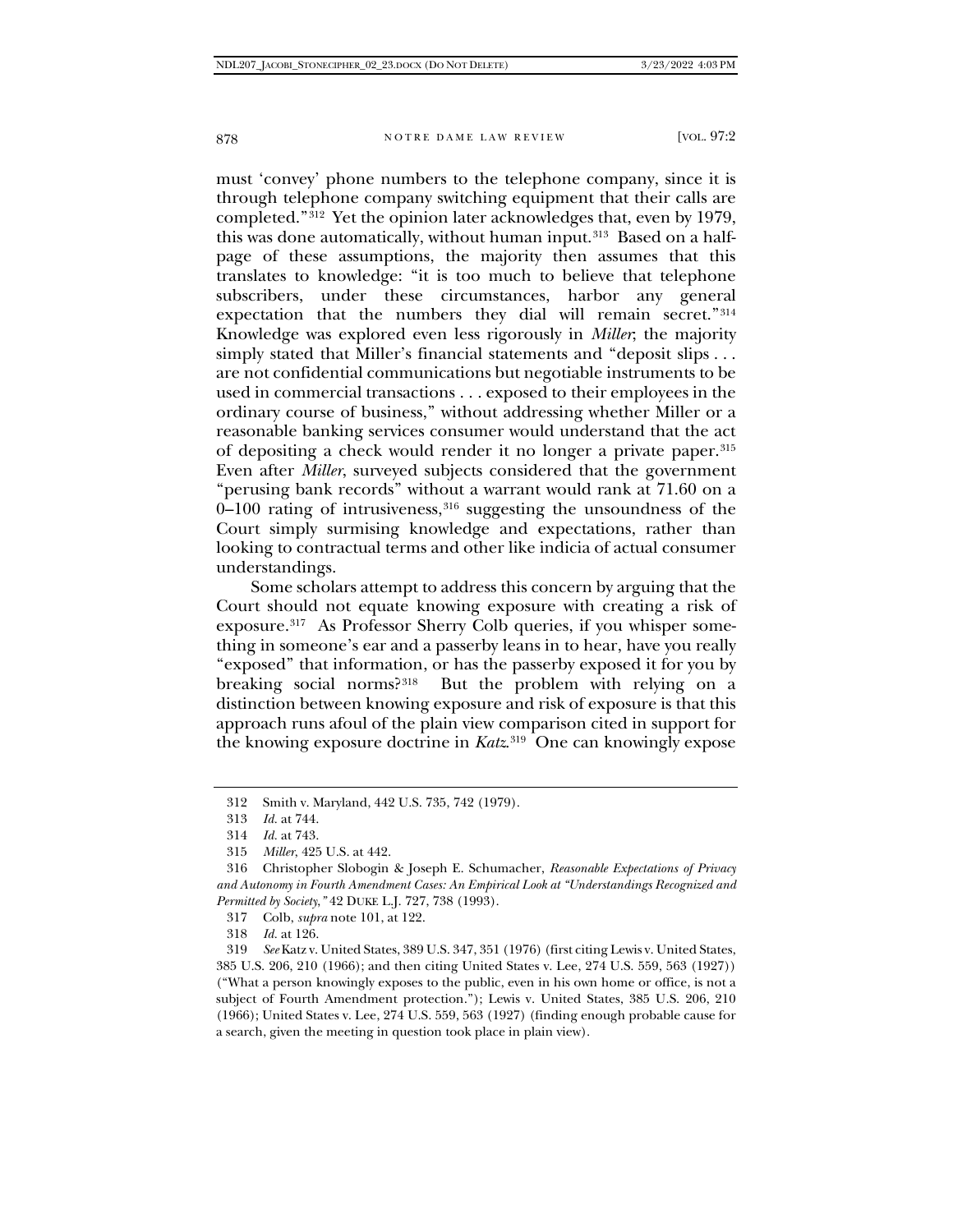must 'convey' phone numbers to the telephone company, since it is through telephone company switching equipment that their calls are completed."[312] Yet the opinion later acknowledges that, even by 1979, this was done automatically, without human input.[313] Based on a half-page of these assumptions, the majority then assumes that this translates to knowledge: "it is too much to believe that telephone subscribers, under these circumstances, harbor any general expectation that the numbers they dial will remain secret."[314] Knowledge was explored even less rigorously in *Miller*; the majority simply stated that Miller's financial statements and "deposit slips . . . are not confidential communications but negotiable instruments to be used in commercial transactions . . . exposed to their employees in the ordinary course of business," without addressing whether Miller or a reasonable banking services consumer would understand that the act of depositing a check would render it no longer a private paper.[315] Even after *Miller*, surveyed subjects considered that the government "perusing bank records" without a warrant would rank at 71.60 on a 0–100 rating of intrusiveness,[316] suggesting the unsoundness of the Court simply surmising knowledge and expectations, rather than looking to contractual terms and other like indicia of actual consumer understandings.

Some scholars attempt to address this concern by arguing that the Court should not equate knowing exposure with creating a risk of exposure.[317] As Professor Sherry Colb queries, if you whisper something in someone's ear and a passerby leans in to hear, have you really "exposed" that information, or has the passerby exposed it for you by breaking social norms?[318] But the problem with relying on a distinction between knowing exposure and risk of exposure is that this approach runs afoul of the plain view comparison cited in support for the knowing exposure doctrine in *Katz*.[319] One can knowingly expose

---

312 Smith v. Maryland, 442 U.S. 735, 742 (1979).

313 *Id.* at 744.

314 *Id.* at 743.

315 *Miller*, 425 U.S. at 442.

316 Christopher Slobogin & Joseph E. Schumacher, *Reasonable Expectations of Privacy and Autonomy in Fourth Amendment Cases: An Empirical Look at "Understandings Recognized and Permitted by Society*,*"* 42 DUKE L.J. 727, 738 (1993).

317 Colb, *supra* note 101, at 122.

318 *Id.* at 126.

319 *See* Katz v. United States, 389 U.S. 347, 351 (1976) (first citing Lewis v. United States, 385 U.S. 206, 210 (1966); and then citing United States v. Lee, 274 U.S. 559, 563 (1927)) ("What a person knowingly exposes to the public, even in his own home or office, is not a subject of Fourth Amendment protection."); Lewis v. United States, 385 U.S. 206, 210 (1966); United States v. Lee, 274 U.S. 559, 563 (1927) (finding enough probable cause for a search, given the meeting in question took place in plain view).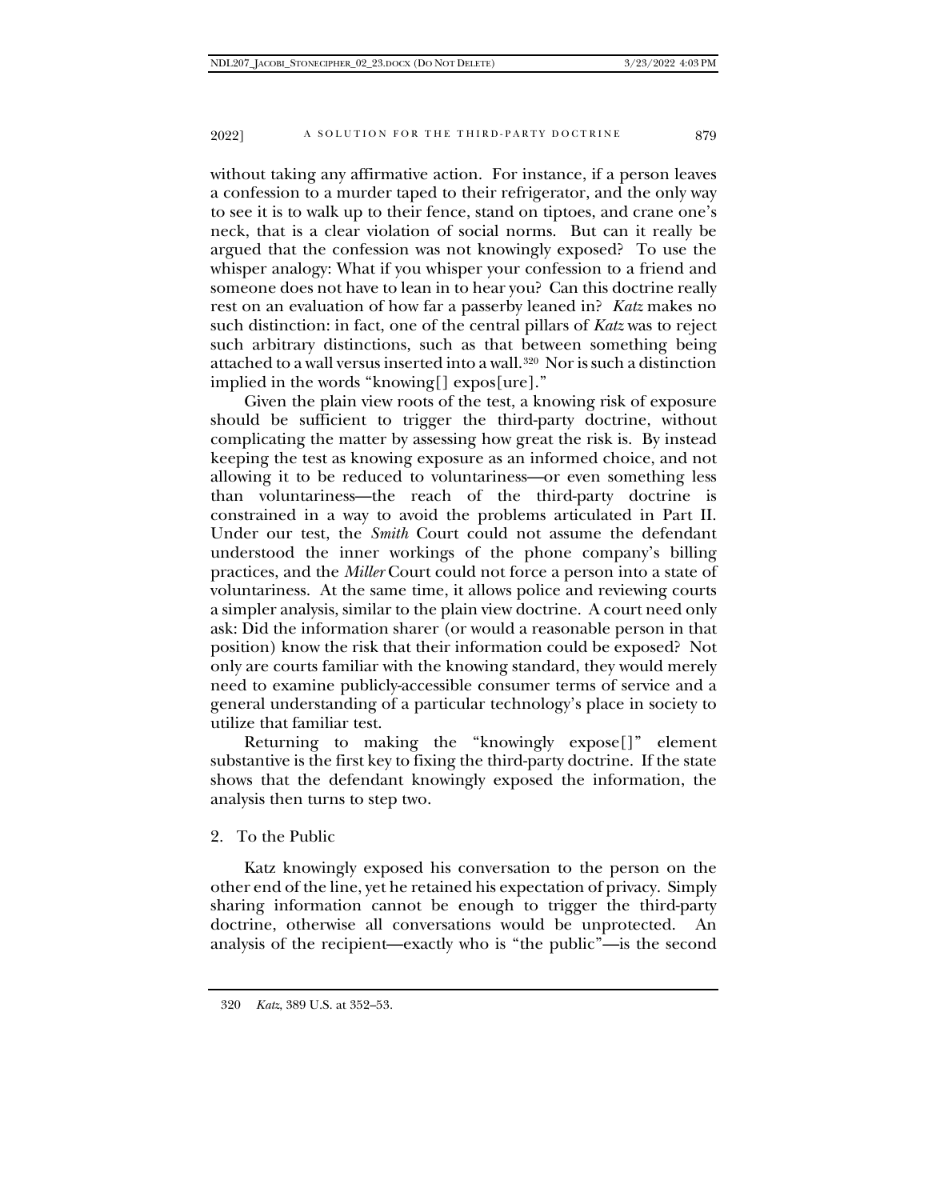without taking any affirmative action. For instance, if a person leaves a confession to a murder taped to their refrigerator, and the only way to see it is to walk up to their fence, stand on tiptoes, and crane one's neck, that is a clear violation of social norms. But can it really be argued that the confession was not knowingly exposed? To use the whisper analogy: What if you whisper your confession to a friend and someone does not have to lean in to hear you? Can this doctrine really rest on an evaluation of how far a passerby leaned in? *Katz* makes no such distinction: in fact, one of the central pillars of *Katz* was to reject such arbitrary distinctions, such as that between something being attached to a wall versus inserted into a wall.[320] Nor is such a distinction implied in the words "knowing[] expos[ure]."

Given the plain view roots of the test, a knowing risk of exposure should be sufficient to trigger the third-party doctrine, without complicating the matter by assessing how great the risk is. By instead keeping the test as knowing exposure as an informed choice, and not allowing it to be reduced to voluntariness—or even something less than voluntariness—the reach of the third-party doctrine is constrained in a way to avoid the problems articulated in Part II. Under our test, the *Smith* Court could not assume the defendant understood the inner workings of the phone company's billing practices, and the *Miller* Court could not force a person into a state of voluntariness. At the same time, it allows police and reviewing courts a simpler analysis, similar to the plain view doctrine. A court need only ask: Did the information sharer (or would a reasonable person in that position) know the risk that their information could be exposed? Not only are courts familiar with the knowing standard, they would merely need to examine publicly-accessible consumer terms of service and a general understanding of a particular technology's place in society to utilize that familiar test.

Returning to making the "knowingly expose[]" element substantive is the first key to fixing the third-party doctrine. If the state shows that the defendant knowingly exposed the information, the analysis then turns to step two.

### 2. To the Public

Katz knowingly exposed his conversation to the person on the other end of the line, yet he retained his expectation of privacy. Simply sharing information cannot be enough to trigger the third-party doctrine, otherwise all conversations would be unprotected. An analysis of the recipient—exactly who is "the public"—is the second

---

320 *Katz*, 389 U.S. at 352–53.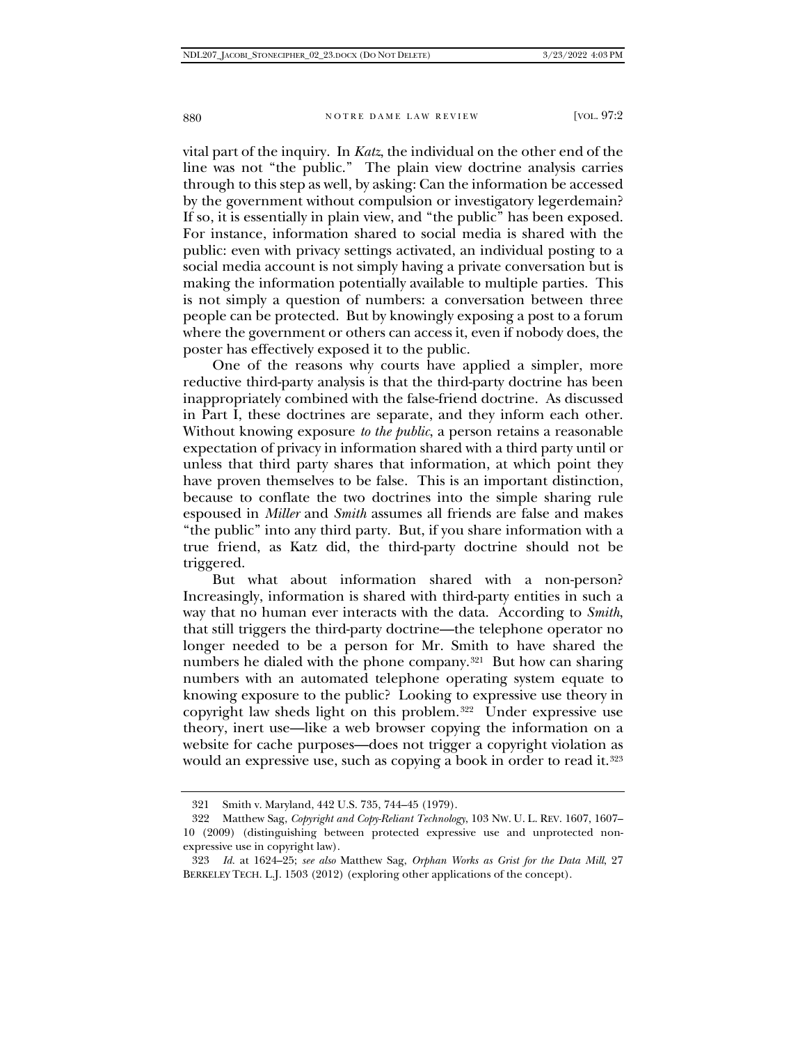vital part of the inquiry. In *Katz*, the individual on the other end of the line was not "the public." The plain view doctrine analysis carries through to this step as well, by asking: Can the information be accessed by the government without compulsion or investigatory legerdemain? If so, it is essentially in plain view, and "the public" has been exposed. For instance, information shared to social media is shared with the public: even with privacy settings activated, an individual posting to a social media account is not simply having a private conversation but is making the information potentially available to multiple parties. This is not simply a question of numbers: a conversation between three people can be protected. But by knowingly exposing a post to a forum where the government or others can access it, even if nobody does, the poster has effectively exposed it to the public.

One of the reasons why courts have applied a simpler, more reductive third-party analysis is that the third-party doctrine has been inappropriately combined with the false-friend doctrine. As discussed in Part I, these doctrines are separate, and they inform each other. Without knowing exposure *to the public*, a person retains a reasonable expectation of privacy in information shared with a third party until or unless that third party shares that information, at which point they have proven themselves to be false. This is an important distinction, because to conflate the two doctrines into the simple sharing rule espoused in *Miller* and *Smith* assumes all friends are false and makes "the public" into any third party. But, if you share information with a true friend, as Katz did, the third-party doctrine should not be triggered.

But what about information shared with a non-person? Increasingly, information is shared with third-party entities in such a way that no human ever interacts with the data. According to *Smith*, that still triggers the third-party doctrine—the telephone operator no longer needed to be a person for Mr. Smith to have shared the numbers he dialed with the phone company.[321] But how can sharing numbers with an automated telephone operating system equate to knowing exposure to the public? Looking to expressive use theory in copyright law sheds light on this problem.[322] Under expressive use theory, inert use—like a web browser copying the information on a website for cache purposes—does not trigger a copyright violation as would an expressive use, such as copying a book in order to read it.[323]

---

321 Smith v. Maryland, 442 U.S. 735, 744–45 (1979).

322 Matthew Sag, *Copyright and Copy-Reliant Technology*, 103 NW. U. L. REV. 1607, 1607–10 (2009) (distinguishing between protected expressive use and unprotected non-expressive use in copyright law).

323 *Id.* at 1624–25; *see also* Matthew Sag, *Orphan Works as Grist for the Data Mill*, 27 BERKELEY TECH. L.J. 1503 (2012) (exploring other applications of the concept).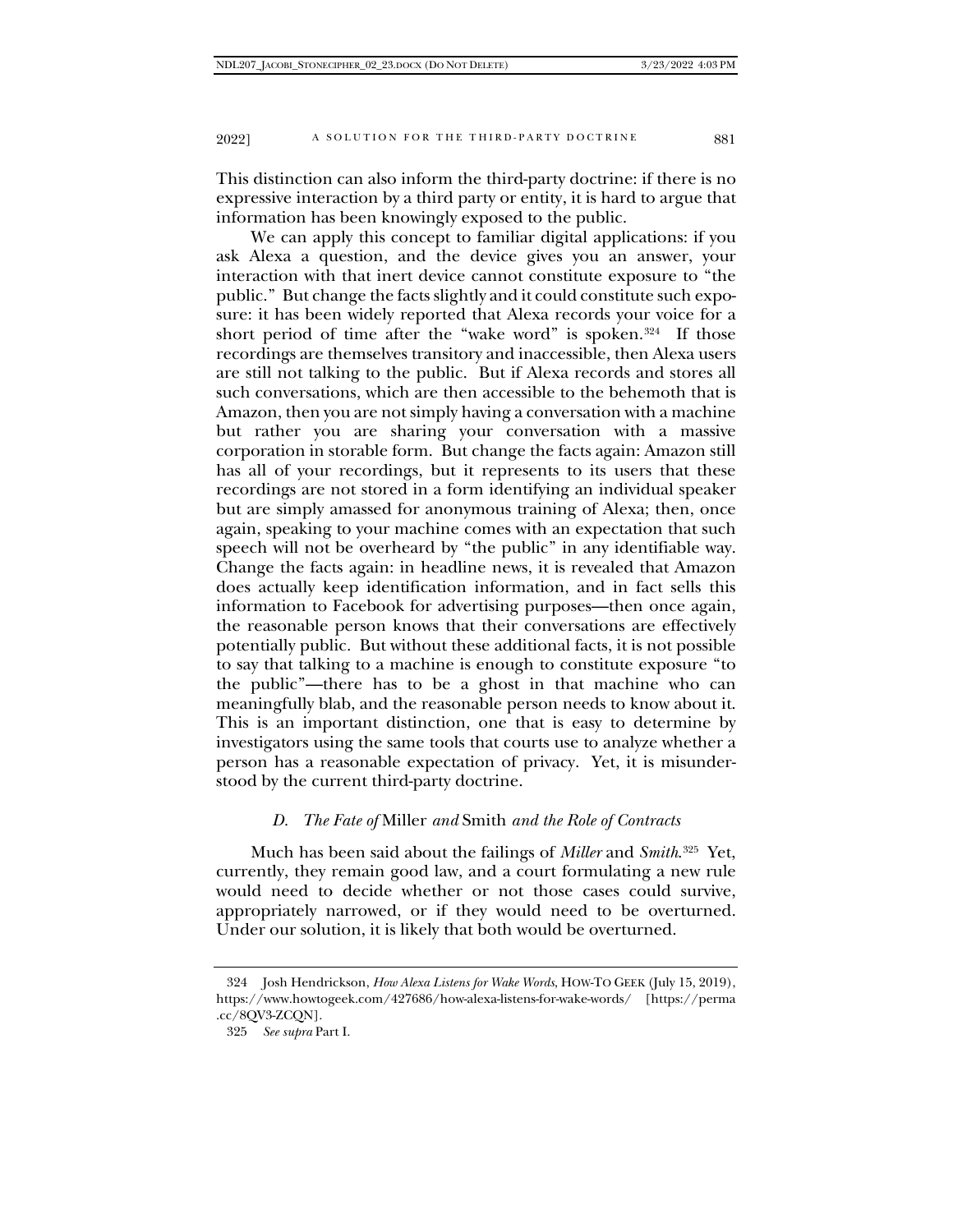This distinction can also inform the third-party doctrine: if there is no expressive interaction by a third party or entity, it is hard to argue that information has been knowingly exposed to the public.

We can apply this concept to familiar digital applications: if you ask Alexa a question, and the device gives you an answer, your interaction with that inert device cannot constitute exposure to "the public." But change the facts slightly and it could constitute such exposure: it has been widely reported that Alexa records your voice for a short period of time after the "wake word" is spoken.[324] If those recordings are themselves transitory and inaccessible, then Alexa users are still not talking to the public. But if Alexa records and stores all such conversations, which are then accessible to the behemoth that is Amazon, then you are not simply having a conversation with a machine but rather you are sharing your conversation with a massive corporation in storable form. But change the facts again: Amazon still has all of your recordings, but it represents to its users that these recordings are not stored in a form identifying an individual speaker but are simply amassed for anonymous training of Alexa; then, once again, speaking to your machine comes with an expectation that such speech will not be overheard by "the public" in any identifiable way. Change the facts again: in headline news, it is revealed that Amazon does actually keep identification information, and in fact sells this information to Facebook for advertising purposes—then once again, the reasonable person knows that their conversations are effectively potentially public. But without these additional facts, it is not possible to say that talking to a machine is enough to constitute exposure "to the public"—there has to be a ghost in that machine who can meaningfully blab, and the reasonable person needs to know about it. This is an important distinction, one that is easy to determine by investigators using the same tools that courts use to analyze whether a person has a reasonable expectation of privacy. Yet, it is misunderstood by the current third-party doctrine.

### *D. The Fate of* Miller *and* Smith *and the Role of Contracts*

Much has been said about the failings of *Miller* and *Smith*.[325] Yet, currently, they remain good law, and a court formulating a new rule would need to decide whether or not those cases could survive, appropriately narrowed, or if they would need to be overturned. Under our solution, it is likely that both would be overturned.

---

324 Josh Hendrickson, *How Alexa Listens for Wake Words*, HOW-TO GEEK (July 15, 2019), https://www.howtogeek.com/427686/how-alexa-listens-for-wake-words/ [https://perma.cc/8QV3-ZCQN].

325 *See supra* Part I.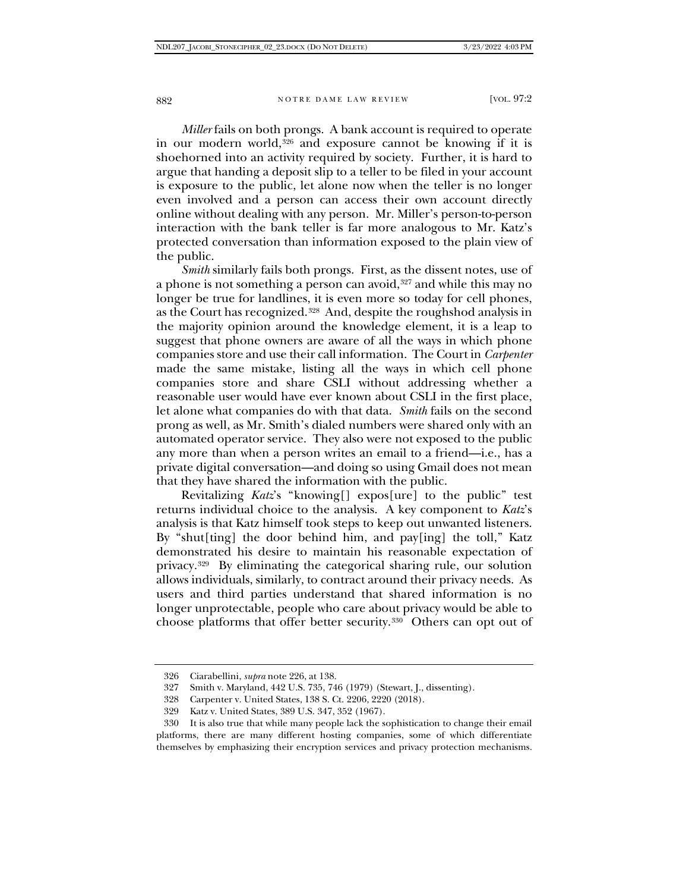*Miller* fails on both prongs. A bank account is required to operate in our modern world,[326] and exposure cannot be knowing if it is shoehorned into an activity required by society. Further, it is hard to argue that handing a deposit slip to a teller to be filed in your account is exposure to the public, let alone now when the teller is no longer even involved and a person can access their own account directly online without dealing with any person. Mr. Miller's person-to-person interaction with the bank teller is far more analogous to Mr. Katz's protected conversation than information exposed to the plain view of the public.

*Smith* similarly fails both prongs. First, as the dissent notes, use of a phone is not something a person can avoid,[327] and while this may no longer be true for landlines, it is even more so today for cell phones, as the Court has recognized.[328] And, despite the roughshod analysis in the majority opinion around the knowledge element, it is a leap to suggest that phone owners are aware of all the ways in which phone companies store and use their call information. The Court in *Carpenter* made the same mistake, listing all the ways in which cell phone companies store and share CSLI without addressing whether a reasonable user would have ever known about CSLI in the first place, let alone what companies do with that data. *Smith* fails on the second prong as well, as Mr. Smith's dialed numbers were shared only with an automated operator service. They also were not exposed to the public any more than when a person writes an email to a friend—i.e., has a private digital conversation—and doing so using Gmail does not mean that they have shared the information with the public.

Revitalizing *Katz*'s "knowing[] expos[ure] to the public" test returns individual choice to the analysis. A key component to *Katz*'s analysis is that Katz himself took steps to keep out unwanted listeners. By "shut[ting] the door behind him, and pay[ing] the toll," Katz demonstrated his desire to maintain his reasonable expectation of privacy.[329] By eliminating the categorical sharing rule, our solution allows individuals, similarly, to contract around their privacy needs. As users and third parties understand that shared information is no longer unprotectable, people who care about privacy would be able to choose platforms that offer better security.[330] Others can opt out of

---

326 Ciarabellini, *supra* note 226, at 138.

327 Smith v. Maryland, 442 U.S. 735, 746 (1979) (Stewart, J., dissenting).

328 Carpenter v. United States, 138 S. Ct. 2206, 2220 (2018).

329 Katz v. United States, 389 U.S. 347, 352 (1967).

330 It is also true that while many people lack the sophistication to change their email platforms, there are many different hosting companies, some of which differentiate themselves by emphasizing their encryption services and privacy protection mechanisms.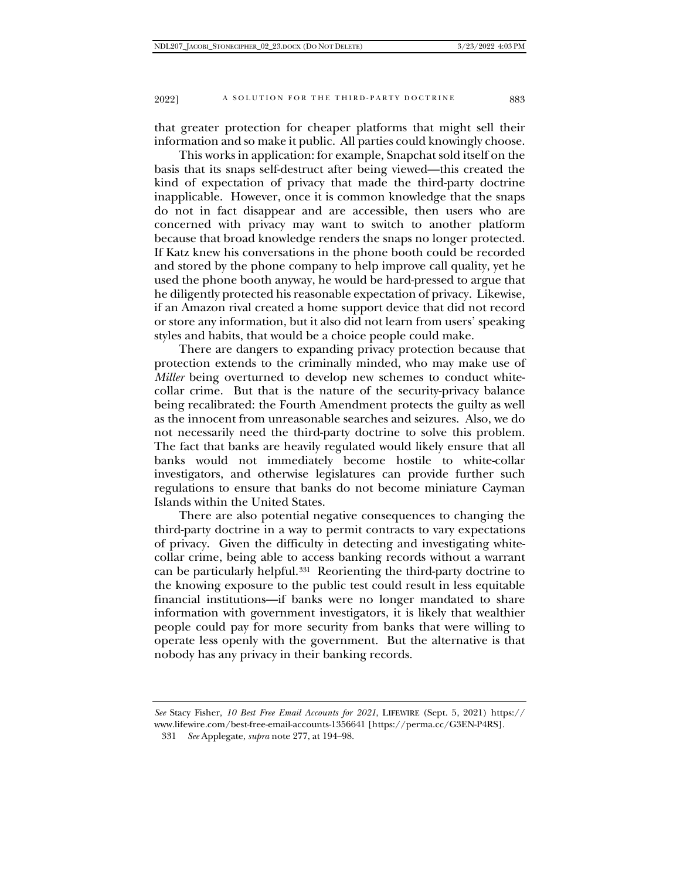that greater protection for cheaper platforms that might sell their information and so make it public. All parties could knowingly choose.

This works in application: for example, Snapchat sold itself on the basis that its snaps self-destruct after being viewed—this created the kind of expectation of privacy that made the third-party doctrine inapplicable. However, once it is common knowledge that the snaps do not in fact disappear and are accessible, then users who are concerned with privacy may want to switch to another platform because that broad knowledge renders the snaps no longer protected. If Katz knew his conversations in the phone booth could be recorded and stored by the phone company to help improve call quality, yet he used the phone booth anyway, he would be hard-pressed to argue that he diligently protected his reasonable expectation of privacy. Likewise, if an Amazon rival created a home support device that did not record or store any information, but it also did not learn from users' speaking styles and habits, that would be a choice people could make.

There are dangers to expanding privacy protection because that protection extends to the criminally minded, who may make use of *Miller* being overturned to develop new schemes to conduct white-collar crime. But that is the nature of the security-privacy balance being recalibrated: the Fourth Amendment protects the guilty as well as the innocent from unreasonable searches and seizures. Also, we do not necessarily need the third-party doctrine to solve this problem. The fact that banks are heavily regulated would likely ensure that all banks would not immediately become hostile to white-collar investigators, and otherwise legislatures can provide further such regulations to ensure that banks do not become miniature Cayman Islands within the United States.

There are also potential negative consequences to changing the third-party doctrine in a way to permit contracts to vary expectations of privacy. Given the difficulty in detecting and investigating white-collar crime, being able to access banking records without a warrant can be particularly helpful.[331] Reorienting the third-party doctrine to the knowing exposure to the public test could result in less equitable financial institutions—if banks were no longer mandated to share information with government investigators, it is likely that wealthier people could pay for more security from banks that were willing to operate less openly with the government. But the alternative is that nobody has any privacy in their banking records.

---

*See* Stacy Fisher, *10 Best Free Email Accounts for 2021*, LIFEWIRE (Sept. 5, 2021) https://www.lifewire.com/best-free-email-accounts-1356641 [https://perma.cc/G3EN-P4RS].

331 *See* Applegate, *supra* note 277, at 194–98.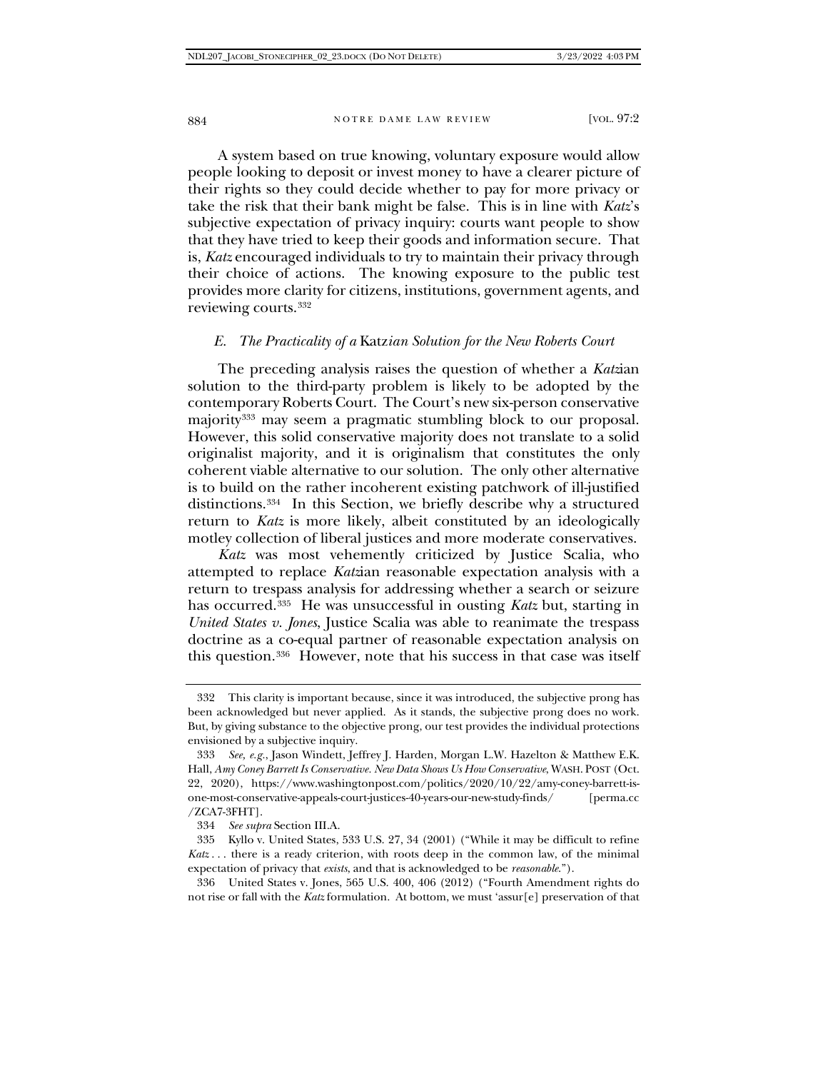A system based on true knowing, voluntary exposure would allow people looking to deposit or invest money to have a clearer picture of their rights so they could decide whether to pay for more privacy or take the risk that their bank might be false. This is in line with *Katz*'s subjective expectation of privacy inquiry: courts want people to show that they have tried to keep their goods and information secure. That is, *Katz* encouraged individuals to try to maintain their privacy through their choice of actions. The knowing exposure to the public test provides more clarity for citizens, institutions, government agents, and reviewing courts.[332]

### *E. The Practicality of a* Katz*ian Solution for the New Roberts Court*

The preceding analysis raises the question of whether a *Katz*ian solution to the third-party problem is likely to be adopted by the contemporary Roberts Court. The Court's new six-person conservative majority[333] may seem a pragmatic stumbling block to our proposal. However, this solid conservative majority does not translate to a solid originalist majority, and it is originalism that constitutes the only coherent viable alternative to our solution. The only other alternative is to build on the rather incoherent existing patchwork of ill-justified distinctions.[334] In this Section, we briefly describe why a structured return to *Katz* is more likely, albeit constituted by an ideologically motley collection of liberal justices and more moderate conservatives.

*Katz* was most vehemently criticized by Justice Scalia, who attempted to replace *Katz*ian reasonable expectation analysis with a return to trespass analysis for addressing whether a search or seizure has occurred.[335] He was unsuccessful in ousting *Katz* but, starting in *United States v. Jones*, Justice Scalia was able to reanimate the trespass doctrine as a co-equal partner of reasonable expectation analysis on this question.[336] However, note that his success in that case was itself

---

332 This clarity is important because, since it was introduced, the subjective prong has been acknowledged but never applied. As it stands, the subjective prong does no work. But, by giving substance to the objective prong, our test provides the individual protections envisioned by a subjective inquiry.

333 *See, e.g.*, Jason Windett, Jeffrey J. Harden, Morgan L.W. Hazelton & Matthew E.K. Hall, *Amy Coney Barrett Is Conservative. New Data Shows Us How Conservative*, WASH. POST (Oct. 22, 2020), https://www.washingtonpost.com/politics/2020/10/22/amy-coney-barrett-is-one-most-conservative-appeals-court-justices-40-years-our-new-study-finds/ [perma.cc/ZCA7-3FHT].

334 *See supra* Section III.A.

335 Kyllo v. United States, 533 U.S. 27, 34 (2001) ("While it may be difficult to refine *Katz* . . . there is a ready criterion, with roots deep in the common law, of the minimal expectation of privacy that *exists*, and that is acknowledged to be *reasonable*.").

336 United States v. Jones, 565 U.S. 400, 406 (2012) ("Fourth Amendment rights do not rise or fall with the *Katz* formulation. At bottom, we must 'assur[e] preservation of that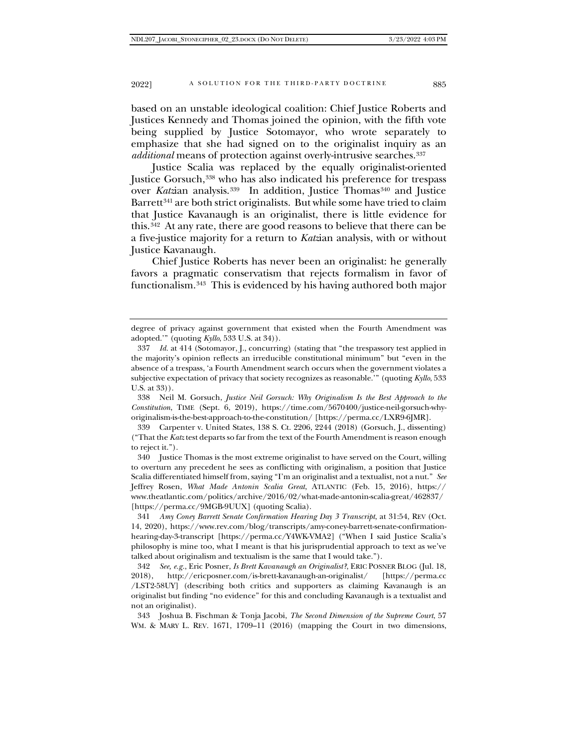based on an unstable ideological coalition: Chief Justice Roberts and Justices Kennedy and Thomas joined the opinion, with the fifth vote being supplied by Justice Sotomayor, who wrote separately to emphasize that she had signed on to the originalist inquiry as an *additional* means of protection against overly-intrusive searches.[337]

Justice Scalia was replaced by the equally originalist-oriented Justice Gorsuch,[338] who has also indicated his preference for trespass over *Katz*ian analysis.[339] In addition, Justice Thomas[340] and Justice Barrett[341] are both strict originalists. But while some have tried to claim that Justice Kavanaugh is an originalist, there is little evidence for this.[342] At any rate, there are good reasons to believe that there can be a five-justice majority for a return to *Katz*ian analysis, with or without Justice Kavanaugh.

Chief Justice Roberts has never been an originalist: he generally favors a pragmatic conservatism that rejects formalism in favor of functionalism.[343] This is evidenced by his having authored both major

---

degree of privacy against government that existed when the Fourth Amendment was adopted.'" (quoting *Kyllo*, 533 U.S. at 34)).

337 *Id.* at 414 (Sotomayor, J., concurring) (stating that "the trespassory test applied in the majority's opinion reflects an irreducible constitutional minimum" but "even in the absence of a trespass, 'a Fourth Amendment search occurs when the government violates a subjective expectation of privacy that society recognizes as reasonable.'" (quoting *Kyllo*, 533 U.S. at 33)).

338 Neil M. Gorsuch, *Justice Neil Gorsuch: Why Originalism Is the Best Approach to the Constitution*, TIME (Sept. 6, 2019), https://time.com/5670400/justice-neil-gorsuch-why-originalism-is-the-best-approach-to-the-constitution/ [https://perma.cc/LXR9-6JMR].

339 Carpenter v. United States, 138 S. Ct. 2206, 2244 (2018) (Gorsuch, J., dissenting) ("That the *Katz* test departs so far from the text of the Fourth Amendment is reason enough to reject it.").

340 Justice Thomas is the most extreme originalist to have served on the Court, willing to overturn any precedent he sees as conflicting with originalism, a position that Justice Scalia differentiated himself from, saying "I'm an originalist and a textualist, not a nut." *See* Jeffrey Rosen, *What Made Antonin Scalia Great*, ATLANTIC (Feb. 15, 2016), https://www.theatlantic.com/politics/archive/2016/02/what-made-antonin-scalia-great/462837/ [https://perma.cc/9MGB-9UUX] (quoting Scalia).

341 *Amy Coney Barrett Senate Confirmation Hearing Day 3 Transcript*, at 31:54, REV (Oct. 14, 2020), https://www.rev.com/blog/transcripts/amy-coney-barrett-senate-confirmation-hearing-day-3-transcript [https://perma.cc/Y4WK-VMA2] ("When I said Justice Scalia's philosophy is mine too, what I meant is that his jurisprudential approach to text as we've talked about originalism and textualism is the same that I would take.").

342 *See, e.g.*, Eric Posner, *Is Brett Kavanaugh an Originalist?*, ERIC POSNER BLOG (Jul. 18, 2018), http://ericposner.com/is-brett-kavanaugh-an-originalist/ [https://perma.cc/LST2-58UY] (describing both critics and supporters as claiming Kavanaugh is an originalist but finding "no evidence" for this and concluding Kavanaugh is a textualist and not an originalist).

343 Joshua B. Fischman & Tonja Jacobi, *The Second Dimension of the Supreme Court*, 57 WM. & MARY L. REV. 1671, 1709–11 (2016) (mapping the Court in two dimensions,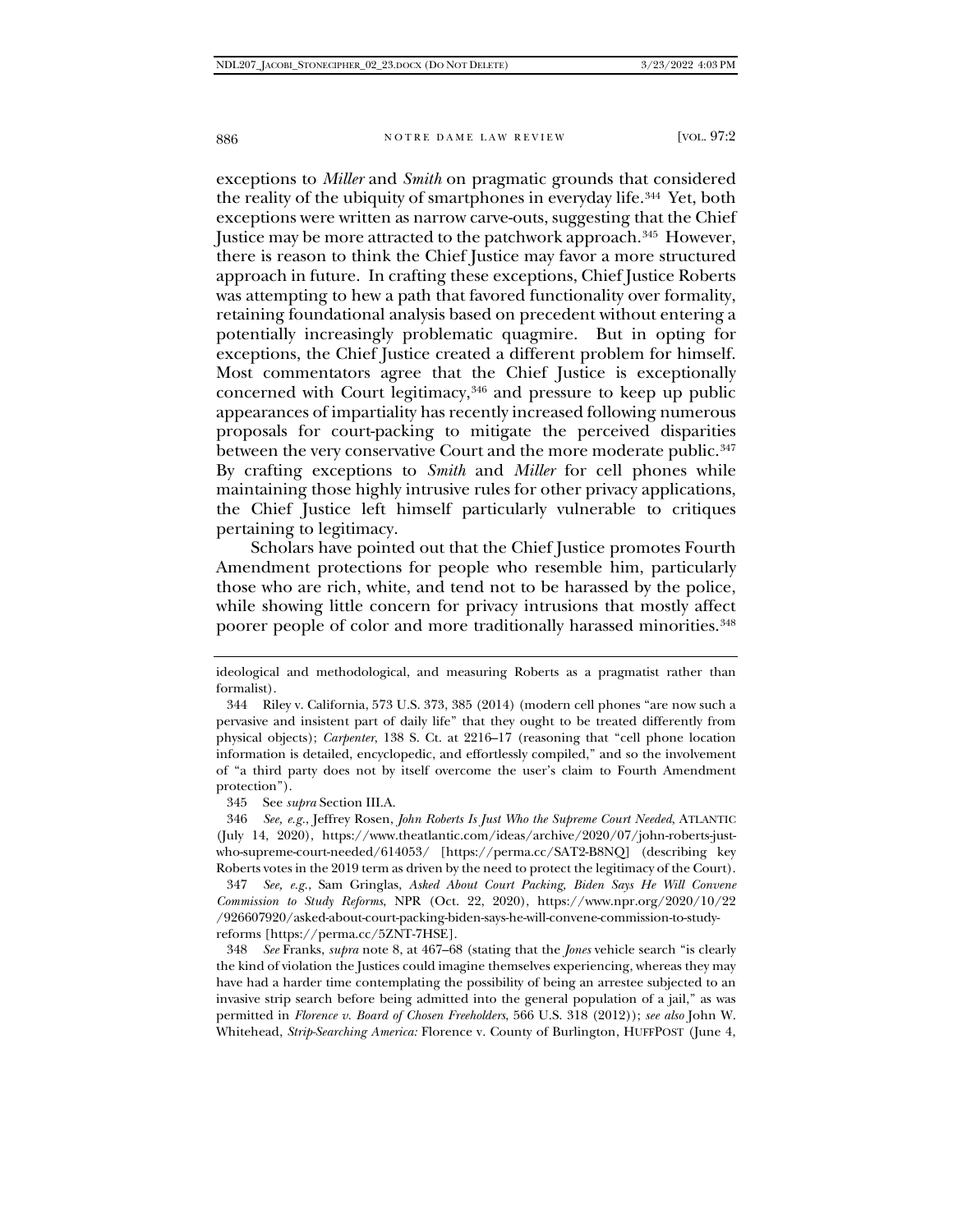exceptions to *Miller* and *Smith* on pragmatic grounds that considered the reality of the ubiquity of smartphones in everyday life.[344] Yet, both exceptions were written as narrow carve-outs, suggesting that the Chief Justice may be more attracted to the patchwork approach.[345] However, there is reason to think the Chief Justice may favor a more structured approach in future. In crafting these exceptions, Chief Justice Roberts was attempting to hew a path that favored functionality over formality, retaining foundational analysis based on precedent without entering a potentially increasingly problematic quagmire. But in opting for exceptions, the Chief Justice created a different problem for himself. Most commentators agree that the Chief Justice is exceptionally concerned with Court legitimacy,[346] and pressure to keep up public appearances of impartiality has recently increased following numerous proposals for court-packing to mitigate the perceived disparities between the very conservative Court and the more moderate public.[347] By crafting exceptions to *Smith* and *Miller* for cell phones while maintaining those highly intrusive rules for other privacy applications, the Chief Justice left himself particularly vulnerable to critiques pertaining to legitimacy.

Scholars have pointed out that the Chief Justice promotes Fourth Amendment protections for people who resemble him, particularly those who are rich, white, and tend not to be harassed by the police, while showing little concern for privacy intrusions that mostly affect poorer people of color and more traditionally harassed minorities.[348]

---

ideological and methodological, and measuring Roberts as a pragmatist rather than formalist).

344 Riley v. California, 573 U.S. 373, 385 (2014) (modern cell phones "are now such a pervasive and insistent part of daily life" that they ought to be treated differently from physical objects); *Carpenter*, 138 S. Ct. at 2216–17 (reasoning that "cell phone location information is detailed, encyclopedic, and effortlessly compiled," and so the involvement of "a third party does not by itself overcome the user's claim to Fourth Amendment protection").

345 See *supra* Section III.A.

346 *See, e.g.*, Jeffrey Rosen, *John Roberts Is Just Who the Supreme Court Needed*, ATLANTIC (July 14, 2020), https://www.theatlantic.com/ideas/archive/2020/07/john-roberts-just-who-supreme-court-needed/614053/ [https://perma.cc/SAT2-B8NQ] (describing key Roberts votes in the 2019 term as driven by the need to protect the legitimacy of the Court).

347 *See, e.g.*, Sam Gringlas, *Asked About Court Packing, Biden Says He Will Convene Commission to Study Reforms*, NPR (Oct. 22, 2020), https://www.npr.org/2020/10/22/926607920/asked-about-court-packing-biden-says-he-will-convene-commission-to-study-reforms [https://perma.cc/5ZNT-7HSE].

348 *See* Franks, *supra* note 8, at 467–68 (stating that the *Jones* vehicle search "is clearly the kind of violation the Justices could imagine themselves experiencing, whereas they may have had a harder time contemplating the possibility of being an arrestee subjected to an invasive strip search before being admitted into the general population of a jail," as was permitted in *Florence v. Board of Chosen Freeholders*, 566 U.S. 318 (2012)); *see also* John W. Whitehead, *Strip-Searching America:* Florence v. County of Burlington, HUFFPOST (June 4,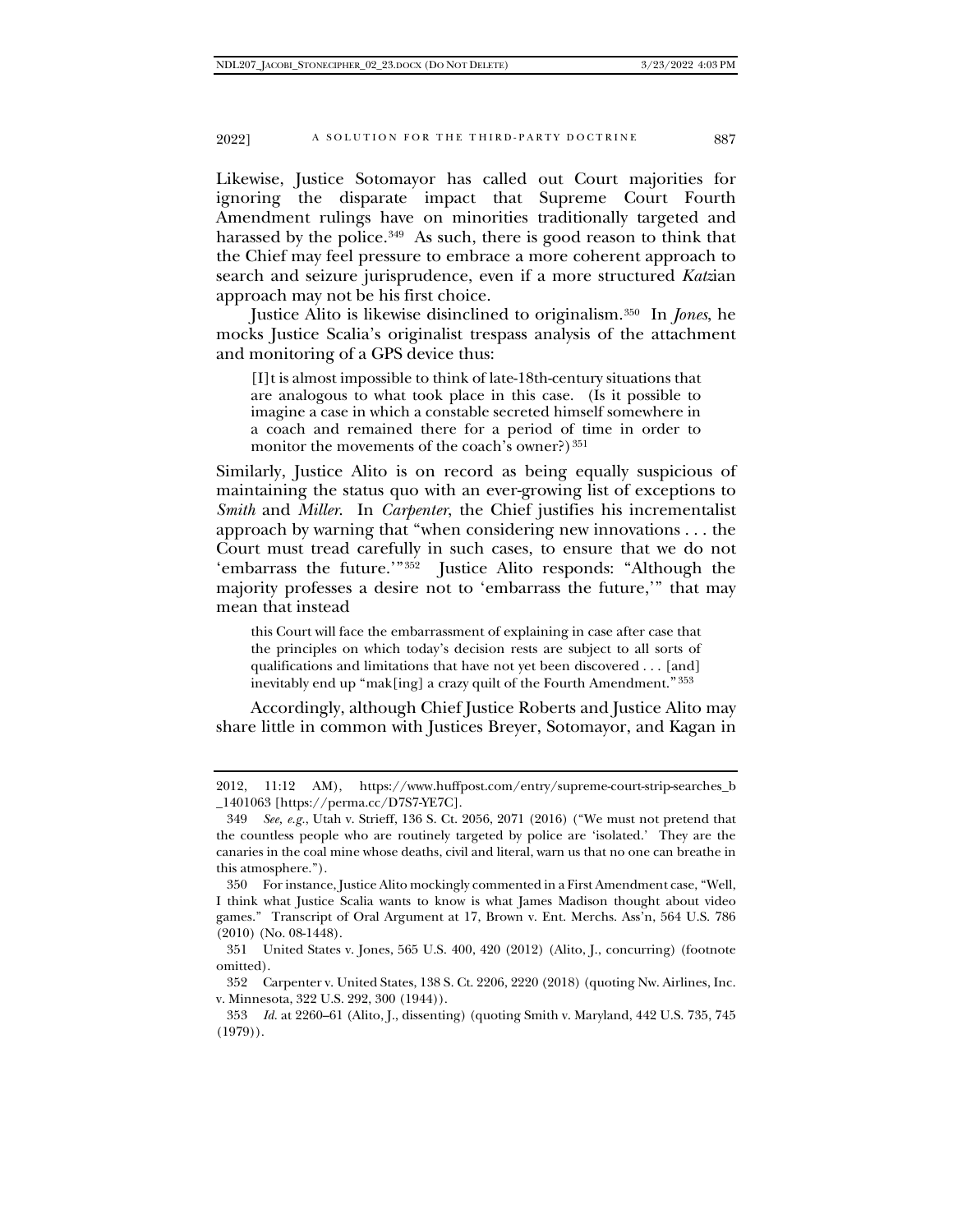Likewise, Justice Sotomayor has called out Court majorities for ignoring the disparate impact that Supreme Court Fourth Amendment rulings have on minorities traditionally targeted and harassed by the police.[349] As such, there is good reason to think that the Chief may feel pressure to embrace a more coherent approach to search and seizure jurisprudence, even if a more structured *Katz*ian approach may not be his first choice.

Justice Alito is likewise disinclined to originalism.[350] In *Jones*, he mocks Justice Scalia's originalist trespass analysis of the attachment and monitoring of a GPS device thus:

> [I]t is almost impossible to think of late-18th-century situations that are analogous to what took place in this case. (Is it possible to imagine a case in which a constable secreted himself somewhere in a coach and remained there for a period of time in order to monitor the movements of the coach's owner?)[351]

Similarly, Justice Alito is on record as being equally suspicious of maintaining the status quo with an ever-growing list of exceptions to *Smith* and *Miller*. In *Carpenter*, the Chief justifies his incrementalist approach by warning that "when considering new innovations . . . the Court must tread carefully in such cases, to ensure that we do not 'embarrass the future.'"[352] Justice Alito responds: "Although the majority professes a desire not to 'embarrass the future,'" that may mean that instead

> this Court will face the embarrassment of explaining in case after case that the principles on which today's decision rests are subject to all sorts of qualifications and limitations that have not yet been discovered . . . [and] inevitably end up "mak[ing] a crazy quilt of the Fourth Amendment."[353]

Accordingly, although Chief Justice Roberts and Justice Alito may share little in common with Justices Breyer, Sotomayor, and Kagan in

---

2012, 11:12 AM), https://www.huffpost.com/entry/supreme-court-strip-searches_b_1401063 [https://perma.cc/D7S7-YE7C].

349 *See, e.g.*, Utah v. Strieff, 136 S. Ct. 2056, 2071 (2016) ("We must not pretend that the countless people who are routinely targeted by police are 'isolated.' They are the canaries in the coal mine whose deaths, civil and literal, warn us that no one can breathe in this atmosphere.").

350 For instance, Justice Alito mockingly commented in a First Amendment case, "Well, I think what Justice Scalia wants to know is what James Madison thought about video games." Transcript of Oral Argument at 17, Brown v. Ent. Merchs. Ass'n, 564 U.S. 786 (2010) (No. 08-1448).

351 United States v. Jones, 565 U.S. 400, 420 (2012) (Alito, J., concurring) (footnote omitted).

352 Carpenter v. United States, 138 S. Ct. 2206, 2220 (2018) (quoting Nw. Airlines, Inc. v. Minnesota, 322 U.S. 292, 300 (1944)).

353 *Id.* at 2260–61 (Alito, J., dissenting) (quoting Smith v. Maryland, 442 U.S. 735, 745 (1979)).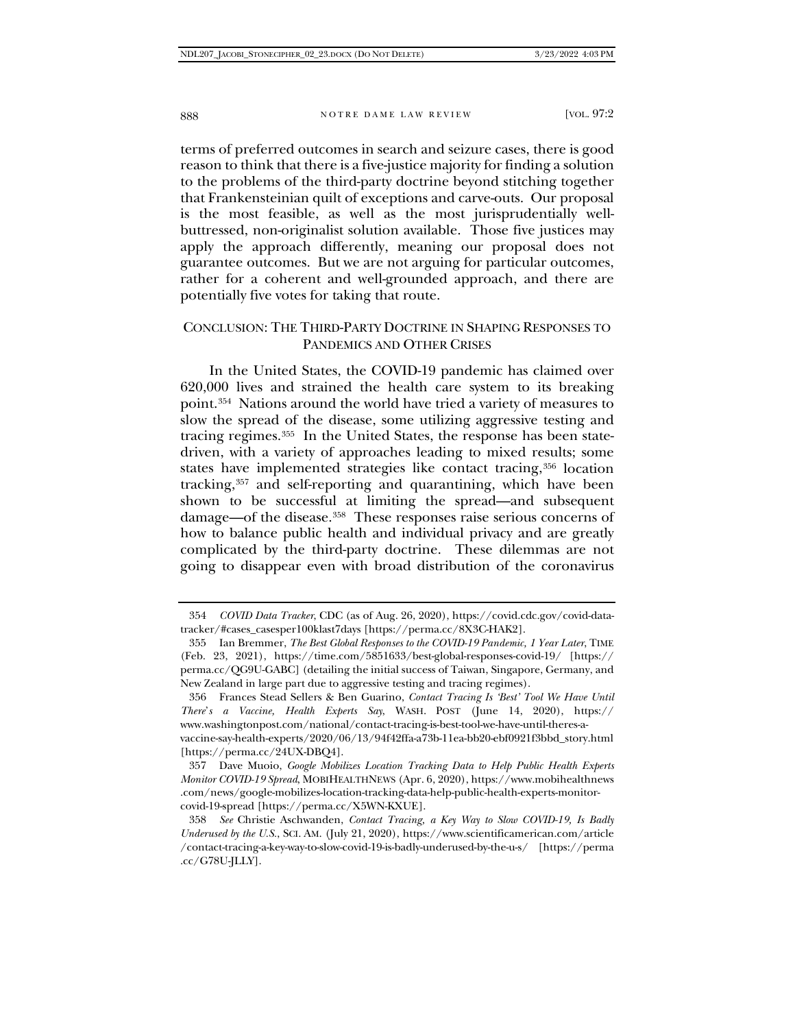terms of preferred outcomes in search and seizure cases, there is good reason to think that there is a five-justice majority for finding a solution to the problems of the third-party doctrine beyond stitching together that Frankensteinian quilt of exceptions and carve-outs. Our proposal is the most feasible, as well as the most jurisprudentially well-buttressed, non-originalist solution available. Those five justices may apply the approach differently, meaning our proposal does not guarantee outcomes. But we are not arguing for particular outcomes, rather for a coherent and well-grounded approach, and there are potentially five votes for taking that route.

## CONCLUSION: THE THIRD-PARTY DOCTRINE IN SHAPING RESPONSES TO PANDEMICS AND OTHER CRISES

In the United States, the COVID-19 pandemic has claimed over 620,000 lives and strained the health care system to its breaking point.[354] Nations around the world have tried a variety of measures to slow the spread of the disease, some utilizing aggressive testing and tracing regimes.[355] In the United States, the response has been state-driven, with a variety of approaches leading to mixed results; some states have implemented strategies like contact tracing,[356] location tracking,[357] and self-reporting and quarantining, which have been shown to be successful at limiting the spread—and subsequent damage—of the disease.[358] These responses raise serious concerns of how to balance public health and individual privacy and are greatly complicated by the third-party doctrine. These dilemmas are not going to disappear even with broad distribution of the coronavirus

---

354 *COVID Data Tracker*, CDC (as of Aug. 26, 2020), https://covid.cdc.gov/covid-data-tracker/#cases_casesper100klast7days [https://perma.cc/8X3C-HAK2].

355 Ian Bremmer, *The Best Global Responses to the COVID-19 Pandemic, 1 Year Later*, TIME (Feb. 23, 2021), https://time.com/5851633/best-global-responses-covid-19/ [https://perma.cc/QG9U-GABC] (detailing the initial success of Taiwan, Singapore, Germany, and New Zealand in large part due to aggressive testing and tracing regimes).

356 Frances Stead Sellers & Ben Guarino, *Contact Tracing Is 'Best' Tool We Have Until There's a Vaccine, Health Experts Say*, WASH. POST (June 14, 2020), https://www.washingtonpost.com/national/contact-tracing-is-best-tool-we-have-until-theres-a-vaccine-say-health-experts/2020/06/13/94f42ffa-a73b-11ea-bb20-ebf0921f3bbd_story.html [https://perma.cc/24UX-DBQ4].

357 Dave Muoio, *Google Mobilizes Location Tracking Data to Help Public Health Experts Monitor COVID-19 Spread*, MOBIHEALTHNEWS (Apr. 6, 2020), https://www.mobihealthnews.com/news/google-mobilizes-location-tracking-data-help-public-health-experts-monitor-covid-19-spread [https://perma.cc/X5WN-KXUE].

358 *See* Christie Aschwanden, *Contact Tracing, a Key Way to Slow COVID-19, Is Badly Underused by the U.S.*, SCI. AM. (July 21, 2020), https://www.scientificamerican.com/article/contact-tracing-a-key-way-to-slow-covid-19-is-badly-underused-by-the-u-s/ [https://perma.cc/G78U-JLLY].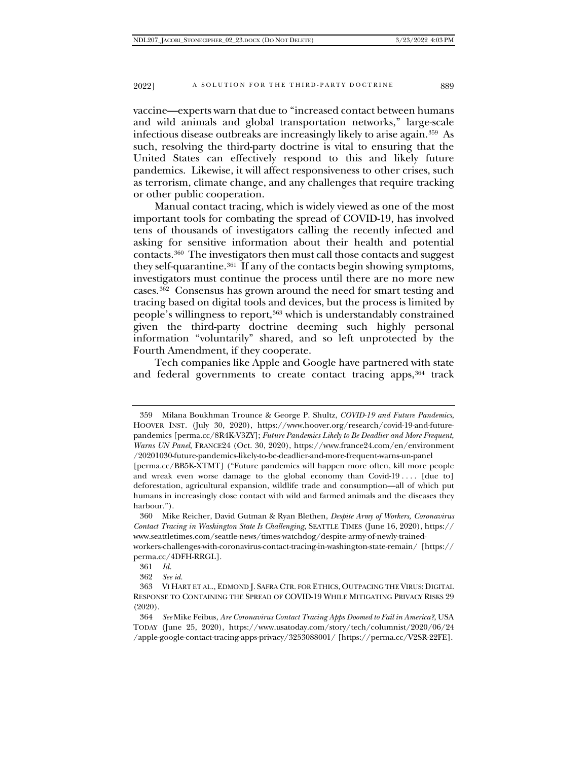vaccine—experts warn that due to "increased contact between humans and wild animals and global transportation networks," large-scale infectious disease outbreaks are increasingly likely to arise again.[359] As such, resolving the third-party doctrine is vital to ensuring that the United States can effectively respond to this and likely future pandemics. Likewise, it will affect responsiveness to other crises, such as terrorism, climate change, and any challenges that require tracking or other public cooperation.

Manual contact tracing, which is widely viewed as one of the most important tools for combating the spread of COVID-19, has involved tens of thousands of investigators calling the recently infected and asking for sensitive information about their health and potential contacts.[360] The investigators then must call those contacts and suggest they self-quarantine.[361] If any of the contacts begin showing symptoms, investigators must continue the process until there are no more new cases.[362] Consensus has grown around the need for smart testing and tracing based on digital tools and devices, but the process is limited by people's willingness to report,[363] which is understandably constrained given the third-party doctrine deeming such highly personal information "voluntarily" shared, and so left unprotected by the Fourth Amendment, if they cooperate.

Tech companies like Apple and Google have partnered with state and federal governments to create contact tracing apps,[364] track

---

359 Milana Boukhman Trounce & George P. Shultz, *COVID-19 and Future Pandemics*, HOOVER INST. (July 30, 2020), https://www.hoover.org/research/covid-19-and-future-pandemics [perma.cc/8R4K-V3ZY]; *Future Pandemics Likely to Be Deadlier and More Frequent, Warns UN Panel*, FRANCE24 (Oct. 30, 2020), https://www.france24.com/en/environment/20201030-future-pandemics-likely-to-be-deadlier-and-more-frequent-warns-un-panel [perma.cc/BB5K-XTMT] ("Future pandemics will happen more often, kill more people and wreak even worse damage to the global economy than Covid-19 . . . . [due to] deforestation, agricultural expansion, wildlife trade and consumption—all of which put humans in increasingly close contact with wild and farmed animals and the diseases they harbour.").

360 Mike Reicher, David Gutman & Ryan Blethen, *Despite Army of Workers, Coronavirus Contact Tracing in Washington State Is Challenging*, SEATTLE TIMES (June 16, 2020), https://www.seattletimes.com/seattle-news/times-watchdog/despite-army-of-newly-trained-workers-challenges-with-coronavirus-contact-tracing-in-washington-state-remain/ [https://perma.cc/4DFH-RRGL].

361 *Id.*

362 *See id.*

363 VI HART ET AL., EDMOND J. SAFRA CTR. FOR ETHICS, OUTPACING THE VIRUS: DIGITAL RESPONSE TO CONTAINING THE SPREAD OF COVID-19 WHILE MITIGATING PRIVACY RISKS 29 (2020).

364 *See* Mike Feibus, *Are Coronavirus Contact Tracing Apps Doomed to Fail in America?*, USA TODAY (June 25, 2020), https://www.usatoday.com/story/tech/columnist/2020/06/24/apple-google-contact-tracing-apps-privacy/3253088001/ [https://perma.cc/V2SR-22FE].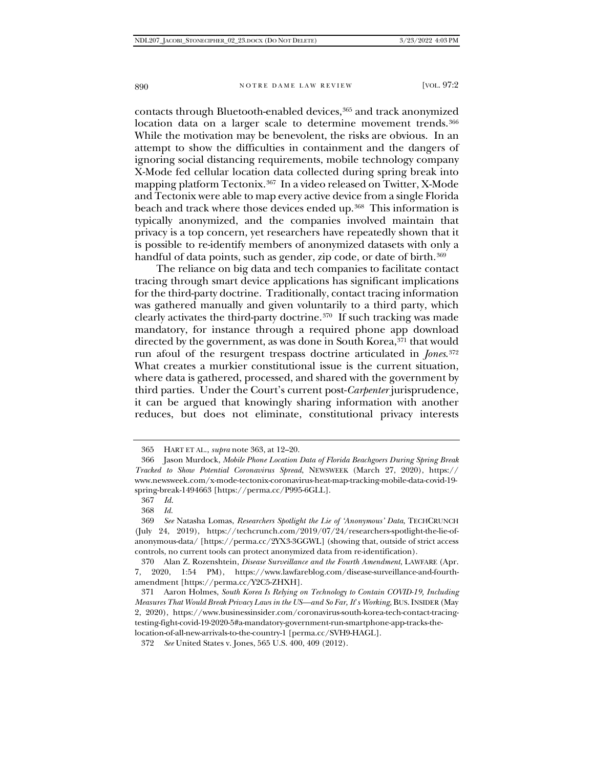contacts through Bluetooth-enabled devices,[365] and track anonymized location data on a larger scale to determine movement trends.[366] While the motivation may be benevolent, the risks are obvious. In an attempt to show the difficulties in containment and the dangers of ignoring social distancing requirements, mobile technology company X-Mode fed cellular location data collected during spring break into mapping platform Tectonix.[367] In a video released on Twitter, X-Mode and Tectonix were able to map every active device from a single Florida beach and track where those devices ended up.[368] This information is typically anonymized, and the companies involved maintain that privacy is a top concern, yet researchers have repeatedly shown that it is possible to re-identify members of anonymized datasets with only a handful of data points, such as gender, zip code, or date of birth.[369]

The reliance on big data and tech companies to facilitate contact tracing through smart device applications has significant implications for the third-party doctrine. Traditionally, contact tracing information was gathered manually and given voluntarily to a third party, which clearly activates the third-party doctrine.[370] If such tracking was made mandatory, for instance through a required phone app download directed by the government, as was done in South Korea,[371] that would run afoul of the resurgent trespass doctrine articulated in *Jones*.[372] What creates a murkier constitutional issue is the current situation, where data is gathered, processed, and shared with the government by third parties. Under the Court's current post-*Carpenter* jurisprudence, it can be argued that knowingly sharing information with another reduces, but does not eliminate, constitutional privacy interests

---

365 HART ET AL., *supra* note 363, at 12–20.

366 Jason Murdock, *Mobile Phone Location Data of Florida Beachgoers During Spring Break Tracked to Show Potential Coronavirus Spread*, NEWSWEEK (March 27, 2020), https://www.newsweek.com/x-mode-tectonix-coronavirus-heat-map-tracking-mobile-data-covid-19-spring-break-1494663 [https://perma.cc/P995-6GLL].

367 *Id.*

368 *Id.*

369 *See* Natasha Lomas, *Researchers Spotlight the Lie of 'Anonymous' Data*, TECHCRUNCH (July 24, 2019), https://techcrunch.com/2019/07/24/researchers-spotlight-the-lie-of-anonymous-data/ [https://perma.cc/2YX3-3GGWL] (showing that, outside of strict access controls, no current tools can protect anonymized data from re-identification).

370 Alan Z. Rozenshtein, *Disease Surveillance and the Fourth Amendment*, LAWFARE (Apr. 7, 2020, 1:54 PM), https://www.lawfareblog.com/disease-surveillance-and-fourth-amendment [https://perma.cc/Y2C5-ZHXH].

371 Aaron Holmes, *South Korea Is Relying on Technology to Contain COVID-19, Including Measures That Would Break Privacy Laws in the US—and So Far, It's Working*, BUS. INSIDER (May 2, 2020), https://www.businessinsider.com/coronavirus-south-korea-tech-contact-tracing-testing-fight-covid-19-2020-5#a-mandatory-government-run-smartphone-app-tracks-the-location-of-all-new-arrivals-to-the-country-1 [perma.cc/SVH9-HAGL].

372 *See* United States v. Jones, 565 U.S. 400, 409 (2012).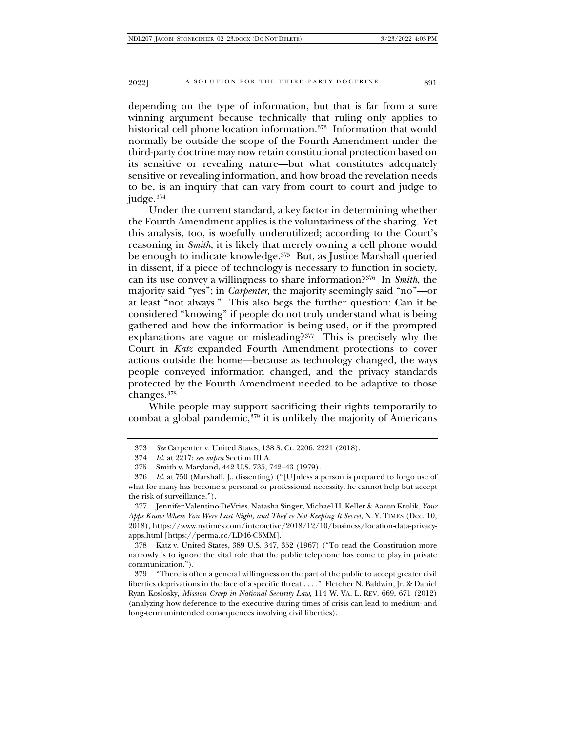depending on the type of information, but that is far from a sure winning argument because technically that ruling only applies to historical cell phone location information.[373] Information that would normally be outside the scope of the Fourth Amendment under the third-party doctrine may now retain constitutional protection based on its sensitive or revealing nature—but what constitutes adequately sensitive or revealing information, and how broad the revelation needs to be, is an inquiry that can vary from court to court and judge to judge.[374]

Under the current standard, a key factor in determining whether the Fourth Amendment applies is the voluntariness of the sharing. Yet this analysis, too, is woefully underutilized; according to the Court's reasoning in *Smith*, it is likely that merely owning a cell phone would be enough to indicate knowledge.[375] But, as Justice Marshall queried in dissent, if a piece of technology is necessary to function in society, can its use convey a willingness to share information?[376] In *Smith*, the majority said "yes"; in *Carpenter*, the majority seemingly said "no"—or at least "not always." This also begs the further question: Can it be considered "knowing" if people do not truly understand what is being gathered and how the information is being used, or if the prompted explanations are vague or misleading?[377] This is precisely why the Court in *Katz* expanded Fourth Amendment protections to cover actions outside the home—because as technology changed, the ways people conveyed information changed, and the privacy standards protected by the Fourth Amendment needed to be adaptive to those changes.[378]

While people may support sacrificing their rights temporarily to combat a global pandemic,[379] it is unlikely the majority of Americans

---

373 *See* Carpenter v. United States, 138 S. Ct. 2206, 2221 (2018).

374 *Id.* at 2217; *see supra* Section III.A.

375 Smith v. Maryland, 442 U.S. 735, 742–43 (1979).

376 *Id.* at 750 (Marshall, J., dissenting) ("[U]nless a person is prepared to forgo use of what for many has become a personal or professional necessity, he cannot help but accept the risk of surveillance.").

377 Jennifer Valentino-DeVries, Natasha Singer, Michael H. Keller & Aaron Krolik, *Your Apps Know Where You Were Last Night, and They're Not Keeping It Secret*, N.Y. TIMES (Dec. 10, 2018), https://www.nytimes.com/interactive/2018/12/10/business/location-data-privacy-apps.html [https://perma.cc/LD46-C5MM].

378 Katz v. United States, 389 U.S. 347, 352 (1967) ("To read the Constitution more narrowly is to ignore the vital role that the public telephone has come to play in private communication.").

379 "There is often a general willingness on the part of the public to accept greater civil liberties deprivations in the face of a specific threat . . . ." Fletcher N. Baldwin, Jr. & Daniel Ryan Koslosky, *Mission Creep in National Security Law*, 114 W. VA. L. REV. 669, 671 (2012) (analyzing how deference to the executive during times of crisis can lead to medium- and long-term unintended consequences involving civil liberties).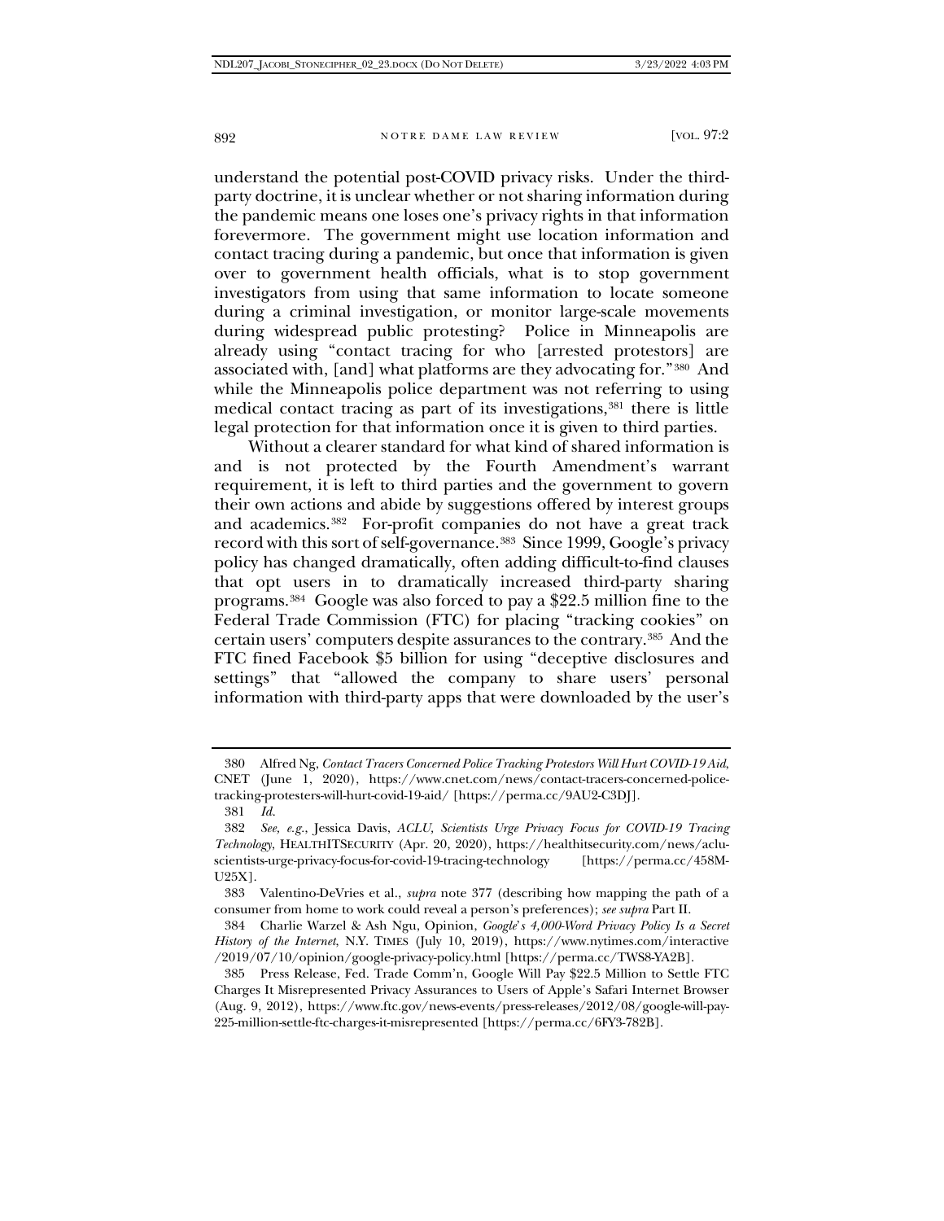understand the potential post-COVID privacy risks. Under the third-party doctrine, it is unclear whether or not sharing information during the pandemic means one loses one's privacy rights in that information forevermore. The government might use location information and contact tracing during a pandemic, but once that information is given over to government health officials, what is to stop government investigators from using that same information to locate someone during a criminal investigation, or monitor large-scale movements during widespread public protesting? Police in Minneapolis are already using "contact tracing for who [arrested protestors] are associated with, [and] what platforms are they advocating for."[380] And while the Minneapolis police department was not referring to using medical contact tracing as part of its investigations,[381] there is little legal protection for that information once it is given to third parties.

Without a clearer standard for what kind of shared information is and is not protected by the Fourth Amendment's warrant requirement, it is left to third parties and the government to govern their own actions and abide by suggestions offered by interest groups and academics.[382] For-profit companies do not have a great track record with this sort of self-governance.[383] Since 1999, Google's privacy policy has changed dramatically, often adding difficult-to-find clauses that opt users in to dramatically increased third-party sharing programs.[384] Google was also forced to pay a $22.5 million fine to the Federal Trade Commission (FTC) for placing "tracking cookies" on certain users' computers despite assurances to the contrary.[385] And the FTC fined Facebook $5 billion for using "deceptive disclosures and settings" that "allowed the company to share users' personal information with third-party apps that were downloaded by the user's

---

380 Alfred Ng, *Contact Tracers Concerned Police Tracking Protestors Will Hurt COVID-19 Aid*, CNET (June 1, 2020), https://www.cnet.com/news/contact-tracers-concerned-police-tracking-protesters-will-hurt-covid-19-aid/ [https://perma.cc/9AU2-C3DJ].

381 *Id.*

382 *See, e.g.*, Jessica Davis, *ACLU, Scientists Urge Privacy Focus for COVID-19 Tracing Technology*, HEALTHITSECURITY (Apr. 20, 2020), https://healthitsecurity.com/news/aclu-scientists-urge-privacy-focus-for-covid-19-tracing-technology [https://perma.cc/458M-U25X].

383 Valentino-DeVries et al., *supra* note 377 (describing how mapping the path of a consumer from home to work could reveal a person's preferences); *see supra* Part II.

384 Charlie Warzel & Ash Ngu, Opinion, *Google's 4,000-Word Privacy Policy Is a Secret History of the Internet*, N.Y. TIMES (July 10, 2019), https://www.nytimes.com/interactive/2019/07/10/opinion/google-privacy-policy.html [https://perma.cc/TWS8-YA2B].

385 Press Release, Fed. Trade Comm'n, Google Will Pay $22.5 Million to Settle FTC Charges It Misrepresented Privacy Assurances to Users of Apple's Safari Internet Browser (Aug. 9, 2012), https://www.ftc.gov/news-events/press-releases/2012/08/google-will-pay-225-million-settle-ftc-charges-it-misrepresented [https://perma.cc/6FY3-782B].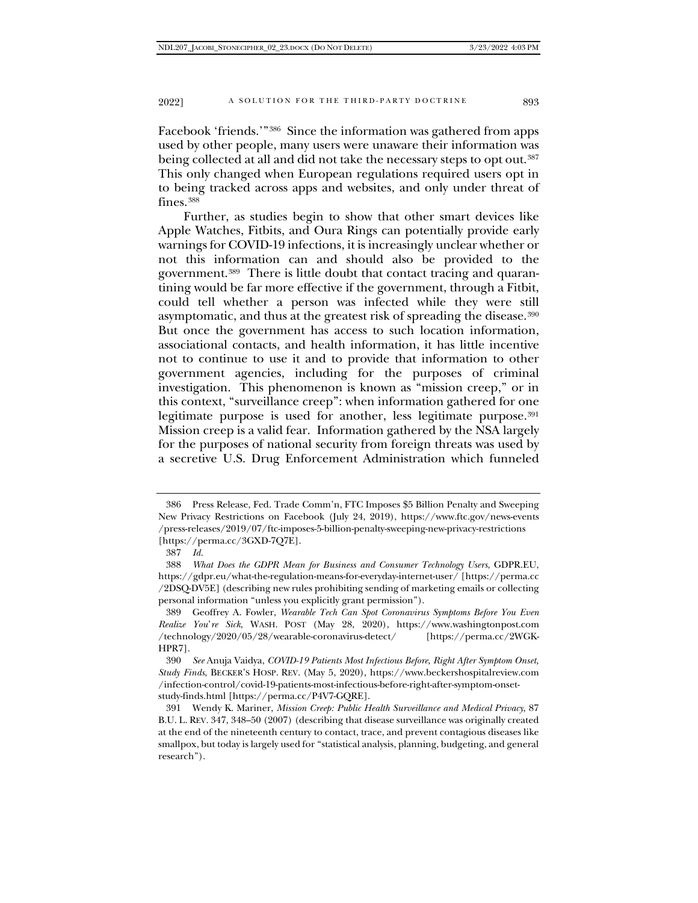Facebook 'friends.'"[386] Since the information was gathered from apps used by other people, many users were unaware their information was being collected at all and did not take the necessary steps to opt out.[387] This only changed when European regulations required users opt in to being tracked across apps and websites, and only under threat of fines.[388]

Further, as studies begin to show that other smart devices like Apple Watches, Fitbits, and Oura Rings can potentially provide early warnings for COVID-19 infections, it is increasingly unclear whether or not this information can and should also be provided to the government.[389] There is little doubt that contact tracing and quarantining would be far more effective if the government, through a Fitbit, could tell whether a person was infected while they were still asymptomatic, and thus at the greatest risk of spreading the disease.[390] But once the government has access to such location information, associational contacts, and health information, it has little incentive not to continue to use it and to provide that information to other government agencies, including for the purposes of criminal investigation. This phenomenon is known as "mission creep," or in this context, "surveillance creep": when information gathered for one legitimate purpose is used for another, less legitimate purpose.[391] Mission creep is a valid fear. Information gathered by the NSA largely for the purposes of national security from foreign threats was used by a secretive U.S. Drug Enforcement Administration which funneled

---

386 Press Release, Fed. Trade Comm'n, FTC Imposes $5 Billion Penalty and Sweeping New Privacy Restrictions on Facebook (July 24, 2019), https://www.ftc.gov/news-events/press-releases/2019/07/ftc-imposes-5-billion-penalty-sweeping-new-privacy-restrictions [https://perma.cc/3GXD-7Q7E].

387 *Id.*

388 *What Does the GDPR Mean for Business and Consumer Technology Users*, GDPR.EU, https://gdpr.eu/what-the-regulation-means-for-everyday-internet-user/ [https://perma.cc/2DSQ-DV5E] (describing new rules prohibiting sending of marketing emails or collecting personal information "unless you explicitly grant permission").

389 Geoffrey A. Fowler, *Wearable Tech Can Spot Coronavirus Symptoms Before You Even Realize You're Sick*, WASH. POST (May 28, 2020), https://www.washingtonpost.com/technology/2020/05/28/wearable-coronavirus-detect/ [https://perma.cc/2WGK-HPR7].

390 *See* Anuja Vaidya, *COVID-19 Patients Most Infectious Before, Right After Symptom Onset, Study Finds*, BECKER'S HOSP. REV. (May 5, 2020), https://www.beckershospitalreview.com/infection-control/covid-19-patients-most-infectious-before-right-after-symptom-onset-study-finds.html [https://perma.cc/P4V7-GQRE].

391 Wendy K. Mariner, *Mission Creep: Public Health Surveillance and Medical Privacy*, 87 B.U. L. REV. 347, 348–50 (2007) (describing that disease surveillance was originally created at the end of the nineteenth century to contact, trace, and prevent contagious diseases like smallpox, but today is largely used for "statistical analysis, planning, budgeting, and general research").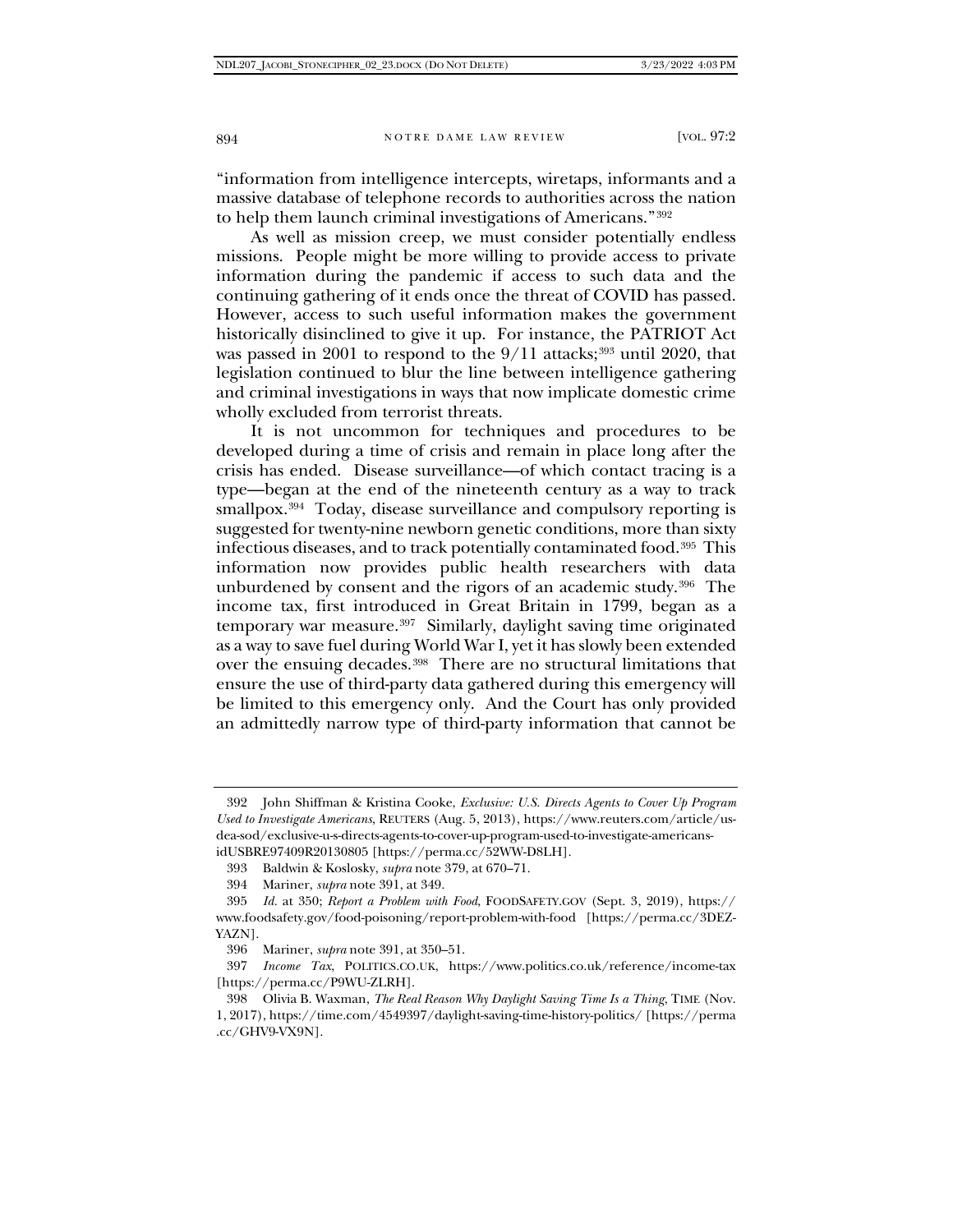"information from intelligence intercepts, wiretaps, informants and a massive database of telephone records to authorities across the nation to help them launch criminal investigations of Americans."[392]

As well as mission creep, we must consider potentially endless missions. People might be more willing to provide access to private information during the pandemic if access to such data and the continuing gathering of it ends once the threat of COVID has passed. However, access to such useful information makes the government historically disinclined to give it up. For instance, the PATRIOT Act was passed in 2001 to respond to the 9/11 attacks;[393] until 2020, that legislation continued to blur the line between intelligence gathering and criminal investigations in ways that now implicate domestic crime wholly excluded from terrorist threats.

It is not uncommon for techniques and procedures to be developed during a time of crisis and remain in place long after the crisis has ended. Disease surveillance—of which contact tracing is a type—began at the end of the nineteenth century as a way to track smallpox.[394] Today, disease surveillance and compulsory reporting is suggested for twenty-nine newborn genetic conditions, more than sixty infectious diseases, and to track potentially contaminated food.[395] This information now provides public health researchers with data unburdened by consent and the rigors of an academic study.[396] The income tax, first introduced in Great Britain in 1799, began as a temporary war measure.[397] Similarly, daylight saving time originated as a way to save fuel during World War I, yet it has slowly been extended over the ensuing decades.[398] There are no structural limitations that ensure the use of third-party data gathered during this emergency will be limited to this emergency only. And the Court has only provided an admittedly narrow type of third-party information that cannot be

---

392 John Shiffman & Kristina Cooke, *Exclusive: U.S. Directs Agents to Cover Up Program Used to Investigate Americans*, REUTERS (Aug. 5, 2013), https://www.reuters.com/article/us-dea-sod/exclusive-u-s-directs-agents-to-cover-up-program-used-to-investigate-americans-idUSBRE97409R20130805 [https://perma.cc/52WW-D8LH].

393 Baldwin & Koslosky, *supra* note 379, at 670–71.

394 Mariner, *supra* note 391, at 349.

395 *Id.* at 350; *Report a Problem with Food*, FOODSAFETY.GOV (Sept. 3, 2019), https://www.foodsafety.gov/food-poisoning/report-problem-with-food [https://perma.cc/3DEZ-YAZN].

396 Mariner, *supra* note 391, at 350–51.

397 *Income Tax*, POLITICS.CO.UK, https://www.politics.co.uk/reference/income-tax [https://perma.cc/P9WU-ZLRH].

398 Olivia B. Waxman, *The Real Reason Why Daylight Saving Time Is a Thing*, TIME (Nov. 1, 2017), https://time.com/4549397/daylight-saving-time-history-politics/ [https://perma.cc/GHV9-VX9N].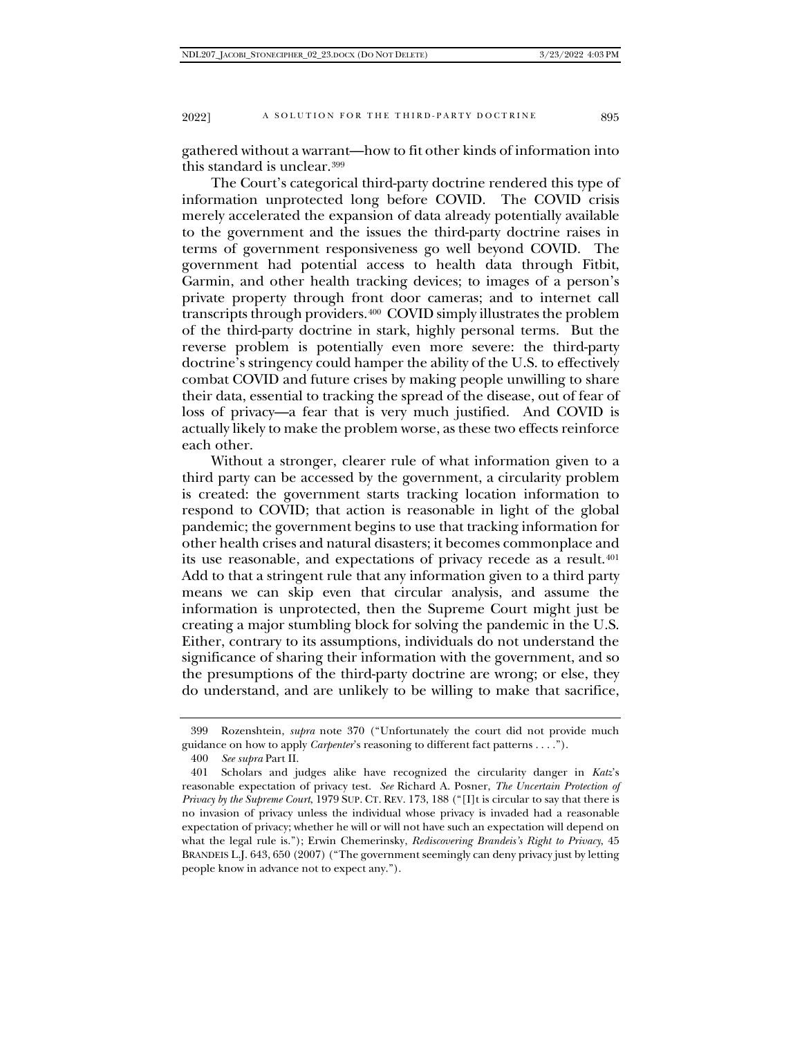gathered without a warrant—how to fit other kinds of information into this standard is unclear.[399]

The Court's categorical third-party doctrine rendered this type of information unprotected long before COVID. The COVID crisis merely accelerated the expansion of data already potentially available to the government and the issues the third-party doctrine raises in terms of government responsiveness go well beyond COVID. The government had potential access to health data through Fitbit, Garmin, and other health tracking devices; to images of a person's private property through front door cameras; and to internet call transcripts through providers.[400] COVID simply illustrates the problem of the third-party doctrine in stark, highly personal terms. But the reverse problem is potentially even more severe: the third-party doctrine's stringency could hamper the ability of the U.S. to effectively combat COVID and future crises by making people unwilling to share their data, essential to tracking the spread of the disease, out of fear of loss of privacy—a fear that is very much justified. And COVID is actually likely to make the problem worse, as these two effects reinforce each other.

Without a stronger, clearer rule of what information given to a third party can be accessed by the government, a circularity problem is created: the government starts tracking location information to respond to COVID; that action is reasonable in light of the global pandemic; the government begins to use that tracking information for other health crises and natural disasters; it becomes commonplace and its use reasonable, and expectations of privacy recede as a result.[401] Add to that a stringent rule that any information given to a third party means we can skip even that circular analysis, and assume the information is unprotected, then the Supreme Court might just be creating a major stumbling block for solving the pandemic in the U.S. Either, contrary to its assumptions, individuals do not understand the significance of sharing their information with the government, and so the presumptions of the third-party doctrine are wrong; or else, they do understand, and are unlikely to be willing to make that sacrifice,

---

399 Rozenshtein, *supra* note 370 ("Unfortunately the court did not provide much guidance on how to apply *Carpenter*'s reasoning to different fact patterns . . . .").

400 *See supra* Part II.

401 Scholars and judges alike have recognized the circularity danger in *Katz*'s reasonable expectation of privacy test. *See* Richard A. Posner, *The Uncertain Protection of Privacy by the Supreme Court*, 1979 SUP. CT. REV. 173, 188 ("[I]t is circular to say that there is no invasion of privacy unless the individual whose privacy is invaded had a reasonable expectation of privacy; whether he will or will not have such an expectation will depend on what the legal rule is."); Erwin Chemerinsky, *Rediscovering Brandeis's Right to Privacy*, 45 BRANDEIS L.J. 643, 650 (2007) ("The government seemingly can deny privacy just by letting people know in advance not to expect any.").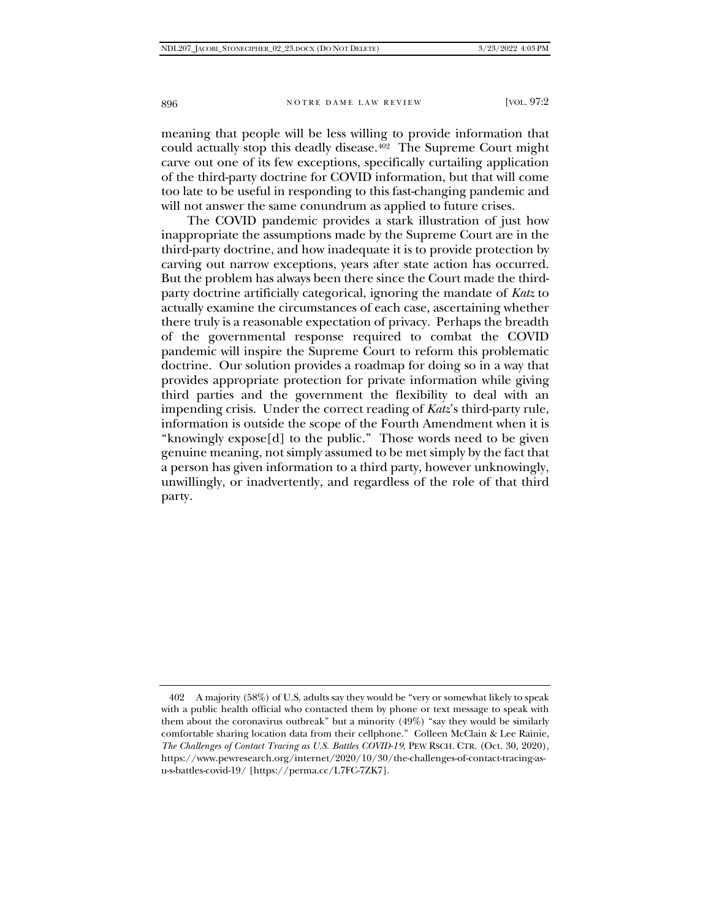meaning that people will be less willing to provide information that could actually stop this deadly disease.[402] The Supreme Court might carve out one of its few exceptions, specifically curtailing application of the third-party doctrine for COVID information, but that will come too late to be useful in responding to this fast-changing pandemic and will not answer the same conundrum as applied to future crises.

The COVID pandemic provides a stark illustration of just how inappropriate the assumptions made by the Supreme Court are in the third-party doctrine, and how inadequate it is to provide protection by carving out narrow exceptions, years after state action has occurred. But the problem has always been there since the Court made the third-party doctrine artificially categorical, ignoring the mandate of *Katz* to actually examine the circumstances of each case, ascertaining whether there truly is a reasonable expectation of privacy. Perhaps the breadth of the governmental response required to combat the COVID pandemic will inspire the Supreme Court to reform this problematic doctrine. Our solution provides a roadmap for doing so in a way that provides appropriate protection for private information while giving third parties and the government the flexibility to deal with an impending crisis. Under the correct reading of *Katz*'s third-party rule, information is outside the scope of the Fourth Amendment when it is "knowingly expose[d] to the public." Those words need to be given genuine meaning, not simply assumed to be met simply by the fact that a person has given information to a third party, however unknowingly, unwillingly, or inadvertently, and regardless of the role of that third party.

---

402 A majority (58%) of U.S. adults say they would be "very or somewhat likely to speak with a public health official who contacted them by phone or text message to speak with them about the coronavirus outbreak" but a minority (49%) "say they would be similarly comfortable sharing location data from their cellphone." Colleen McClain & Lee Rainie, *The Challenges of Contact Tracing as U.S. Battles COVID-19*, PEW RSCH. CTR. (Oct. 30, 2020), https://www.pewresearch.org/internet/2020/10/30/the-challenges-of-contact-tracing-as-u-s-battles-covid-19/ [https://perma.cc/L7FC-7ZK7].